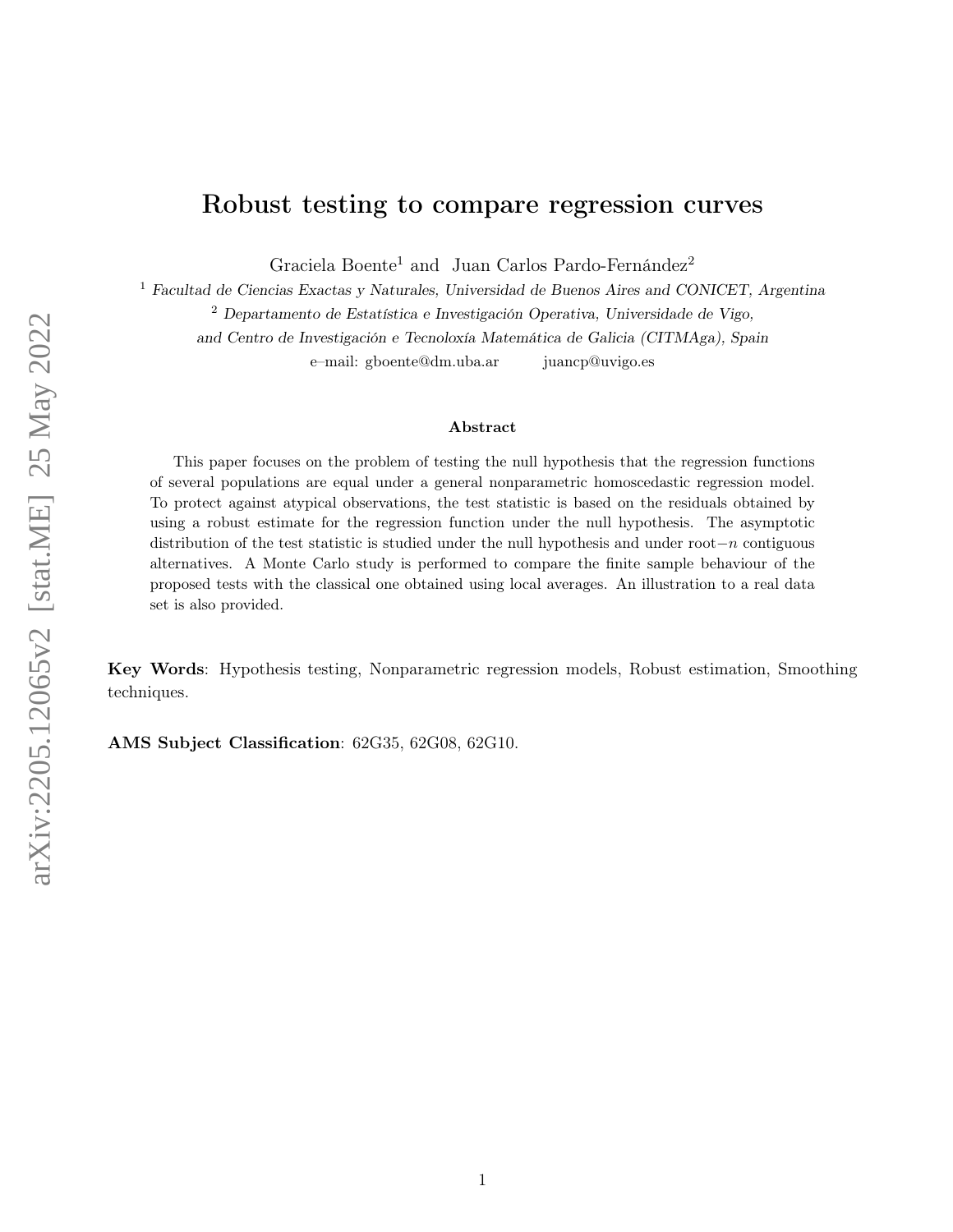# Robust testing to compare regression curves

Graciela Boente[1] and Juan Carlos Pardo-Fernández[2]

[1] *Facultad de Ciencias Exactas y Naturales, Universidad de Buenos Aires and CONICET, Argentina*

[2] *Departamento de Estatística e Investigación Operativa, Universidade de Vigo, and Centro de Investigación e Tecnoloxía Matemática de Galicia (CITMAga), Spain*

e–mail: gboente@dm.uba.ar juancp@uvigo.es

### Abstract

This paper focuses on the problem of testing the null hypothesis that the regression functions of several populations are equal under a general nonparametric homoscedastic regression model. To protect against atypical observations, the test statistic is based on the residuals obtained by using a robust estimate for the regression function under the null hypothesis. The asymptotic distribution of the test statistic is studied under the null hypothesis and under root$-n$ contiguous alternatives. A Monte Carlo study is performed to compare the finite sample behaviour of the proposed tests with the classical one obtained using local averages. An illustration to a real data set is also provided.

**Key Words**: Hypothesis testing, Nonparametric regression models, Robust estimation, Smoothing techniques.

**AMS Subject Classification**: 62G35, 62G08, 62G10.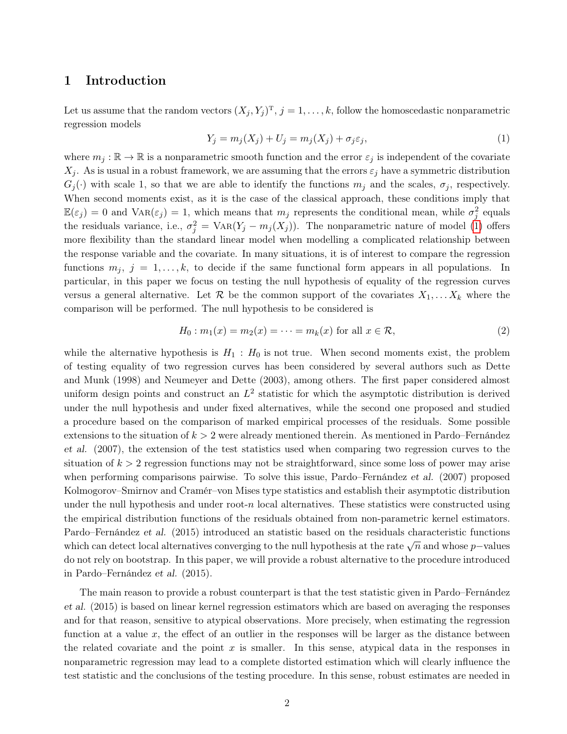# 1 Introduction

Let us assume that the random vectors $(X_j, Y_j)^{\mathrm{T}}$, $j = 1, \ldots, k$, follow the homoscedastic nonparametric regression models

$$Y_j = m_j(X_j) + U_j = m_j(X_j) + \sigma_j \varepsilon_j, \tag{1}$$

where $m_j : \mathbb{R} \to \mathbb{R}$ is a nonparametric smooth function and the error $\varepsilon_j$ is independent of the covariate $X_j$. As is usual in a robust framework, we are assuming that the errors $\varepsilon_j$ have a symmetric distribution $G_j(\cdot)$ with scale 1, so that we are able to identify the functions $m_j$ and the scales, $\sigma_j$, respectively. When second moments exist, as it is the case of the classical approach, these conditions imply that $\mathbb{E}(\varepsilon_j) = 0$ and $\mathrm{VAR}(\varepsilon_j) = 1$, which means that $m_j$ represents the conditional mean, while $\sigma_j^2$ equals the residuals variance, i.e., $\sigma_j^2 = \mathrm{VAR}(Y_j - m_j(X_j))$. The nonparametric nature of model (1) offers more flexibility than the standard linear model when modelling a complicated relationship between the response variable and the covariate. In many situations, it is of interest to compare the regression functions $m_j$, $j = 1, \ldots, k$, to decide if the same functional form appears in all populations. In particular, in this paper we focus on testing the null hypothesis of equality of the regression curves versus a general alternative. Let $\mathcal{R}$ be the common support of the covariates $X_1, \ldots X_k$ where the comparison will be performed. The null hypothesis to be considered is

$$H_0 : m_1(x) = m_2(x) = \cdots = m_k(x) \text{ for all } x \in \mathcal{R}, \tag{2}$$

while the alternative hypothesis is $H_1 : H_0$ is not true. When second moments exist, the problem of testing equality of two regression curves has been considered by several authors such as Dette and Munk (1998) and Neumeyer and Dette (2003), among others. The first paper considered almost uniform design points and construct an $L^2$ statistic for which the asymptotic distribution is derived under the null hypothesis and under fixed alternatives, while the second one proposed and studied a procedure based on the comparison of marked empirical processes of the residuals. Some possible extensions to the situation of $k > 2$ were already mentioned therein. As mentioned in Pardo–Fernández *et al.* (2007), the extension of the test statistics used when comparing two regression curves to the situation of $k > 2$ regression functions may not be straightforward, since some loss of power may arise when performing comparisons pairwise. To solve this issue, Pardo–Fernández *et al.* (2007) proposed Kolmogorov–Smirnov and Cramér–von Mises type statistics and establish their asymptotic distribution under the null hypothesis and under root-$n$ local alternatives. These statistics were constructed using the empirical distribution functions of the residuals obtained from non-parametric kernel estimators. Pardo–Fernández *et al.* (2015) introduced an statistic based on the residuals characteristic functions which can detect local alternatives converging to the null hypothesis at the rate $\sqrt{n}$ and whose $p-$values do not rely on bootstrap. In this paper, we will provide a robust alternative to the procedure introduced in Pardo–Fernández *et al.* (2015).

The main reason to provide a robust counterpart is that the test statistic given in Pardo–Fernández *et al.* (2015) is based on linear kernel regression estimators which are based on averaging the responses and for that reason, sensitive to atypical observations. More precisely, when estimating the regression function at a value $x$, the effect of an outlier in the responses will be larger as the distance between the related covariate and the point $x$ is smaller. In this sense, atypical data in the responses in nonparametric regression may lead to a complete distorted estimation which will clearly influence the test statistic and the conclusions of the testing procedure. In this sense, robust estimates are needed in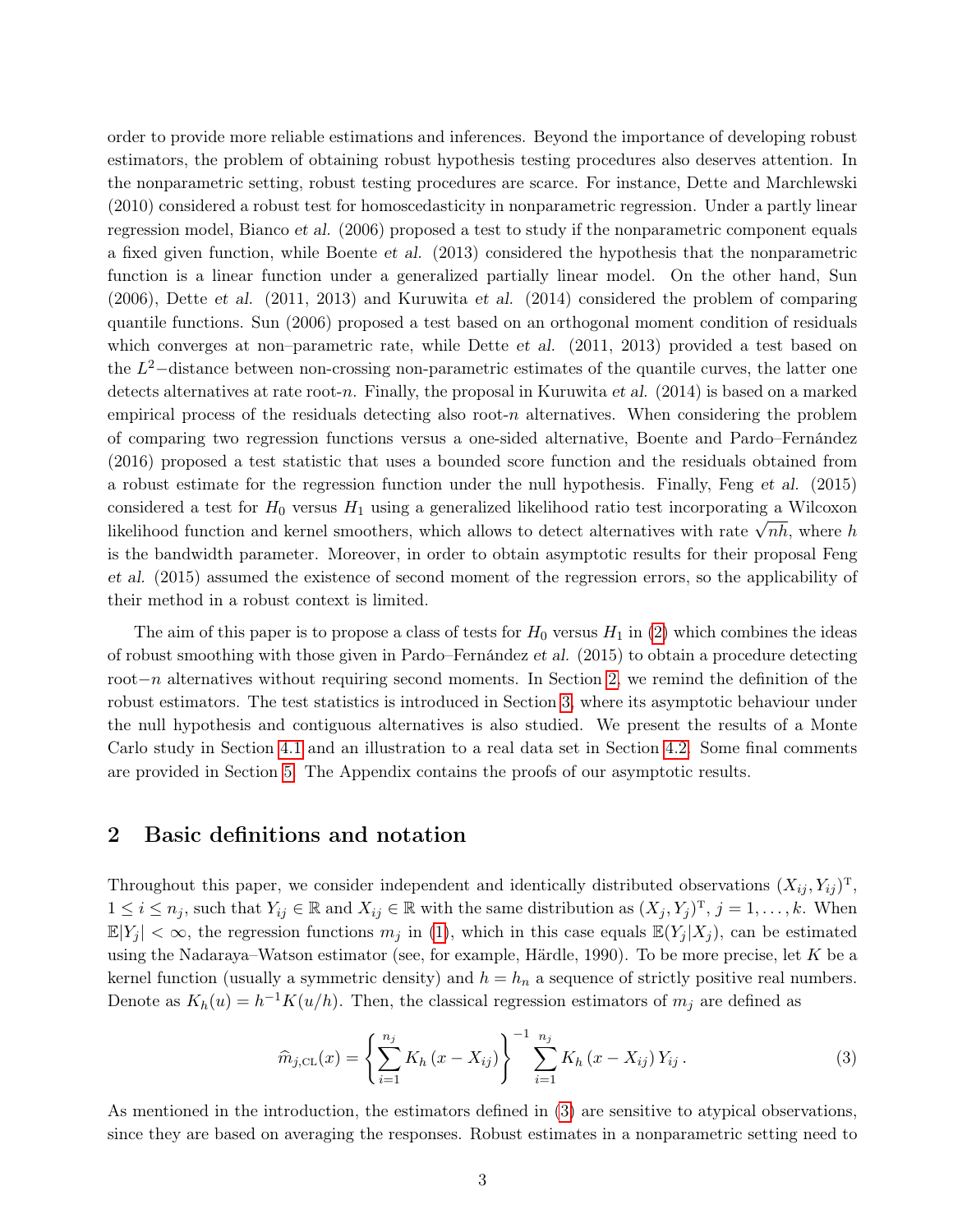order to provide more reliable estimations and inferences. Beyond the importance of developing robust estimators, the problem of obtaining robust hypothesis testing procedures also deserves attention. In the nonparametric setting, robust testing procedures are scarce. For instance, Dette and Marchlewski (2010) considered a robust test for homoscedasticity in nonparametric regression. Under a partly linear regression model, Bianco *et al.* (2006) proposed a test to study if the nonparametric component equals a fixed given function, while Boente *et al.* (2013) considered the hypothesis that the nonparametric function is a linear function under a generalized partially linear model. On the other hand, Sun (2006), Dette *et al.* (2011, 2013) and Kuruwita *et al.* (2014) considered the problem of comparing quantile functions. Sun (2006) proposed a test based on an orthogonal moment condition of residuals which converges at non–parametric rate, while Dette *et al.* (2011, 2013) provided a test based on the $L^2-$distance between non-crossing non-parametric estimates of the quantile curves, the latter one detects alternatives at rate root-$n$. Finally, the proposal in Kuruwita *et al.* (2014) is based on a marked empirical process of the residuals detecting also root-$n$ alternatives. When considering the problem of comparing two regression functions versus a one-sided alternative, Boente and Pardo–Fernández (2016) proposed a test statistic that uses a bounded score function and the residuals obtained from a robust estimate for the regression function under the null hypothesis. Finally, Feng *et al.* (2015) considered a test for $H_0$ versus $H_1$ using a generalized likelihood ratio test incorporating a Wilcoxon likelihood function and kernel smoothers, which allows to detect alternatives with rate $\sqrt{nh}$, where $h$ is the bandwidth parameter. Moreover, in order to obtain asymptotic results for their proposal Feng *et al.* (2015) assumed the existence of second moment of the regression errors, so the applicability of their method in a robust context is limited.

The aim of this paper is to propose a class of tests for $H_0$ versus $H_1$ in (2) which combines the ideas of robust smoothing with those given in Pardo–Fernández *et al.* (2015) to obtain a procedure detecting root$-n$ alternatives without requiring second moments. In Section 2, we remind the definition of the robust estimators. The test statistics is introduced in Section 3, where its asymptotic behaviour under the null hypothesis and contiguous alternatives is also studied. We present the results of a Monte Carlo study in Section 4.1 and an illustration to a real data set in Section 4.2. Some final comments are provided in Section 5. The Appendix contains the proofs of our asymptotic results.

## 2 Basic definitions and notation

Throughout this paper, we consider independent and identically distributed observations $(X_{ij}, Y_{ij})^{\mathrm{T}}$, $1 \le i \le n_j$, such that $Y_{ij} \in \mathbb{R}$ and $X_{ij} \in \mathbb{R}$ with the same distribution as $(X_j, Y_j)^{\mathrm{T}}$, $j = 1, \ldots, k$. When $\mathbb{E}|Y_j| < \infty$, the regression functions $m_j$ in (1), which in this case equals $\mathbb{E}(Y_j|X_j)$, can be estimated using the Nadaraya–Watson estimator (see, for example, Härdle, 1990). To be more precise, let $K$ be a kernel function (usually a symmetric density) and $h = h_n$ a sequence of strictly positive real numbers. Denote as $K_h(u) = h^{-1}K(u/h)$. Then, the classical regression estimators of $m_j$ are defined as

$$\widehat{m}_{j,\mathrm{CL}}(x) = \left\{ \sum_{i=1}^{n_j} K_h\left(x - X_{ij}\right) \right\}^{-1} \sum_{i=1}^{n_j} K_h\left(x - X_{ij}\right) Y_{ij}\,. \tag{3}$$

As mentioned in the introduction, the estimators defined in (3) are sensitive to atypical observations, since they are based on averaging the responses. Robust estimates in a nonparametric setting need to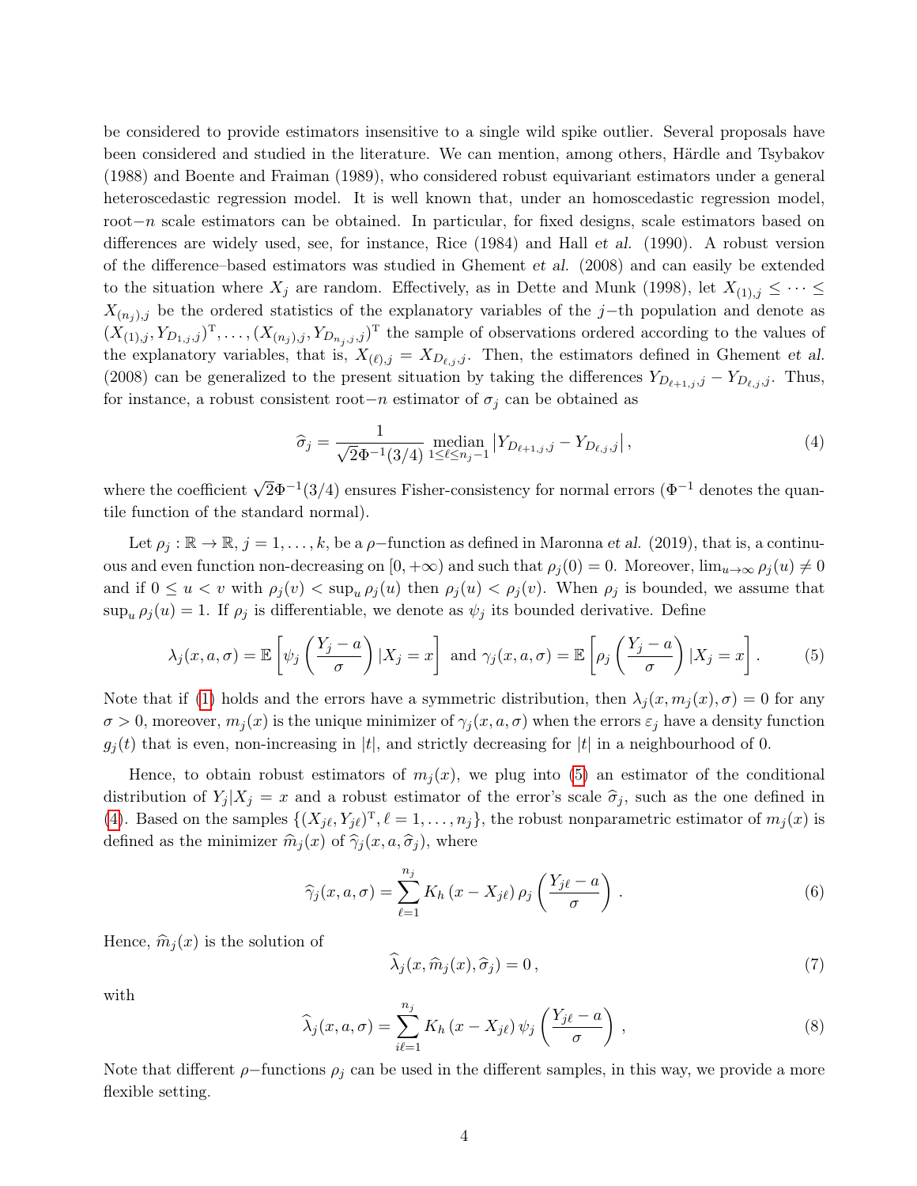be considered to provide estimators insensitive to a single wild spike outlier. Several proposals have been considered and studied in the literature. We can mention, among others, Härdle and Tsybakov (1988) and Boente and Fraiman (1989), who considered robust equivariant estimators under a general heteroscedastic regression model. It is well known that, under an homoscedastic regression model, root$-n$ scale estimators can be obtained. In particular, for fixed designs, scale estimators based on differences are widely used, see, for instance, Rice (1984) and Hall *et al.* (1990). A robust version of the difference–based estimators was studied in Ghement *et al.* (2008) and can easily be extended to the situation where $X_j$ are random. Effectively, as in Dette and Munk (1998), let $X_{(1),j} \leq \cdots \leq X_{(n_j),j}$ be the ordered statistics of the explanatory variables of the $j-$th population and denote as $(X_{(1),j}, Y_{D_{1,j},j})^{\mathrm{T}}, \ldots, (X_{(n_j),j}, Y_{D_{n_j,j},j})^{\mathrm{T}}$ the sample of observations ordered according to the values of the explanatory variables, that is, $X_{(\ell),j} = X_{D_{\ell,j},j}$. Then, the estimators defined in Ghement *et al.* (2008) can be generalized to the present situation by taking the differences $Y_{D_{\ell+1,j},j} - Y_{D_{\ell,j},j}$. Thus, for instance, a robust consistent root$-n$ estimator of $\sigma_j$ can be obtained as

$$
\widehat{\sigma}_j = \frac{1}{\sqrt{2}\Phi^{-1}(3/4)} \operatorname*{median}_{1 \leq \ell \leq n_j - 1} \left| Y_{D_{\ell+1,j},j} - Y_{D_{\ell,j},j} \right|, \tag{4}
$$

where the coefficient $\sqrt{2}\Phi^{-1}(3/4)$ ensures Fisher-consistency for normal errors ($\Phi^{-1}$ denotes the quantile function of the standard normal).

Let $\rho_j : \mathbb{R} \to \mathbb{R}$, $j = 1, \ldots, k$, be a $\rho-$function as defined in Maronna *et al.* (2019), that is, a continuous and even function non-decreasing on $[0, +\infty)$ and such that $\rho_j(0) = 0$. Moreover, $\lim_{u \to \infty} \rho_j(u) \neq 0$ and if $0 \leq u < v$ with $\rho_j(v) < \sup_u \rho_j(u)$ then $\rho_j(u) < \rho_j(v)$. When $\rho_j$ is bounded, we assume that $\sup_u \rho_j(u) = 1$. If $\rho_j$ is differentiable, we denote as $\psi_j$ its bounded derivative. Define

$$
\lambda_j(x, a, \sigma) = \mathbb{E}\left[\psi_j\left(\frac{Y_j - a}{\sigma}\right) | X_j = x\right] \text{ and } \gamma_j(x, a, \sigma) = \mathbb{E}\left[\rho_j\left(\frac{Y_j - a}{\sigma}\right) | X_j = x\right]. \tag{5}
$$

Note that if (1) holds and the errors have a symmetric distribution, then $\lambda_j(x, m_j(x), \sigma) = 0$ for any $\sigma > 0$, moreover, $m_j(x)$ is the unique minimizer of $\gamma_j(x, a, \sigma)$ when the errors $\varepsilon_j$ have a density function $g_j(t)$ that is even, non-increasing in $|t|$, and strictly decreasing for $|t|$ in a neighbourhood of 0.

Hence, to obtain robust estimators of $m_j(x)$, we plug into (5) an estimator of the conditional distribution of $Y_j | X_j = x$ and a robust estimator of the error's scale $\widehat{\sigma}_j$, such as the one defined in (4). Based on the samples $\{(X_{j\ell}, Y_{j\ell})^{\mathrm{T}}, \ell = 1, \ldots, n_j\}$, the robust nonparametric estimator of $m_j(x)$ is defined as the minimizer $\widehat{m}_j(x)$ of $\widehat{\gamma}_j(x, a, \widehat{\sigma}_j)$, where

$$
\widehat{\gamma}_j(x, a, \sigma) = \sum_{\ell=1}^{n_j} K_h\left(x - X_{j\ell}\right) \rho_j\left(\frac{Y_{j\ell} - a}{\sigma}\right). \tag{6}
$$

Hence, $\widehat{m}_j(x)$ is the solution of

$$
\widehat{\lambda}_j(x, \widehat{m}_j(x), \widehat{\sigma}_j) = 0, \tag{7}
$$

with

$$
\widehat{\lambda}_j(x, a, \sigma) = \sum_{i\ell=1}^{n_j} K_h\left(x - X_{j\ell}\right) \psi_j\left(\frac{Y_{j\ell} - a}{\sigma}\right), \tag{8}
$$

Note that different $\rho-$functions $\rho_j$ can be used in the different samples, in this way, we provide a more flexible setting.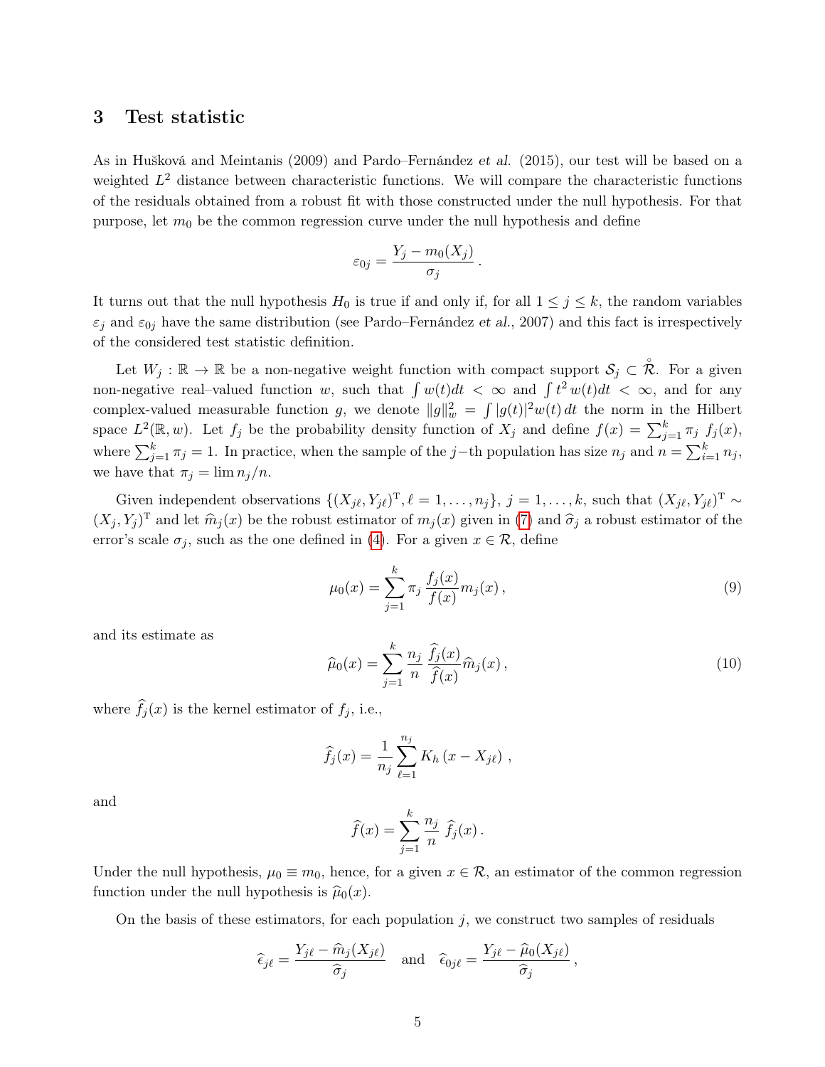## 3 Test statistic

As in Hušková and Meintanis (2009) and Pardo–Fernández *et al.* (2015), our test will be based on a weighted $L^2$ distance between characteristic functions. We will compare the characteristic functions of the residuals obtained from a robust fit with those constructed under the null hypothesis. For that purpose, let $m_0$ be the common regression curve under the null hypothesis and define

$$\varepsilon_{0j} = \frac{Y_j - m_0(X_j)}{\sigma_j}\,.$$

It turns out that the null hypothesis $H_0$ is true if and only if, for all $1 \le j \le k$, the random variables $\varepsilon_j$ and $\varepsilon_{0j}$ have the same distribution (see Pardo–Fernández *et al.*, 2007) and this fact is irrespectively of the considered test statistic definition.

Let $W_j : \mathbb{R} \to \mathbb{R}$ be a non-negative weight function with compact support $\mathcal{S}_j \subset \mathring{\mathcal{R}}$. For a given non-negative real–valued function $w$, such that $\int w(t)dt < \infty$ and $\int t^2\, w(t)dt < \infty$, and for any complex-valued measurable function $g$, we denote $\|g\|_w^2 = \int |g(t)|^2 w(t)\, dt$ the norm in the Hilbert space $L^2(\mathbb{R}, w)$. Let $f_j$ be the probability density function of $X_j$ and define $f(x) = \sum_{j=1}^k \pi_j\ f_j(x)$, where $\sum_{j=1}^k \pi_j = 1$. In practice, when the sample of the $j-$th population has size $n_j$ and $n = \sum_{i=1}^k n_j$, we have that $\pi_j = \lim n_j/n$.

Given independent observations $\{(X_{j\ell}, Y_{j\ell})^{\mathrm{T}}, \ell = 1, \dots, n_j\}$, $j = 1, \dots, k$, such that $(X_{j\ell}, Y_{j\ell})^{\mathrm{T}} \sim (X_j, Y_j)^{\mathrm{T}}$ and let $\widehat{m}_j(x)$ be the robust estimator of $m_j(x)$ given in (7) and $\widehat{\sigma}_j$ a robust estimator of the error's scale $\sigma_j$, such as the one defined in (4). For a given $x \in \mathcal{R}$, define

$$\mu_0(x) = \sum_{j=1}^k \pi_j\, \frac{f_j(x)}{f(x)} m_j(x)\,, \tag{9}$$

and its estimate as

$$\widehat{\mu}_0(x) = \sum_{j=1}^k \frac{n_j}{n}\, \frac{\widehat{f}_j(x)}{\widehat{f}(x)} \widehat{m}_j(x)\,, \tag{10}$$

where $\widehat{f}_j(x)$ is the kernel estimator of $f_j$, i.e.,

$$\widehat{f}_j(x) = \frac{1}{n_j} \sum_{\ell=1}^{n_j} K_h\left(x - X_{j\ell}\right)\,,$$

and

$$\widehat{f}(x) = \sum_{j=1}^k \frac{n_j}{n}\ \widehat{f}_j(x)\,.$$

Under the null hypothesis, $\mu_0 \equiv m_0$, hence, for a given $x \in \mathcal{R}$, an estimator of the common regression function under the null hypothesis is $\widehat{\mu}_0(x)$.

On the basis of these estimators, for each population $j$, we construct two samples of residuals

$$\widehat{\epsilon}_{j\ell} = \frac{Y_{j\ell} - \widehat{m}_j(X_{j\ell})}{\widehat{\sigma}_j} \quad \text{and} \quad \widehat{\epsilon}_{0j\ell} = \frac{Y_{j\ell} - \widehat{\mu}_0(X_{j\ell})}{\widehat{\sigma}_j}\,,$$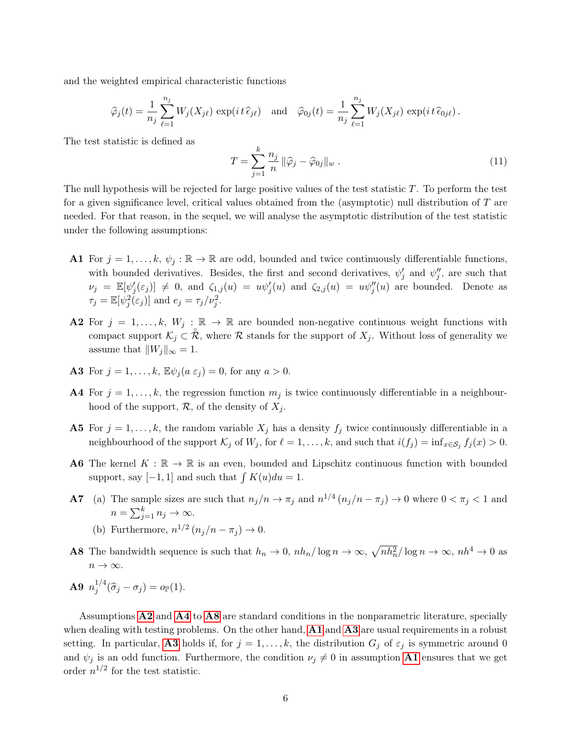and the weighted empirical characteristic functions

$$\widehat{\varphi}_j(t) = \frac{1}{n_j} \sum_{\ell=1}^{n_j} W_j(X_{j\ell}) \exp(i\, t\, \widehat{\epsilon}_{j\ell}) \quad \text{and} \quad \widehat{\varphi}_{0j}(t) = \frac{1}{n_j} \sum_{\ell=1}^{n_j} W_j(X_{j\ell}) \exp(i\, t\, \widehat{\epsilon}_{0j\ell})\,.$$

The test statistic is defined as

$$T = \sum_{j=1}^{k} \frac{n_j}{n} \, \|\widehat{\varphi}_j - \widehat{\varphi}_{0j}\|_w \,. \tag{11}$$

The null hypothesis will be rejected for large positive values of the test statistic $T$. To perform the test for a given significance level, critical values obtained from the (asymptotic) null distribution of $T$ are needed. For that reason, in the sequel, we will analyse the asymptotic distribution of the test statistic under the following assumptions:

- **A1** For $j = 1, \dots, k$, $\psi_j : \mathbb{R} \to \mathbb{R}$ are odd, bounded and twice continuously differentiable functions, with bounded derivatives. Besides, the first and second derivatives, $\psi_j'$ and $\psi_j''$, are such that $\nu_j = \mathbb{E}[\psi_j'(\varepsilon_j)] \neq 0$, and $\zeta_{1,j}(u) = u\psi_j'(u)$ and $\zeta_{2,j}(u) = u\psi_j''(u)$ are bounded. Denote as $\tau_j = \mathbb{E}[\psi_j^2(\varepsilon_j)]$ and $e_j = \tau_j/\nu_j^2$.

- **A2** For $j = 1, \dots, k$, $W_j : \mathbb{R} \to \mathbb{R}$ are bounded non-negative continuous weight functions with compact support $\mathcal{K}_j \subset \mathring{\mathcal{R}}$, where $\mathcal{R}$ stands for the support of $X_j$. Without loss of generality we assume that $\|W_j\|_\infty = 1$.

- **A3** For $j = 1, \dots, k$, $\mathbb{E}\psi_j(a\, \varepsilon_j) = 0$, for any $a > 0$.

- **A4** For $j = 1, \dots, k$, the regression function $m_j$ is twice continuously differentiable in a neighbourhood of the support, $\mathcal{R}$, of the density of $X_j$.

- **A5** For $j = 1, \dots, k$, the random variable $X_j$ has a density $f_j$ twice continuously differentiable in a neighbourhood of the support $\mathcal{K}_j$ of $W_j$, for $\ell = 1, \dots, k$, and such that $i(f_j) = \inf_{x \in \mathcal{S}_j} f_j(x) > 0$.

- **A6** The kernel $K : \mathbb{R} \to \mathbb{R}$ is an even, bounded and Lipschitz continuous function with bounded support, say $[-1, 1]$ and such that $\int K(u)du = 1$.

- **A7** (a) The sample sizes are such that $n_j/n \to \pi_j$ and $n^{1/4}\,(n_j/n - \pi_j) \to 0$ where $0 < \pi_j < 1$ and $n = \sum_{j=1}^{k} n_j \to \infty$.
  
  (b) Furthermore, $n^{1/2}\,(n_j/n - \pi_j) \to 0$.

- **A8** The bandwidth sequence is such that $h_n \to 0$, $nh_n/\log n \to \infty$, $\sqrt{nh_n^2}/\log n \to \infty$, $nh^4 \to 0$ as $n \to \infty$.

- **A9** $n_j^{1/4}(\widehat{\sigma}_j - \sigma_j) = o_{\mathbb{P}}(1)$.

Assumptions **A2** and **A4** to **A8** are standard conditions in the nonparametric literature, specially when dealing with testing problems. On the other hand, **A1** and **A3** are usual requirements in a robust setting. In particular, **A3** holds if, for $j = 1, \dots, k$, the distribution $G_j$ of $\varepsilon_j$ is symmetric around 0 and $\psi_j$ is an odd function. Furthermore, the condition $\nu_j \neq 0$ in assumption **A1** ensures that we get order $n^{1/2}$ for the test statistic.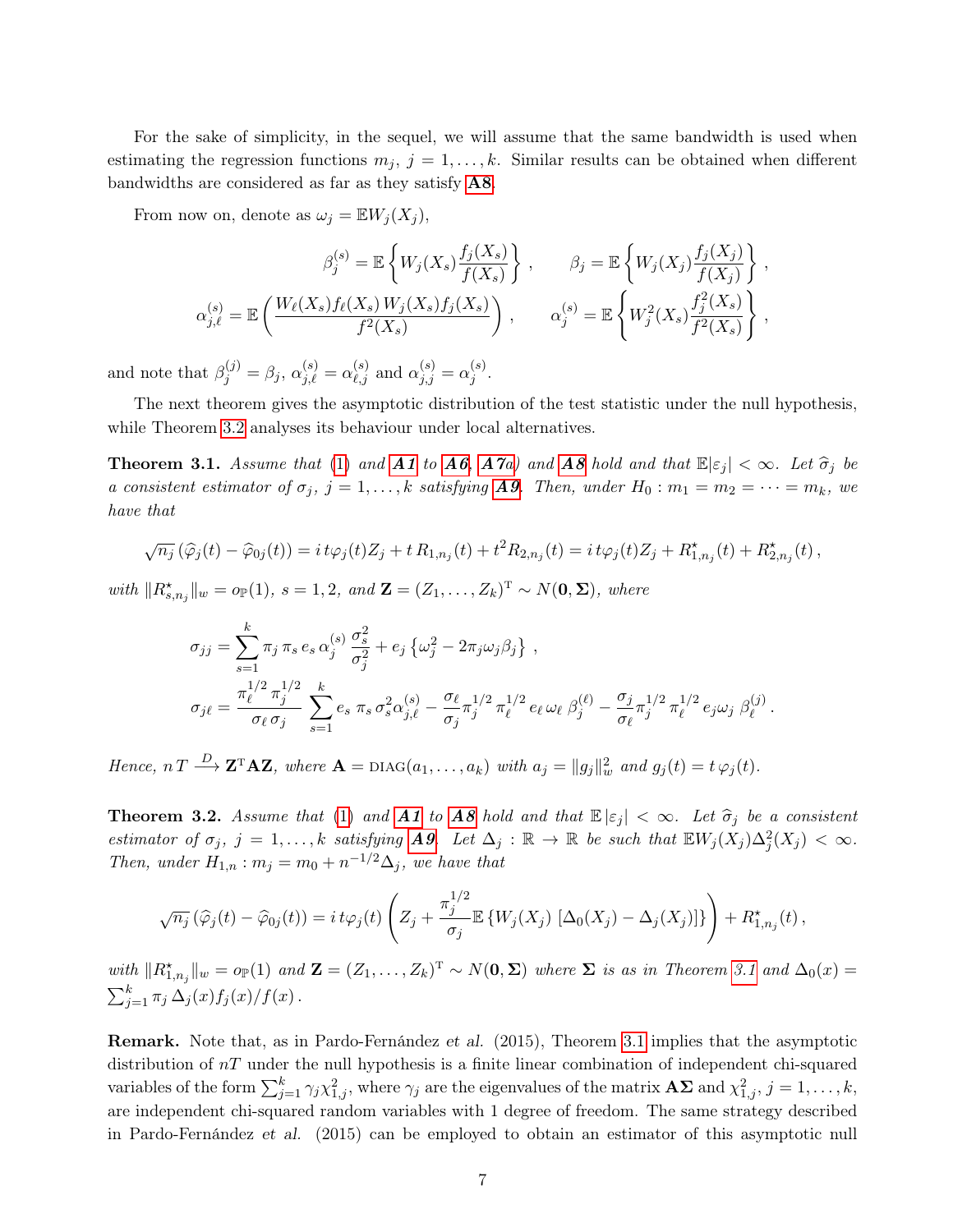For the sake of simplicity, in the sequel, we will assume that the same bandwidth is used when estimating the regression functions $m_j$, $j = 1, \dots, k$. Similar results can be obtained when different bandwidths are considered as far as they satisfy **A8**.

From now on, denote as $\omega_j = \mathbb{E}W_j(X_j)$,

$$\beta_j^{(s)} = \mathbb{E}\left\{W_j(X_s)\frac{f_j(X_s)}{f(X_s)}\right\}, \qquad \beta_j = \mathbb{E}\left\{W_j(X_j)\frac{f_j(X_j)}{f(X_j)}\right\},$$

$$\alpha_{j,\ell}^{(s)} = \mathbb{E}\left(\frac{W_\ell(X_s)f_\ell(X_s)\,W_j(X_s)f_j(X_s)}{f^2(X_s)}\right), \qquad \alpha_j^{(s)} = \mathbb{E}\left\{W_j^2(X_s)\frac{f_j^2(X_s)}{f^2(X_s)}\right\},$$

and note that $\beta_j^{(j)} = \beta_j$, $\alpha_{j,\ell}^{(s)} = \alpha_{\ell,j}^{(s)}$ and $\alpha_{j,j}^{(s)} = \alpha_j^{(s)}$.

The next theorem gives the asymptotic distribution of the test statistic under the null hypothesis, while Theorem 3.2 analyses its behaviour under local alternatives.

**Theorem 3.1.** *Assume that* (1) *and* ***A1*** *to* ***A6***, *(**A7**a) and* ***A8*** *hold and that* $\mathbb{E}|\varepsilon_j| < \infty$. *Let* $\widehat{\sigma}_j$ *be a consistent estimator of* $\sigma_j$, $j = 1, \dots, k$ *satisfying* ***A9***. *Then, under* $H_0 : m_1 = m_2 = \cdots = m_k$, *we have that*

$$\sqrt{n_j}\,(\widehat{\varphi}_j(t) - \widehat{\varphi}_{0j}(t)) = i\,t\varphi_j(t)Z_j + t\,R_{1,n_j}(t) + t^2 R_{2,n_j}(t) = i\,t\varphi_j(t)Z_j + R^\star_{1,n_j}(t) + R^\star_{2,n_j}(t)\,,$$

*with* $\|R^\star_{s,n_j}\|_w = o_{\mathbb{P}}(1)$, $s = 1, 2$, *and* $\mathbf{Z} = (Z_1, \dots, Z_k)^{\mathrm{T}} \sim N(\mathbf{0}, \mathbf{\Sigma})$, *where*

$$\sigma_{jj} = \sum_{s=1}^{k} \pi_j\,\pi_s\,e_s\,\alpha_j^{(s)}\,\frac{\sigma_s^2}{\sigma_j^2} + e_j\left\{\omega_j^2 - 2\pi_j\omega_j\beta_j\right\}\,,$$

$$\sigma_{j\ell} = \frac{\pi_\ell^{1/2}\,\pi_j^{1/2}}{\sigma_\ell\,\sigma_j}\sum_{s=1}^{k} e_s\,\pi_s\,\sigma_s^2\alpha_{j,\ell}^{(s)} - \frac{\sigma_\ell}{\sigma_j}\pi_j^{1/2}\,\pi_\ell^{1/2}\,e_\ell\,\omega_\ell\,\beta_j^{(\ell)} - \frac{\sigma_j}{\sigma_\ell}\pi_j^{1/2}\,\pi_\ell^{1/2}\,e_j\omega_j\,\beta_\ell^{(j)}\,.$$

*Hence,* $n\,T \xrightarrow{D} \mathbf{Z}^{\mathrm{T}}\mathbf{A}\mathbf{Z}$, *where* $\mathbf{A} = \mathrm{DIAG}(a_1, \dots, a_k)$ *with* $a_j = \|g_j\|_w^2$ *and* $g_j(t) = t\,\varphi_j(t)$.

**Theorem 3.2.** *Assume that* (1) *and* ***A1*** *to* ***A8*** *hold and that* $\mathbb{E}\,|\varepsilon_j| < \infty$. *Let* $\widehat{\sigma}_j$ *be a consistent estimator of* $\sigma_j$, $j = 1, \dots, k$ *satisfying* ***A9***. *Let* $\Delta_j : \mathbb{R} \to \mathbb{R}$ *be such that* $\mathbb{E}W_j(X_j)\Delta_j^2(X_j) < \infty$. *Then, under* $H_{1,n} : m_j = m_0 + n^{-1/2}\Delta_j$, *we have that*

$$\sqrt{n_j}\,(\widehat{\varphi}_j(t) - \widehat{\varphi}_{0j}(t)) = i\,t\varphi_j(t)\left(Z_j + \frac{\pi_j^{1/2}}{\sigma_j}\mathbb{E}\left\{W_j(X_j)\,\left[\Delta_0(X_j) - \Delta_j(X_j)\right]\right\}\right) + R^\star_{1,n_j}(t)\,,$$

*with* $\|R^\star_{1,n_j}\|_w = o_{\mathbb{P}}(1)$ *and* $\mathbf{Z} = (Z_1, \dots, Z_k)^{\mathrm{T}} \sim N(\mathbf{0}, \mathbf{\Sigma})$ *where* $\mathbf{\Sigma}$ *is as in Theorem 3.1 and* $\Delta_0(x) = \sum_{j=1}^{k}\pi_j\,\Delta_j(x)f_j(x)/f(x)$.

**Remark.** Note that, as in Pardo-Fernández *et al.* (2015), Theorem 3.1 implies that the asymptotic distribution of $nT$ under the null hypothesis is a finite linear combination of independent chi-squared variables of the form $\sum_{j=1}^{k}\gamma_j\chi^2_{1,j}$, where $\gamma_j$ are the eigenvalues of the matrix $\mathbf{A\Sigma}$ and $\chi^2_{1,j}$, $j = 1, \dots, k$, are independent chi-squared random variables with 1 degree of freedom. The same strategy described in Pardo-Fernández *et al.* (2015) can be employed to obtain an estimator of this asymptotic null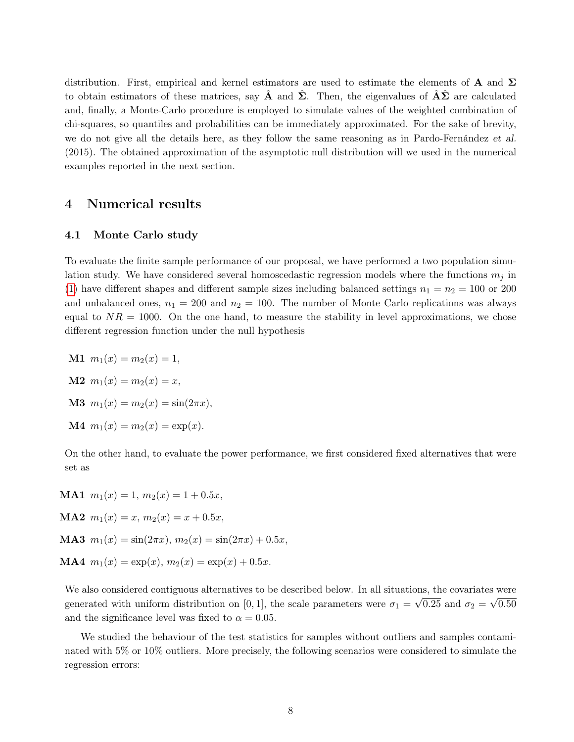distribution. First, empirical and kernel estimators are used to estimate the elements of $\mathbf{A}$ and $\mathbf{\Sigma}$ to obtain estimators of these matrices, say $\hat{\mathbf{A}}$ and $\hat{\mathbf{\Sigma}}$. Then, the eigenvalues of $\hat{\mathbf{A}}\hat{\mathbf{\Sigma}}$ are calculated and, finally, a Monte-Carlo procedure is employed to simulate values of the weighted combination of chi-squares, so quantiles and probabilities can be immediately approximated. For the sake of brevity, we do not give all the details here, as they follow the same reasoning as in Pardo-Fernández *et al.* (2015). The obtained approximation of the asymptotic null distribution will we used in the numerical examples reported in the next section.

# 4 Numerical results

## 4.1 Monte Carlo study

To evaluate the finite sample performance of our proposal, we have performed a two population simulation study. We have considered several homoscedastic regression models where the functions $m_j$ in (1) have different shapes and different sample sizes including balanced settings $n_1 = n_2 = 100$ or 200 and unbalanced ones, $n_1 = 200$ and $n_2 = 100$. The number of Monte Carlo replications was always equal to $NR = 1000$. On the one hand, to measure the stability in level approximations, we chose different regression function under the null hypothesis

**M1** $m_1(x) = m_2(x) = 1$,

**M2** $m_1(x) = m_2(x) = x$,

**M3** $m_1(x) = m_2(x) = \sin(2\pi x)$,

**M4** $m_1(x) = m_2(x) = \exp(x)$.

On the other hand, to evaluate the power performance, we first considered fixed alternatives that were set as

**MA1** $m_1(x) = 1$, $m_2(x) = 1 + 0.5x$,

**MA2** $m_1(x) = x$, $m_2(x) = x + 0.5x$,

**MA3** $m_1(x) = \sin(2\pi x)$, $m_2(x) = \sin(2\pi x) + 0.5x$,

**MA4** $m_1(x) = \exp(x)$, $m_2(x) = \exp(x) + 0.5x$.

We also considered contiguous alternatives to be described below. In all situations, the covariates were generated with uniform distribution on $[0, 1]$, the scale parameters were $\sigma_1 = \sqrt{0.25}$ and $\sigma_2 = \sqrt{0.50}$ and the significance level was fixed to $\alpha = 0.05$.

We studied the behaviour of the test statistics for samples without outliers and samples contaminated with 5% or 10% outliers. More precisely, the following scenarios were considered to simulate the regression errors: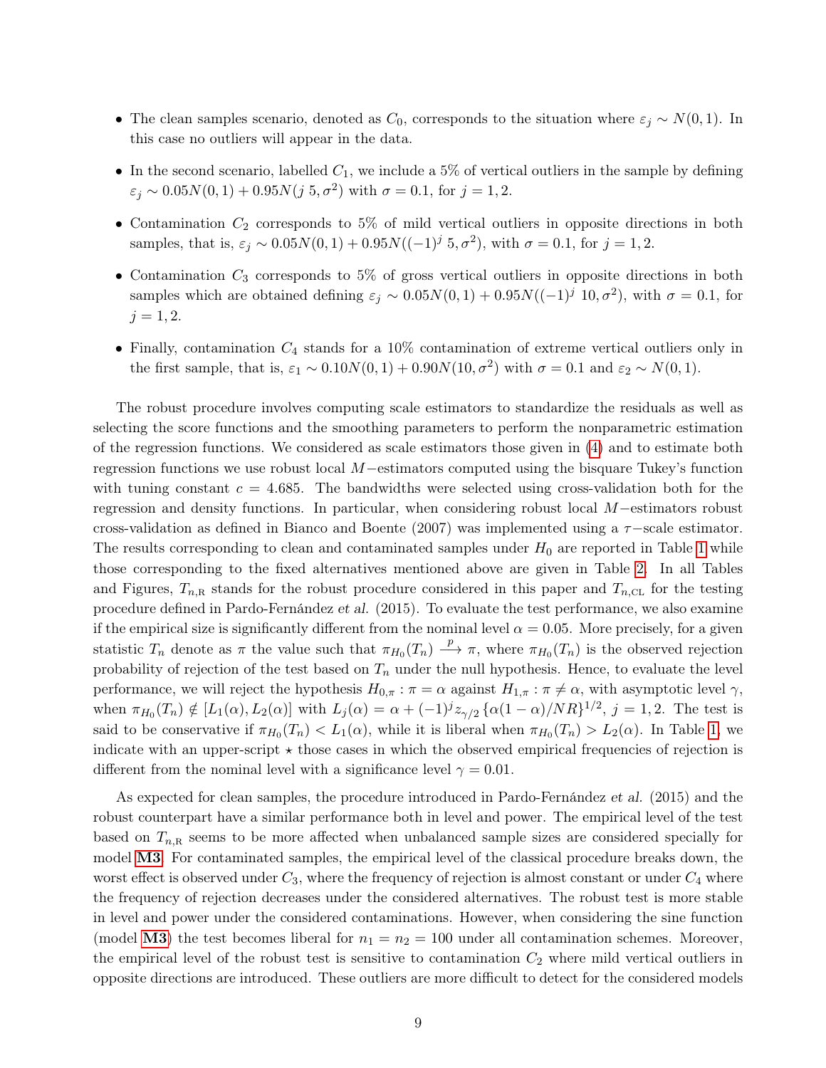- The clean samples scenario, denoted as $C_0$, corresponds to the situation where $\varepsilon_j \sim N(0,1)$. In this case no outliers will appear in the data.

- In the second scenario, labelled $C_1$, we include a 5% of vertical outliers in the sample by defining $\varepsilon_j \sim 0.05N(0,1) + 0.95N(j\ 5, \sigma^2)$ with $\sigma = 0.1$, for $j = 1, 2$.

- Contamination $C_2$ corresponds to 5% of mild vertical outliers in opposite directions in both samples, that is, $\varepsilon_j \sim 0.05N(0,1) + 0.95N((-1)^j\ 5, \sigma^2)$, with $\sigma = 0.1$, for $j = 1, 2$.

- Contamination $C_3$ corresponds to 5% of gross vertical outliers in opposite directions in both samples which are obtained defining $\varepsilon_j \sim 0.05N(0,1) + 0.95N((-1)^j\ 10, \sigma^2)$, with $\sigma = 0.1$, for $j = 1, 2$.

- Finally, contamination $C_4$ stands for a 10% contamination of extreme vertical outliers only in the first sample, that is, $\varepsilon_1 \sim 0.10N(0,1) + 0.90N(10, \sigma^2)$ with $\sigma = 0.1$ and $\varepsilon_2 \sim N(0,1)$.

The robust procedure involves computing scale estimators to standardize the residuals as well as selecting the score functions and the smoothing parameters to perform the nonparametric estimation of the regression functions. We considered as scale estimators those given in (4) and to estimate both regression functions we use robust local $M-$estimators computed using the bisquare Tukey's function with tuning constant $c = 4.685$. The bandwidths were selected using cross-validation both for the regression and density functions. In particular, when considering robust local $M-$estimators robust cross-validation as defined in Bianco and Boente (2007) was implemented using a $\tau-$scale estimator. The results corresponding to clean and contaminated samples under $H_0$ are reported in Table 1 while those corresponding to the fixed alternatives mentioned above are given in Table 2. In all Tables and Figures, $T_{n,\mathrm{R}}$ stands for the robust procedure considered in this paper and $T_{n,\mathrm{CL}}$ for the testing procedure defined in Pardo-Fernández *et al.* (2015). To evaluate the test performance, we also examine if the empirical size is significantly different from the nominal level $\alpha = 0.05$. More precisely, for a given statistic $T_n$ denote as $\pi$ the value such that $\pi_{H_0}(T_n) \xrightarrow{p} \pi$, where $\pi_{H_0}(T_n)$ is the observed rejection probability of rejection of the test based on $T_n$ under the null hypothesis. Hence, to evaluate the level performance, we will reject the hypothesis $H_{0,\pi} : \pi = \alpha$ against $H_{1,\pi} : \pi \neq \alpha$, with asymptotic level $\gamma$, when $\pi_{H_0}(T_n) \notin [L_1(\alpha), L_2(\alpha)]$ with $L_j(\alpha) = \alpha + (-1)^j z_{\gamma/2} \{\alpha(1-\alpha)/NR\}^{1/2}$, $j = 1, 2$. The test is said to be conservative if $\pi_{H_0}(T_n) < L_1(\alpha)$, while it is liberal when $\pi_{H_0}(T_n) > L_2(\alpha)$. In Table 1, we indicate with an upper-script $\star$ those cases in which the observed empirical frequencies of rejection is different from the nominal level with a significance level $\gamma = 0.01$.

As expected for clean samples, the procedure introduced in Pardo-Fernández *et al.* (2015) and the robust counterpart have a similar performance both in level and power. The empirical level of the test based on $T_{n,\mathrm{R}}$ seems to be more affected when unbalanced sample sizes are considered specially for model **M3**. For contaminated samples, the empirical level of the classical procedure breaks down, the worst effect is observed under $C_3$, where the frequency of rejection is almost constant or under $C_4$ where the frequency of rejection decreases under the considered alternatives. The robust test is more stable in level and power under the considered contaminations. However, when considering the sine function (model **M3**) the test becomes liberal for $n_1 = n_2 = 100$ under all contamination schemes. Moreover, the empirical level of the robust test is sensitive to contamination $C_2$ where mild vertical outliers in opposite directions are introduced. These outliers are more difficult to detect for the considered models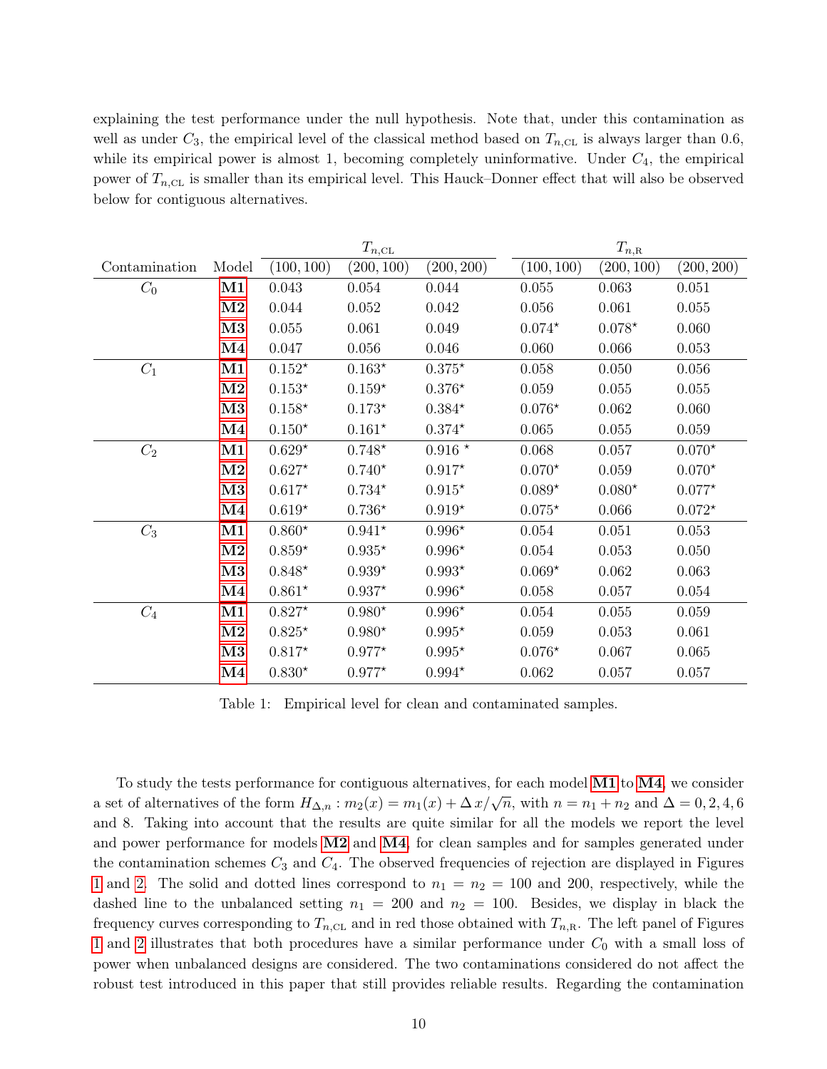explaining the test performance under the null hypothesis. Note that, under this contamination as well as under $C_3$, the empirical level of the classical method based on $T_{n,\text{CL}}$ is always larger than 0.6, while its empirical power is almost 1, becoming completely uninformative. Under $C_4$, the empirical power of $T_{n,\text{CL}}$ is smaller than its empirical level. This Hauck–Donner effect that will also be observed below for contiguous alternatives.

| | | $T_{n,\text{CL}}$ | | | $T_{n,\text{R}}$ | | |
|---|---|---|---|---|---|---|---|
| Contamination | Model | (100, 100) | (200, 100) | (200, 200) | (100, 100) | (200, 100) | (200, 200) |
| $C_0$ | **M1** | 0.043 | 0.054 | 0.044 | 0.055 | 0.063 | 0.051 |
| | **M2** | 0.044 | 0.052 | 0.042 | 0.056 | 0.061 | 0.055 |
| | **M3** | 0.055 | 0.061 | 0.049 | $0.074^\star$ | $0.078^\star$ | 0.060 |
| | **M4** | 0.047 | 0.056 | 0.046 | 0.060 | 0.066 | 0.053 |
| $C_1$ | **M1** | $0.152^\star$ | $0.163^\star$ | $0.375^\star$ | 0.058 | 0.050 | 0.056 |
| | **M2** | $0.153^\star$ | $0.159^\star$ | $0.376^\star$ | 0.059 | 0.055 | 0.055 |
| | **M3** | $0.158^\star$ | $0.173^\star$ | $0.384^\star$ | $0.076^\star$ | 0.062 | 0.060 |
| | **M4** | $0.150^\star$ | $0.161^\star$ | $0.374^\star$ | 0.065 | 0.055 | 0.059 |
| $C_2$ | **M1** | $0.629^\star$ | $0.748^\star$ | $0.916^\star$ | 0.068 | 0.057 | $0.070^\star$ |
| | **M2** | $0.627^\star$ | $0.740^\star$ | $0.917^\star$ | $0.070^\star$ | 0.059 | $0.070^\star$ |
| | **M3** | $0.617^\star$ | $0.734^\star$ | $0.915^\star$ | $0.089^\star$ | $0.080^\star$ | $0.077^\star$ |
| | **M4** | $0.619^\star$ | $0.736^\star$ | $0.919^\star$ | $0.075^\star$ | 0.066 | $0.072^\star$ |
| $C_3$ | **M1** | $0.860^\star$ | $0.941^\star$ | $0.996^\star$ | 0.054 | 0.051 | 0.053 |
| | **M2** | $0.859^\star$ | $0.935^\star$ | $0.996^\star$ | 0.054 | 0.053 | 0.050 |
| | **M3** | $0.848^\star$ | $0.939^\star$ | $0.993^\star$ | $0.069^\star$ | 0.062 | 0.063 |
| | **M4** | $0.861^\star$ | $0.937^\star$ | $0.996^\star$ | 0.058 | 0.057 | 0.054 |
| $C_4$ | **M1** | $0.827^\star$ | $0.980^\star$ | $0.996^\star$ | 0.054 | 0.055 | 0.059 |
| | **M2** | $0.825^\star$ | $0.980^\star$ | $0.995^\star$ | 0.059 | 0.053 | 0.061 |
| | **M3** | $0.817^\star$ | $0.977^\star$ | $0.995^\star$ | $0.076^\star$ | 0.067 | 0.065 |
| | **M4** | $0.830^\star$ | $0.977^\star$ | $0.994^\star$ | 0.062 | 0.057 | 0.057 |

Table 1: Empirical level for clean and contaminated samples.

To study the tests performance for contiguous alternatives, for each model **M1** to **M4**, we consider a set of alternatives of the form $H_{\Delta,n} : m_2(x) = m_1(x) + \Delta\, x/\sqrt{n}$, with $n = n_1 + n_2$ and $\Delta = 0, 2, 4, 6$ and 8. Taking into account that the results are quite similar for all the models we report the level and power performance for models **M2** and **M4**, for clean samples and for samples generated under the contamination schemes $C_3$ and $C_4$. The observed frequencies of rejection are displayed in Figures 1 and 2. The solid and dotted lines correspond to $n_1 = n_2 = 100$ and 200, respectively, while the dashed line to the unbalanced setting $n_1 = 200$ and $n_2 = 100$. Besides, we display in black the frequency curves corresponding to $T_{n,\text{CL}}$ and in red those obtained with $T_{n,\text{R}}$. The left panel of Figures 1 and 2 illustrates that both procedures have a similar performance under $C_0$ with a small loss of power when unbalanced designs are considered. The two contaminations considered do not affect the robust test introduced in this paper that still provides reliable results. Regarding the contamination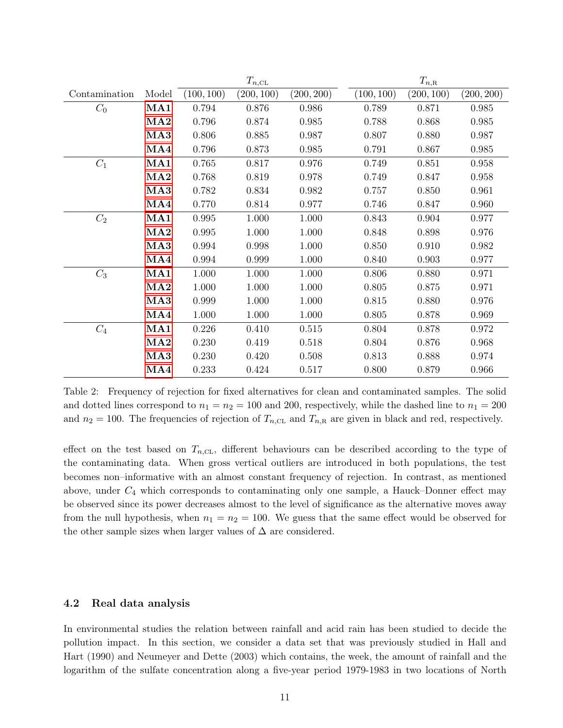| Contamination | Model | $T_{n,\text{CL}}$ (100, 100) | $T_{n,\text{CL}}$ (200, 100) | $T_{n,\text{CL}}$ (200, 200) | $T_{n,\text{R}}$ (100, 100) | $T_{n,\text{R}}$ (200, 100) | $T_{n,\text{R}}$ (200, 200) |
|---|---|---|---|---|---|---|---|
| $C_0$ | **MA1** | 0.794 | 0.876 | 0.986 | 0.789 | 0.871 | 0.985 |
| | **MA2** | 0.796 | 0.874 | 0.985 | 0.788 | 0.868 | 0.985 |
| | **MA3** | 0.806 | 0.885 | 0.987 | 0.807 | 0.880 | 0.987 |
| | **MA4** | 0.796 | 0.873 | 0.985 | 0.791 | 0.867 | 0.985 |
| $C_1$ | **MA1** | 0.765 | 0.817 | 0.976 | 0.749 | 0.851 | 0.958 |
| | **MA2** | 0.768 | 0.819 | 0.978 | 0.749 | 0.847 | 0.958 |
| | **MA3** | 0.782 | 0.834 | 0.982 | 0.757 | 0.850 | 0.961 |
| | **MA4** | 0.770 | 0.814 | 0.977 | 0.746 | 0.847 | 0.960 |
| $C_2$ | **MA1** | 0.995 | 1.000 | 1.000 | 0.843 | 0.904 | 0.977 |
| | **MA2** | 0.995 | 1.000 | 1.000 | 0.848 | 0.898 | 0.976 |
| | **MA3** | 0.994 | 0.998 | 1.000 | 0.850 | 0.910 | 0.982 |
| | **MA4** | 0.994 | 0.999 | 1.000 | 0.840 | 0.903 | 0.977 |
| $C_3$ | **MA1** | 1.000 | 1.000 | 1.000 | 0.806 | 0.880 | 0.971 |
| | **MA2** | 1.000 | 1.000 | 1.000 | 0.805 | 0.875 | 0.971 |
| | **MA3** | 0.999 | 1.000 | 1.000 | 0.815 | 0.880 | 0.976 |
| | **MA4** | 1.000 | 1.000 | 1.000 | 0.805 | 0.878 | 0.969 |
| $C_4$ | **MA1** | 0.226 | 0.410 | 0.515 | 0.804 | 0.878 | 0.972 |
| | **MA2** | 0.230 | 0.419 | 0.518 | 0.804 | 0.876 | 0.968 |
| | **MA3** | 0.230 | 0.420 | 0.508 | 0.813 | 0.888 | 0.974 |
| | **MA4** | 0.233 | 0.424 | 0.517 | 0.800 | 0.879 | 0.966 |

Table 2: Frequency of rejection for fixed alternatives for clean and contaminated samples. The solid and dotted lines correspond to $n_1 = n_2 = 100$ and 200, respectively, while the dashed line to $n_1 = 200$ and $n_2 = 100$. The frequencies of rejection of $T_{n,\text{CL}}$ and $T_{n,\text{R}}$ are given in black and red, respectively.

effect on the test based on $T_{n,\text{CL}}$, different behaviours can be described according to the type of the contaminating data. When gross vertical outliers are introduced in both populations, the test becomes non–informative with an almost constant frequency of rejection. In contrast, as mentioned above, under $C_4$ which corresponds to contaminating only one sample, a Hauck–Donner effect may be observed since its power decreases almost to the level of significance as the alternative moves away from the null hypothesis, when $n_1 = n_2 = 100$. We guess that the same effect would be observed for the other sample sizes when larger values of $\Delta$ are considered.

### 4.2 Real data analysis

In environmental studies the relation between rainfall and acid rain has been studied to decide the pollution impact. In this section, we consider a data set that was previously studied in Hall and Hart (1990) and Neumeyer and Dette (2003) which contains, the week, the amount of rainfall and the logarithm of the sulfate concentration along a five-year period 1979-1983 in two locations of North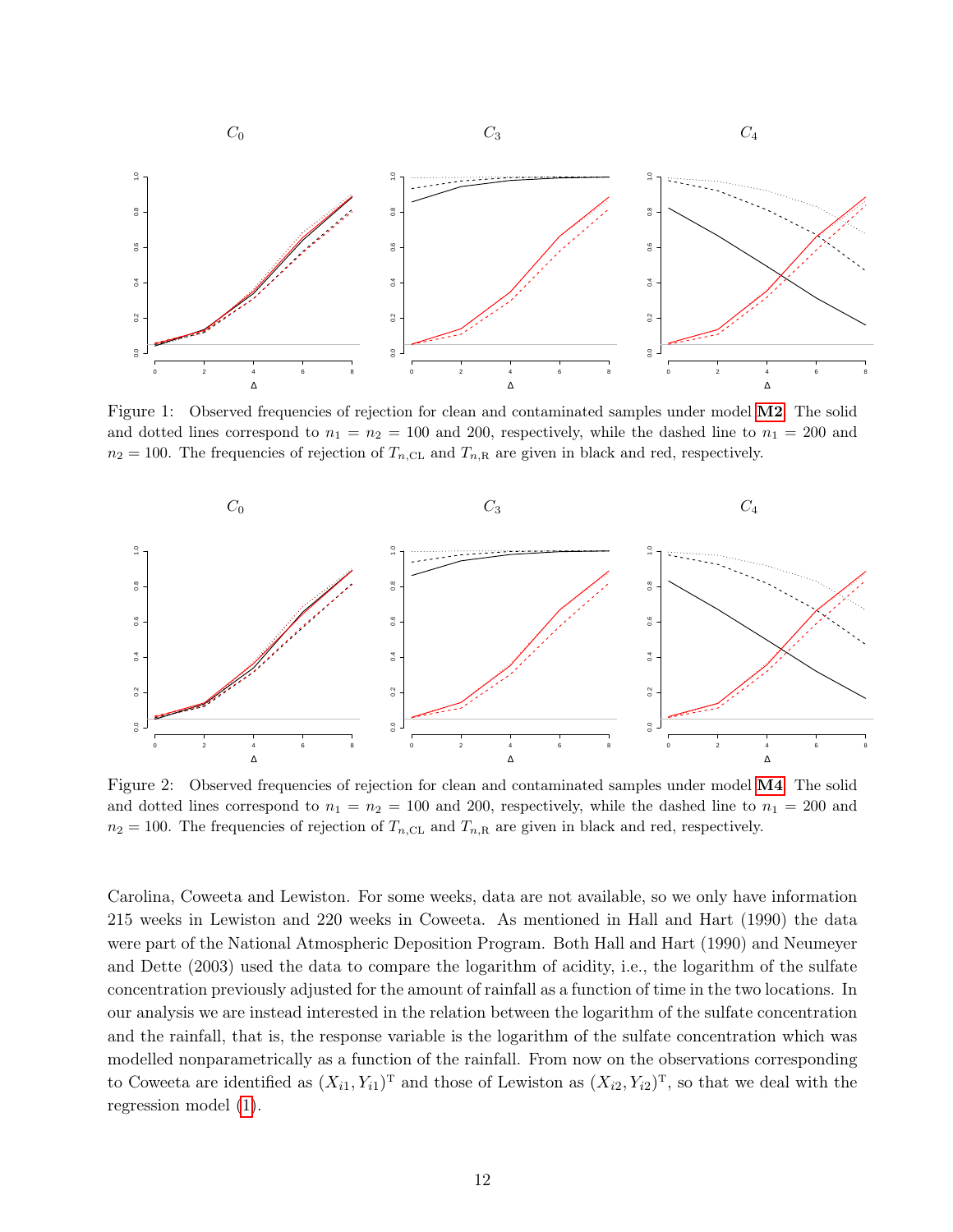Figure 1: Observed frequencies of rejection for clean and contaminated samples under model **M2**. The solid and dotted lines correspond to $n_1 = n_2 = 100$ and 200, respectively, while the dashed line to $n_1 = 200$ and $n_2 = 100$. The frequencies of rejection of $T_{n,\text{CL}}$ and $T_{n,\text{R}}$ are given in black and red, respectively.

Figure 2: Observed frequencies of rejection for clean and contaminated samples under model **M4**. The solid and dotted lines correspond to $n_1 = n_2 = 100$ and 200, respectively, while the dashed line to $n_1 = 200$ and $n_2 = 100$. The frequencies of rejection of $T_{n,\text{CL}}$ and $T_{n,\text{R}}$ are given in black and red, respectively.

Carolina, Coweeta and Lewiston. For some weeks, data are not available, so we only have information 215 weeks in Lewiston and 220 weeks in Coweeta. As mentioned in Hall and Hart (1990) the data were part of the National Atmospheric Deposition Program. Both Hall and Hart (1990) and Neumeyer and Dette (2003) used the data to compare the logarithm of acidity, i.e., the logarithm of the sulfate concentration previously adjusted for the amount of rainfall as a function of time in the two locations. In our analysis we are instead interested in the relation between the logarithm of the sulfate concentration and the rainfall, that is, the response variable is the logarithm of the sulfate concentration which was modelled nonparametrically as a function of the rainfall. From now on the observations corresponding to Coweeta are identified as $(X_{i1}, Y_{i1})^{\mathrm{T}}$ and those of Lewiston as $(X_{i2}, Y_{i2})^{\mathrm{T}}$, so that we deal with the regression model (1).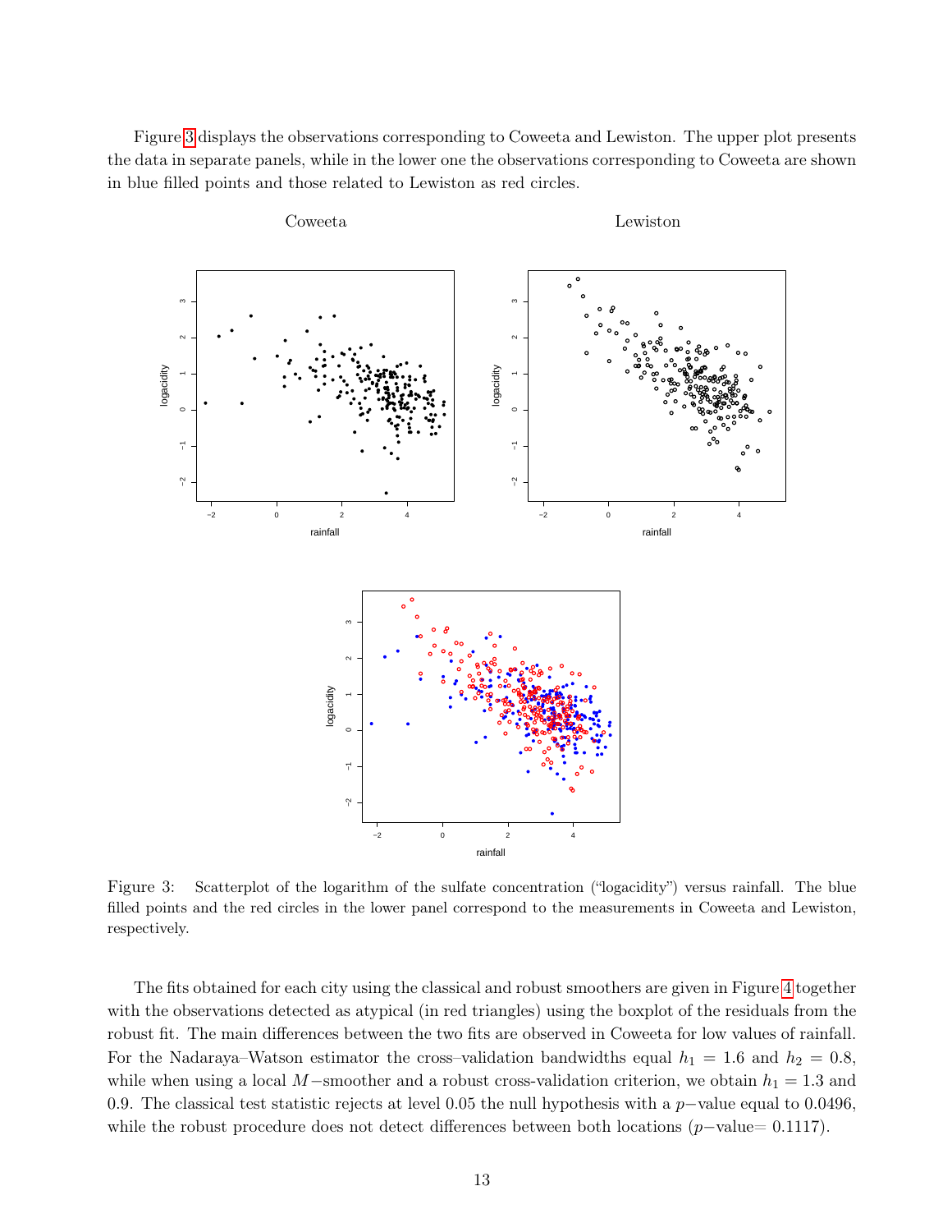Figure 3 displays the observations corresponding to Coweeta and Lewiston. The upper plot presents the data in separate panels, while in the lower one the observations corresponding to Coweeta are shown in blue filled points and those related to Lewiston as red circles.

Figure 3: Scatterplot of the logarithm of the sulfate concentration ("logacidity") versus rainfall. The blue filled points and the red circles in the lower panel correspond to the measurements in Coweeta and Lewiston, respectively.

The fits obtained for each city using the classical and robust smoothers are given in Figure 4 together with the observations detected as atypical (in red triangles) using the boxplot of the residuals from the robust fit. The main differences between the two fits are observed in Coweeta for low values of rainfall. For the Nadaraya–Watson estimator the cross–validation bandwidths equal $h_1 = 1.6$ and $h_2 = 0.8$, while when using a local $M-$smoother and a robust cross-validation criterion, we obtain $h_1 = 1.3$ and 0.9. The classical test statistic rejects at level 0.05 the null hypothesis with a $p-$value equal to 0.0496, while the robust procedure does not detect differences between both locations ($p-$value= 0.1117).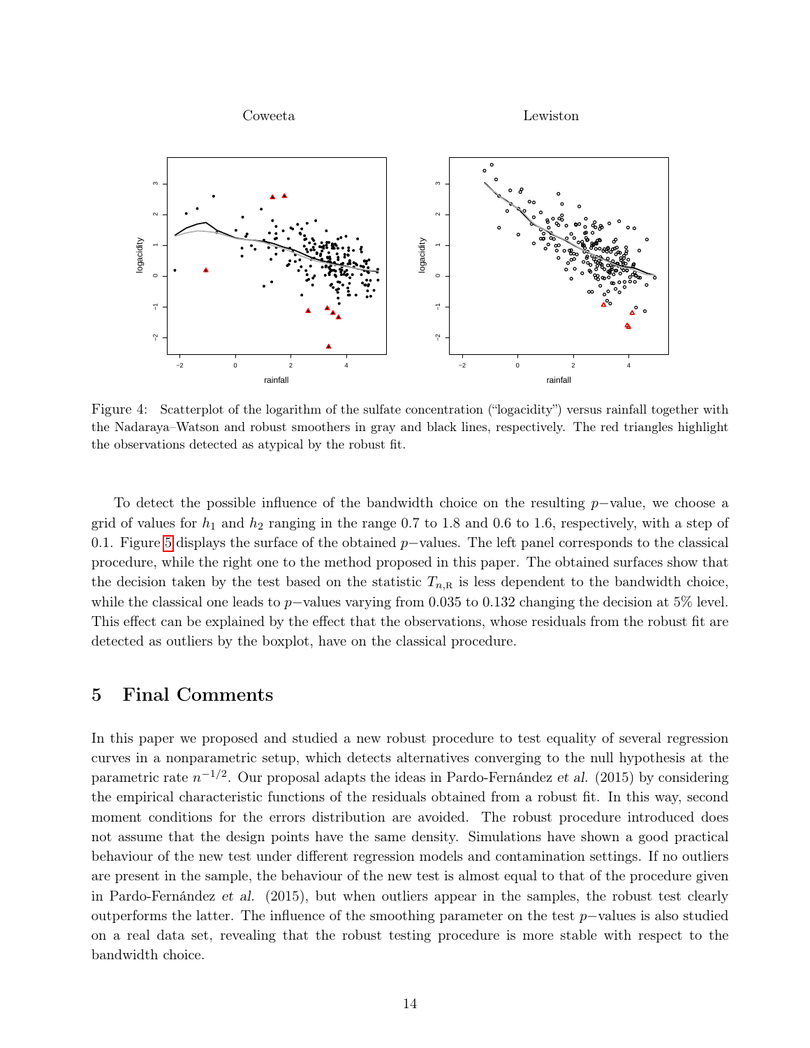Figure 4: Scatterplot of the logarithm of the sulfate concentration ("logacidity") versus rainfall together with the Nadaraya–Watson and robust smoothers in gray and black lines, respectively. The red triangles highlight the observations detected as atypical by the robust fit.

To detect the possible influence of the bandwidth choice on the resulting $p-$value, we choose a grid of values for $h_1$ and $h_2$ ranging in the range 0.7 to 1.8 and 0.6 to 1.6, respectively, with a step of 0.1. Figure 5 displays the surface of the obtained $p-$values. The left panel corresponds to the classical procedure, while the right one to the method proposed in this paper. The obtained surfaces show that the decision taken by the test based on the statistic $T_{n,\mathrm{R}}$ is less dependent to the bandwidth choice, while the classical one leads to $p-$values varying from 0.035 to 0.132 changing the decision at 5% level. This effect can be explained by the effect that the observations, whose residuals from the robust fit are detected as outliers by the boxplot, have on the classical procedure.

## 5 Final Comments

In this paper we proposed and studied a new robust procedure to test equality of several regression curves in a nonparametric setup, which detects alternatives converging to the null hypothesis at the parametric rate $n^{-1/2}$. Our proposal adapts the ideas in Pardo-Fernández *et al.* (2015) by considering the empirical characteristic functions of the residuals obtained from a robust fit. In this way, second moment conditions for the errors distribution are avoided. The robust procedure introduced does not assume that the design points have the same density. Simulations have shown a good practical behaviour of the new test under different regression models and contamination settings. If no outliers are present in the sample, the behaviour of the new test is almost equal to that of the procedure given in Pardo-Fernández *et al.* (2015), but when outliers appear in the samples, the robust test clearly outperforms the latter. The influence of the smoothing parameter on the test $p-$values is also studied on a real data set, revealing that the robust testing procedure is more stable with respect to the bandwidth choice.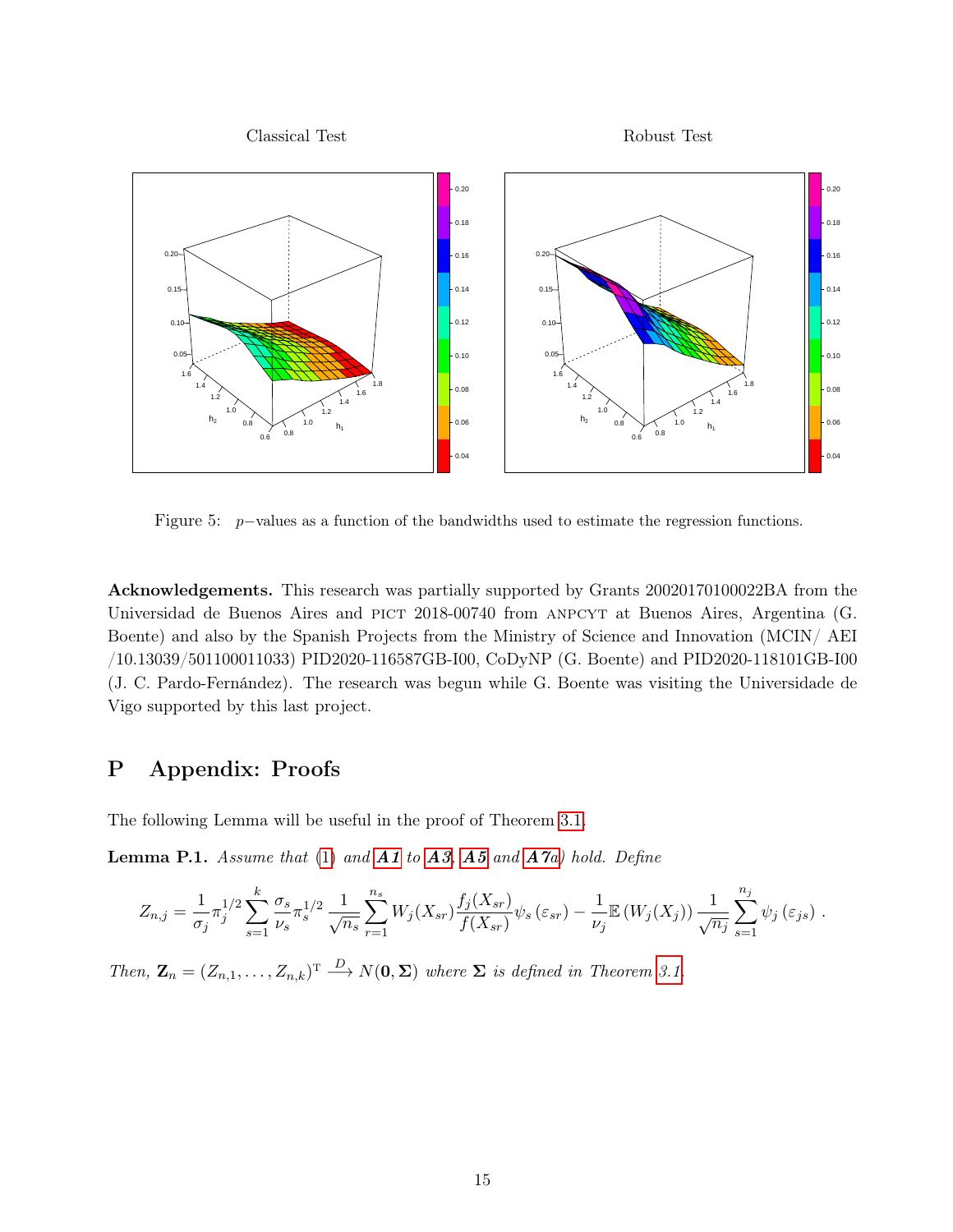Figure 5: $p-$values as a function of the bandwidths used to estimate the regression functions.

**Acknowledgements.** This research was partially supported by Grants 20020170100022BA from the Universidad de Buenos Aires and PICT 2018-00740 from ANPCYT at Buenos Aires, Argentina (G. Boente) and also by the Spanish Projects from the Ministry of Science and Innovation (MCIN/ AEI /10.13039/501100011033) PID2020-116587GB-I00, CoDyNP (G. Boente) and PID2020-118101GB-I00 (J. C. Pardo-Fernández). The research was begun while G. Boente was visiting the Universidade de Vigo supported by this last project.

# P Appendix: Proofs

The following Lemma will be useful in the proof of Theorem 3.1.

**Lemma P.1.** *Assume that* (1) *and* ***A1*** *to* ***A3***, ***A5*** *and* ***A7a****) hold. Define*

$$Z_{n,j} = \frac{1}{\sigma_j} \pi_j^{1/2} \sum_{s=1}^{k} \frac{\sigma_s}{\nu_s} \pi_s^{1/2} \frac{1}{\sqrt{n_s}} \sum_{r=1}^{n_s} W_j(X_{sr}) \frac{f_j(X_{sr})}{f(X_{sr})} \psi_s\left(\varepsilon_{sr}\right) - \frac{1}{\nu_j} \mathbb{E}\left(W_j(X_j)\right) \frac{1}{\sqrt{n_j}} \sum_{s=1}^{n_j} \psi_j\left(\varepsilon_{js}\right) .$$

*Then,* $\mathbf{Z}_n = (Z_{n,1}, \ldots, Z_{n,k})^{\mathrm{T}} \xrightarrow{D} N(\mathbf{0}, \mathbf{\Sigma})$ *where* $\mathbf{\Sigma}$ *is defined in Theorem 3.1.*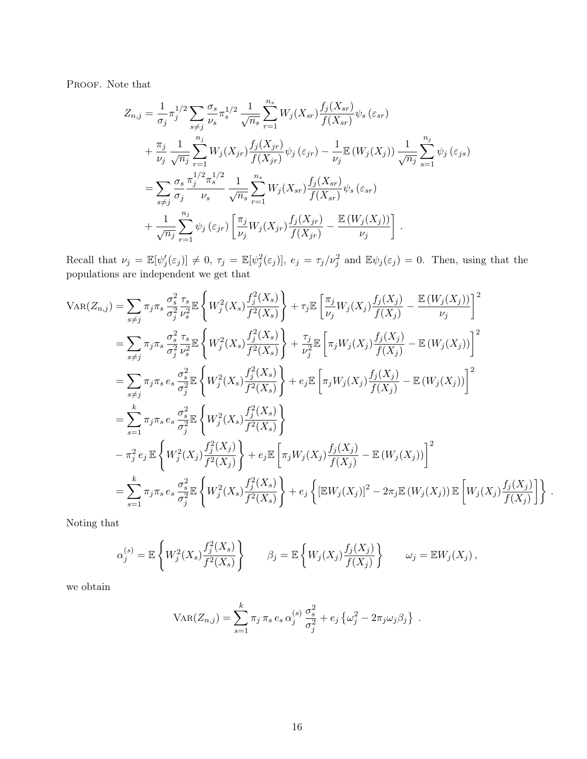Proof. Note that

$$
\begin{aligned}
Z_{n,j} &= \frac{1}{\sigma_j}\pi_j^{1/2}\sum_{s\neq j}\frac{\sigma_s}{\nu_s}\pi_s^{1/2}\,\frac{1}{\sqrt{n_s}}\sum_{r=1}^{n_s} W_j(X_{sr})\frac{f_j(X_{sr})}{f(X_{sr})}\psi_s\left(\varepsilon_{sr}\right) \\
&+ \frac{\pi_j}{\nu_j}\,\frac{1}{\sqrt{n_j}}\sum_{r=1}^{n_j} W_j(X_{jr})\frac{f_j(X_{jr})}{f(X_{jr})}\psi_j\left(\varepsilon_{jr}\right) - \frac{1}{\nu_j}\mathbb{E}\left(W_j(X_j)\right)\frac{1}{\sqrt{n_j}}\sum_{s=1}^{n_j}\psi_j\left(\varepsilon_{js}\right) \\
&= \sum_{s\neq j}\frac{\sigma_s}{\sigma_j}\frac{\pi_j^{1/2}\pi_s^{1/2}}{\nu_s}\,\frac{1}{\sqrt{n_s}}\sum_{r=1}^{n_s} W_j(X_{sr})\frac{f_j(X_{sr})}{f(X_{sr})}\psi_s\left(\varepsilon_{sr}\right) \\
&+ \frac{1}{\sqrt{n_j}}\sum_{r=1}^{n_j}\psi_j\left(\varepsilon_{jr}\right)\left[\frac{\pi_j}{\nu_j}W_j(X_{jr})\frac{f_j(X_{jr})}{f(X_{jr})} - \frac{\mathbb{E}\left(W_j(X_j)\right)}{\nu_j}\right].
\end{aligned}
$$

Recall that $\nu_j = \mathbb{E}[\psi_j'(\varepsilon_j)] \neq 0$, $\tau_j = \mathbb{E}[\psi_j^2(\varepsilon_j)]$, $e_j = \tau_j/\nu_j^2$ and $\mathbb{E}\psi_j(\varepsilon_j) = 0$. Then, using that the populations are independent we get that

$$
\begin{aligned}
\textsc{Var}(Z_{n,j}) &= \sum_{s\neq j}\pi_j\pi_s\,\frac{\sigma_s^2}{\sigma_j^2}\frac{\tau_s}{\nu_s^2}\mathbb{E}\left\{W_j^2(X_s)\frac{f_j^2(X_s)}{f^2(X_s)}\right\} + \tau_j\mathbb{E}\left[\frac{\pi_j}{\nu_j}W_j(X_j)\frac{f_j(X_j)}{f(X_j)} - \frac{\mathbb{E}\left(W_j(X_j)\right)}{\nu_j}\right]^2 \\
&= \sum_{s\neq j}\pi_j\pi_s\,\frac{\sigma_s^2}{\sigma_j^2}\frac{\tau_s}{\nu_s^2}\mathbb{E}\left\{W_j^2(X_s)\frac{f_j^2(X_s)}{f^2(X_s)}\right\} + \frac{\tau_j}{\nu_j^2}\mathbb{E}\left[\pi_j W_j(X_j)\frac{f_j(X_j)}{f(X_j)} - \mathbb{E}\left(W_j(X_j)\right)\right]^2 \\
&= \sum_{s\neq j}\pi_j\pi_s\,e_s\,\frac{\sigma_s^2}{\sigma_j^2}\mathbb{E}\left\{W_j^2(X_s)\frac{f_j^2(X_s)}{f^2(X_s)}\right\} + e_j\mathbb{E}\left[\pi_j W_j(X_j)\frac{f_j(X_j)}{f(X_j)} - \mathbb{E}\left(W_j(X_j)\right)\right]^2 \\
&= \sum_{s=1}^{k}\pi_j\pi_s\,e_s\,\frac{\sigma_s^2}{\sigma_j^2}\mathbb{E}\left\{W_j^2(X_s)\frac{f_j^2(X_s)}{f^2(X_s)}\right\} \\
&- \pi_j^2\,e_j\,\mathbb{E}\left\{W_j^2(X_j)\frac{f_j^2(X_j)}{f^2(X_j)}\right\} + e_j\mathbb{E}\left[\pi_j W_j(X_j)\frac{f_j(X_j)}{f(X_j)} - \mathbb{E}\left(W_j(X_j)\right)\right]^2 \\
&= \sum_{s=1}^{k}\pi_j\pi_s\,e_s\,\frac{\sigma_s^2}{\sigma_j^2}\mathbb{E}\left\{W_j^2(X_s)\frac{f_j^2(X_s)}{f^2(X_s)}\right\} + e_j\left\{\left[\mathbb{E}W_j(X_j)\right]^2 - 2\pi_j\mathbb{E}\left(W_j(X_j)\right)\mathbb{E}\left[W_j(X_j)\frac{f_j(X_j)}{f(X_j)}\right]\right\}.
\end{aligned}
$$

Noting that

$$
\alpha_j^{(s)} = \mathbb{E}\left\{W_j^2(X_s)\frac{f_j^2(X_s)}{f^2(X_s)}\right\} \qquad \beta_j = \mathbb{E}\left\{W_j(X_j)\frac{f_j(X_j)}{f(X_j)}\right\} \qquad \omega_j = \mathbb{E}W_j(X_j)\,,
$$

we obtain

$$
\textsc{Var}(Z_{n,j}) = \sum_{s=1}^{k}\pi_j\,\pi_s\,e_s\,\alpha_j^{(s)}\,\frac{\sigma_s^2}{\sigma_j^2} + e_j\left\{\omega_j^2 - 2\pi_j\omega_j\beta_j\right\}.
$$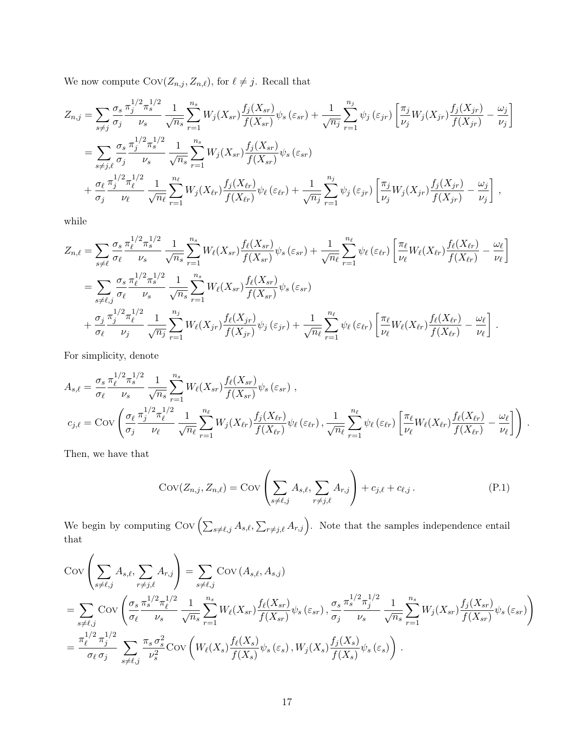We now compute $\text{Cov}(Z_{n,j}, Z_{n,\ell})$, for $\ell \neq j$. Recall that

$$
\begin{aligned}
Z_{n,j} &= \sum_{s\neq j} \frac{\sigma_s}{\sigma_j} \frac{\pi_j^{1/2}\pi_s^{1/2}}{\nu_s} \frac{1}{\sqrt{n_s}} \sum_{r=1}^{n_s} W_j(X_{sr}) \frac{f_j(X_{sr})}{f(X_{sr})} \psi_s\left(\varepsilon_{sr}\right) + \frac{1}{\sqrt{n_j}} \sum_{r=1}^{n_j} \psi_j\left(\varepsilon_{jr}\right) \left[\frac{\pi_j}{\nu_j} W_j(X_{jr}) \frac{f_j(X_{jr})}{f(X_{jr})} - \frac{\omega_j}{\nu_j}\right] \\
&= \sum_{s\neq j,\ell} \frac{\sigma_s}{\sigma_j} \frac{\pi_j^{1/2}\pi_s^{1/2}}{\nu_s} \frac{1}{\sqrt{n_s}} \sum_{r=1}^{n_s} W_j(X_{sr}) \frac{f_j(X_{sr})}{f(X_{sr})} \psi_s\left(\varepsilon_{sr}\right) \\
&\quad + \frac{\sigma_\ell}{\sigma_j} \frac{\pi_j^{1/2}\pi_\ell^{1/2}}{\nu_\ell} \frac{1}{\sqrt{n_\ell}} \sum_{r=1}^{n_\ell} W_j(X_{\ell r}) \frac{f_j(X_{\ell r})}{f(X_{\ell r})} \psi_\ell\left(\varepsilon_{\ell r}\right) + \frac{1}{\sqrt{n_j}} \sum_{r=1}^{n_j} \psi_j\left(\varepsilon_{jr}\right) \left[\frac{\pi_j}{\nu_j} W_j(X_{jr}) \frac{f_j(X_{jr})}{f(X_{jr})} - \frac{\omega_j}{\nu_j}\right],
\end{aligned}
$$

while

$$
\begin{aligned}
Z_{n,\ell} &= \sum_{s\neq \ell} \frac{\sigma_s}{\sigma_\ell} \frac{\pi_\ell^{1/2}\pi_s^{1/2}}{\nu_s} \frac{1}{\sqrt{n_s}} \sum_{r=1}^{n_s} W_\ell(X_{sr}) \frac{f_\ell(X_{sr})}{f(X_{sr})} \psi_s\left(\varepsilon_{sr}\right) + \frac{1}{\sqrt{n_\ell}} \sum_{r=1}^{n_\ell} \psi_\ell\left(\varepsilon_{\ell r}\right) \left[\frac{\pi_\ell}{\nu_\ell} W_\ell(X_{\ell r}) \frac{f_\ell(X_{\ell r})}{f(X_{\ell r})} - \frac{\omega_\ell}{\nu_\ell}\right] \\
&= \sum_{s\neq \ell,j} \frac{\sigma_s}{\sigma_\ell} \frac{\pi_\ell^{1/2}\pi_s^{1/2}}{\nu_s} \frac{1}{\sqrt{n_s}} \sum_{r=1}^{n_s} W_\ell(X_{sr}) \frac{f_\ell(X_{sr})}{f(X_{sr})} \psi_s\left(\varepsilon_{sr}\right) \\
&\quad + \frac{\sigma_j}{\sigma_\ell} \frac{\pi_j^{1/2}\pi_\ell^{1/2}}{\nu_j} \frac{1}{\sqrt{n_j}} \sum_{r=1}^{n_j} W_\ell(X_{jr}) \frac{f_\ell(X_{jr})}{f(X_{jr})} \psi_j\left(\varepsilon_{jr}\right) + \frac{1}{\sqrt{n_\ell}} \sum_{r=1}^{n_\ell} \psi_\ell\left(\varepsilon_{\ell r}\right) \left[\frac{\pi_\ell}{\nu_\ell} W_\ell(X_{\ell r}) \frac{f_\ell(X_{\ell r})}{f(X_{\ell r})} - \frac{\omega_\ell}{\nu_\ell}\right].
\end{aligned}
$$

For simplicity, denote

$$
\begin{aligned}
A_{s,\ell} &= \frac{\sigma_s}{\sigma_\ell} \frac{\pi_\ell^{1/2}\pi_s^{1/2}}{\nu_s} \frac{1}{\sqrt{n_s}} \sum_{r=1}^{n_s} W_\ell(X_{sr}) \frac{f_\ell(X_{sr})}{f(X_{sr})} \psi_s\left(\varepsilon_{sr}\right), \\
c_{j,\ell} &= \text{Cov}\left(\frac{\sigma_\ell}{\sigma_j} \frac{\pi_j^{1/2}\pi_\ell^{1/2}}{\nu_\ell} \frac{1}{\sqrt{n_\ell}} \sum_{r=1}^{n_\ell} W_j(X_{\ell r}) \frac{f_j(X_{\ell r})}{f(X_{\ell r})} \psi_\ell\left(\varepsilon_{\ell r}\right), \frac{1}{\sqrt{n_\ell}} \sum_{r=1}^{n_\ell} \psi_\ell\left(\varepsilon_{\ell r}\right) \left[\frac{\pi_\ell}{\nu_\ell} W_\ell(X_{\ell r}) \frac{f_\ell(X_{\ell r})}{f(X_{\ell r})} - \frac{\omega_\ell}{\nu_\ell}\right]\right).
\end{aligned}
$$

Then, we have that

$$
\text{Cov}(Z_{n,j}, Z_{n,\ell}) = \text{Cov}\left(\sum_{s\neq \ell,j} A_{s,\ell}, \sum_{r\neq j,\ell} A_{r,j}\right) + c_{j,\ell} + c_{\ell,j}. \tag{P.1}
$$

We begin by computing $\text{Cov}\left(\sum_{s\neq \ell,j} A_{s,\ell}, \sum_{r\neq j,\ell} A_{r,j}\right)$. Note that the samples independence entail that

$$
\begin{aligned}
&\text{Cov}\left(\sum_{s\neq \ell,j} A_{s,\ell}, \sum_{r\neq j,\ell} A_{r,j}\right) = \sum_{s\neq \ell,j} \text{Cov}\left(A_{s,\ell}, A_{s,j}\right) \\
&= \sum_{s\neq \ell,j} \text{Cov}\left(\frac{\sigma_s}{\sigma_\ell} \frac{\pi_s^{1/2}\pi_\ell^{1/2}}{\nu_s} \frac{1}{\sqrt{n_s}} \sum_{r=1}^{n_s} W_\ell(X_{sr}) \frac{f_\ell(X_{sr})}{f(X_{sr})} \psi_s\left(\varepsilon_{sr}\right), \frac{\sigma_s}{\sigma_j} \frac{\pi_s^{1/2}\pi_j^{1/2}}{\nu_s} \frac{1}{\sqrt{n_s}} \sum_{r=1}^{n_s} W_j(X_{sr}) \frac{f_j(X_{sr})}{f(X_{sr})} \psi_s\left(\varepsilon_{sr}\right)\right) \\
&= \frac{\pi_\ell^{1/2}\,\pi_j^{1/2}}{\sigma_\ell\,\sigma_j} \sum_{s\neq \ell,j} \frac{\pi_s\,\sigma_s^2}{\nu_s^2} \text{Cov}\left(W_\ell(X_s) \frac{f_\ell(X_s)}{f(X_s)} \psi_s\left(\varepsilon_s\right), W_j(X_s) \frac{f_j(X_s)}{f(X_s)} \psi_s\left(\varepsilon_s\right)\right).
\end{aligned}
$$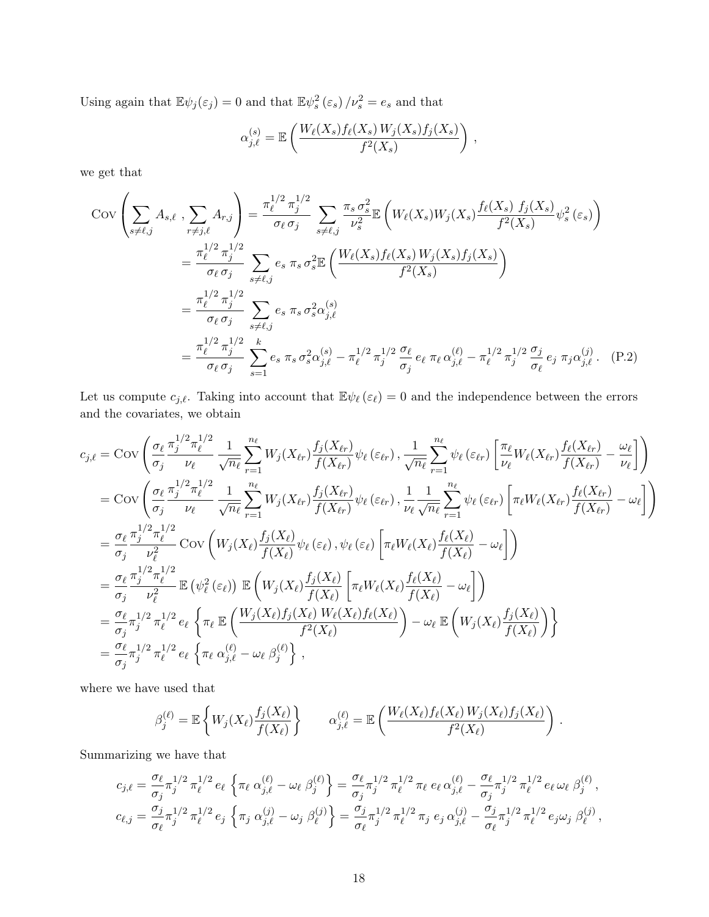Using again that $\mathbb{E}\psi_j(\varepsilon_j) = 0$ and that $\mathbb{E}\psi_s^2(\varepsilon_s)/\nu_s^2 = e_s$ and that

$$\alpha_{j,\ell}^{(s)} = \mathbb{E}\left(\frac{W_\ell(X_s) f_\ell(X_s)\, W_j(X_s) f_j(X_s)}{f^2(X_s)}\right),$$

we get that

$$\begin{aligned}
\mathrm{Cov}\left(\sum_{s\neq \ell,j} A_{s,\ell}\,,\sum_{r\neq j,\ell} A_{r,j}\right) &= \frac{\pi_\ell^{1/2}\,\pi_j^{1/2}}{\sigma_\ell\,\sigma_j}\sum_{s\neq\ell,j}\frac{\pi_s\,\sigma_s^2}{\nu_s^2}\mathbb{E}\left(W_\ell(X_s)W_j(X_s)\frac{f_\ell(X_s)\ f_j(X_s)}{f^2(X_s)}\psi_s^2(\varepsilon_s)\right)\\
&= \frac{\pi_\ell^{1/2}\,\pi_j^{1/2}}{\sigma_\ell\,\sigma_j}\sum_{s\neq\ell,j} e_s\ \pi_s\,\sigma_s^2\mathbb{E}\left(\frac{W_\ell(X_s)f_\ell(X_s)\,W_j(X_s)f_j(X_s)}{f^2(X_s)}\right)\\
&= \frac{\pi_\ell^{1/2}\,\pi_j^{1/2}}{\sigma_\ell\,\sigma_j}\sum_{s\neq\ell,j} e_s\ \pi_s\,\sigma_s^2\alpha_{j,\ell}^{(s)}\\
&= \frac{\pi_\ell^{1/2}\,\pi_j^{1/2}}{\sigma_\ell\,\sigma_j}\sum_{s=1}^{k} e_s\ \pi_s\,\sigma_s^2\alpha_{j,\ell}^{(s)} - \pi_\ell^{1/2}\,\pi_j^{1/2}\,\frac{\sigma_\ell}{\sigma_j}\,e_\ell\ \pi_\ell\,\alpha_{j,\ell}^{(\ell)} - \pi_\ell^{1/2}\,\pi_j^{1/2}\,\frac{\sigma_j}{\sigma_\ell}\,e_j\ \pi_j\alpha_{j,\ell}^{(j)}\,. \qquad \text{(P.2)}
\end{aligned}$$

Let us compute $c_{j,\ell}$. Taking into account that $\mathbb{E}\psi_\ell(\varepsilon_\ell) = 0$ and the independence between the errors and the covariates, we obtain

$$\begin{aligned}
c_{j,\ell} &= \mathrm{Cov}\left(\frac{\sigma_\ell}{\sigma_j}\frac{\pi_j^{1/2}\pi_\ell^{1/2}}{\nu_\ell}\ \frac{1}{\sqrt{n_\ell}}\sum_{r=1}^{n_\ell} W_j(X_{\ell r})\frac{f_j(X_{\ell r})}{f(X_{\ell r})}\psi_\ell(\varepsilon_{\ell r})\,, \frac{1}{\sqrt{n_\ell}}\sum_{r=1}^{n_\ell}\psi_\ell(\varepsilon_{\ell r})\left[\frac{\pi_\ell}{\nu_\ell}W_\ell(X_{\ell r})\frac{f_\ell(X_{\ell r})}{f(X_{\ell r})} - \frac{\omega_\ell}{\nu_\ell}\right]\right)\\
&= \mathrm{Cov}\left(\frac{\sigma_\ell}{\sigma_j}\frac{\pi_j^{1/2}\pi_\ell^{1/2}}{\nu_\ell}\ \frac{1}{\sqrt{n_\ell}}\sum_{r=1}^{n_\ell} W_j(X_{\ell r})\frac{f_j(X_{\ell r})}{f(X_{\ell r})}\psi_\ell(\varepsilon_{\ell r})\,, \frac{1}{\nu_\ell}\frac{1}{\sqrt{n_\ell}}\sum_{r=1}^{n_\ell}\psi_\ell(\varepsilon_{\ell r})\left[\pi_\ell W_\ell(X_{\ell r})\frac{f_\ell(X_{\ell r})}{f(X_{\ell r})} - \omega_\ell\right]\right)\\
&= \frac{\sigma_\ell}{\sigma_j}\frac{\pi_j^{1/2}\pi_\ell^{1/2}}{\nu_\ell^2}\,\mathrm{Cov}\left(W_j(X_\ell)\frac{f_j(X_\ell)}{f(X_\ell)}\psi_\ell(\varepsilon_\ell)\,, \psi_\ell(\varepsilon)\left[\pi_\ell W_\ell(X_\ell)\frac{f_\ell(X_\ell)}{f(X_\ell)} - \omega_\ell\right]\right)\\
&= \frac{\sigma_\ell}{\sigma_j}\frac{\pi_j^{1/2}\pi_\ell^{1/2}}{\nu_\ell^2}\,\mathbb{E}\left(\psi_\ell^2(\varepsilon_\ell)\right)\ \mathbb{E}\left(W_j(X_\ell)\frac{f_j(X_\ell)}{f(X_\ell)}\left[\pi_\ell W_\ell(X_\ell)\frac{f_\ell(X_\ell)}{f(X_\ell)} - \omega_\ell\right]\right)\\
&= \frac{\sigma_\ell}{\sigma_j}\pi_j^{1/2}\,\pi_\ell^{1/2}\,e_\ell\ \left\{\pi_\ell\ \mathbb{E}\left(\frac{W_j(X_\ell)f_j(X_\ell)\ W_\ell(X_\ell)f_\ell(X_\ell)}{f^2(X_\ell)}\right) - \omega_\ell\ \mathbb{E}\left(W_j(X_\ell)\frac{f_j(X_\ell)}{f(X_\ell)}\right)\right\}\\
&= \frac{\sigma_\ell}{\sigma_j}\pi_j^{1/2}\,\pi_\ell^{1/2}\,e_\ell\ \left\{\pi_\ell\ \alpha_{j,\ell}^{(\ell)} - \omega_\ell\ \beta_j^{(\ell)}\right\},
\end{aligned}$$

where we have used that

$$\beta_j^{(\ell)} = \mathbb{E}\left\{W_j(X_\ell)\frac{f_j(X_\ell)}{f(X_\ell)}\right\} \qquad \alpha_{j,\ell}^{(\ell)} = \mathbb{E}\left(\frac{W_\ell(X_\ell)f_\ell(X_\ell)\,W_j(X_\ell)f_j(X_\ell)}{f^2(X_\ell)}\right).$$

Summarizing we have that

$$\begin{aligned}
c_{j,\ell} &= \frac{\sigma_\ell}{\sigma_j}\pi_j^{1/2}\,\pi_\ell^{1/2}\,e_\ell\ \left\{\pi_\ell\ \alpha_{j,\ell}^{(\ell)} - \omega_\ell\ \beta_j^{(\ell)}\right\} = \frac{\sigma_\ell}{\sigma_j}\pi_j^{1/2}\,\pi_\ell^{1/2}\,\pi_\ell\ e_\ell\,\alpha_{j,\ell}^{(\ell)} - \frac{\sigma_\ell}{\sigma_j}\pi_j^{1/2}\,\pi_\ell^{1/2}\,e_\ell\,\omega_\ell\ \beta_j^{(\ell)}\,,\\
c_{\ell,j} &= \frac{\sigma_j}{\sigma_\ell}\pi_j^{1/2}\,\pi_\ell^{1/2}\,e_j\ \left\{\pi_j\ \alpha_{j,\ell}^{(j)} - \omega_j\ \beta_\ell^{(j)}\right\} = \frac{\sigma_j}{\sigma_\ell}\pi_j^{1/2}\,\pi_\ell^{1/2}\,\pi_j\ e_j\,\alpha_{j,\ell}^{(j)} - \frac{\sigma_j}{\sigma_\ell}\pi_j^{1/2}\,\pi_\ell^{1/2}\,e_j\omega_j\ \beta_\ell^{(j)}\,,
\end{aligned}$$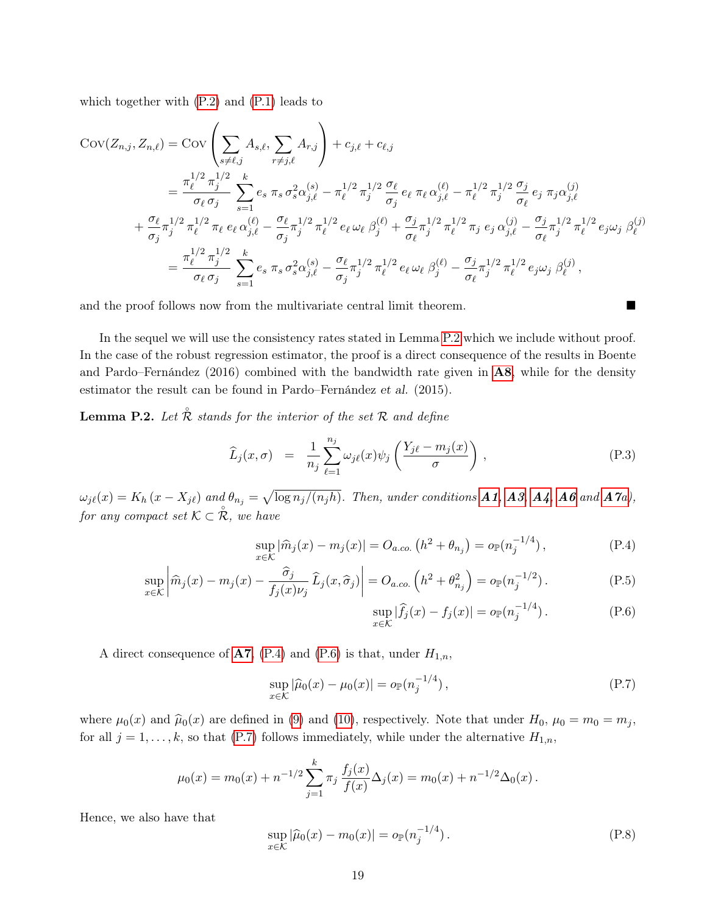which together with (P.2) and (P.1) leads to

$$
\begin{aligned}
\text{Cov}(Z_{n,j}, Z_{n,\ell}) &= \text{Cov}\left(\sum_{s\neq \ell,j} A_{s,\ell}, \sum_{r\neq j,\ell} A_{r,j}\right) + c_{j,\ell} + c_{\ell,j} \\
&= \frac{\pi_\ell^{1/2}\,\pi_j^{1/2}}{\sigma_\ell\,\sigma_j} \sum_{s=1}^{k} e_s\;\pi_s\,\sigma_s^2 \alpha_{j,\ell}^{(s)} - \pi_\ell^{1/2}\,\pi_j^{1/2}\,\frac{\sigma_\ell}{\sigma_j}\,e_\ell\;\pi_\ell\,\alpha_{j,\ell}^{(\ell)} - \pi_\ell^{1/2}\,\pi_j^{1/2}\,\frac{\sigma_j}{\sigma_\ell}\,e_j\;\pi_j \alpha_{j,\ell}^{(j)} \\
&+ \frac{\sigma_\ell}{\sigma_j}\pi_j^{1/2}\,\pi_\ell^{1/2}\,\pi_\ell\;e_\ell\,\alpha_{j,\ell}^{(\ell)} - \frac{\sigma_\ell}{\sigma_j}\pi_j^{1/2}\,\pi_\ell^{1/2}\,e_\ell\,\omega_\ell\;\beta_j^{(\ell)} + \frac{\sigma_j}{\sigma_\ell}\pi_j^{1/2}\,\pi_\ell^{1/2}\,\pi_j\;e_j\,\alpha_{j,\ell}^{(j)} - \frac{\sigma_j}{\sigma_\ell}\pi_j^{1/2}\,\pi_\ell^{1/2}\,e_j\omega_j\;\beta_\ell^{(j)} \\
&= \frac{\pi_\ell^{1/2}\,\pi_j^{1/2}}{\sigma_\ell\,\sigma_j} \sum_{s=1}^{k} e_s\;\pi_s\,\sigma_s^2 \alpha_{j,\ell}^{(s)} - \frac{\sigma_\ell}{\sigma_j}\pi_j^{1/2}\,\pi_\ell^{1/2}\,e_\ell\,\omega_\ell\;\beta_j^{(\ell)} - \frac{\sigma_j}{\sigma_\ell}\pi_j^{1/2}\,\pi_\ell^{1/2}\,e_j\omega_j\;\beta_\ell^{(j)}\,,
\end{aligned}
$$

and the proof follows now from the multivariate central limit theorem. ■

In the sequel we will use the consistency rates stated in Lemma P.2 which we include without proof. In the case of the robust regression estimator, the proof is a direct consequence of the results in Boente and Pardo–Fernández (2016) combined with the bandwidth rate given in **A8**, while for the density estimator the result can be found in Pardo–Fernández *et al.* (2015).

**Lemma P.2.** *Let $\overset{\circ}{\mathcal{R}}$ stands for the interior of the set $\mathcal{R}$ and define*

$$
\widehat{L}_j(x,\sigma) \;\;=\;\; \frac{1}{n_j}\sum_{\ell=1}^{n_j} \omega_{j\ell}(x)\psi_j\left(\frac{Y_{j\ell}-m_j(x)}{\sigma}\right)\,, \tag{P.3}
$$

*$\omega_{j\ell}(x) = K_h(x - X_{j\ell})$ and $\theta_{n_j} = \sqrt{\log n_j/(n_j h)}$. Then, under conditions **A1**, **A3**, **A4**, **A6** and **A7**a), for any compact set $\mathcal{K} \subset \overset{\circ}{\mathcal{R}}$, we have*

$$
\sup_{x\in\mathcal{K}} |\widehat{m}_j(x) - m_j(x)| = O_{a.co.}\left(h^2 + \theta_{n_j}\right) = o_{\mathbb{P}}(n_j^{-1/4})\,, \tag{P.4}
$$

$$
\sup_{x\in\mathcal{K}} \left|\widehat{m}_j(x) - m_j(x) - \frac{\widehat{\sigma}_j}{f_j(x)\nu_j}\,\widehat{L}_j(x,\widehat{\sigma}_j)\right| = O_{a.co.}\left(h^2 + \theta_{n_j}^2\right) = o_{\mathbb{P}}(n_j^{-1/2})\,. \tag{P.5}
$$

$$
\sup_{x\in\mathcal{K}} |\widehat{f}_j(x) - f_j(x)| = o_{\mathbb{P}}(n_j^{-1/4})\,. \tag{P.6}
$$

A direct consequence of **A7**, (P.4) and (P.6) is that, under $H_{1,n}$,

$$
\sup_{x\in\mathcal{K}} |\widehat{\mu}_0(x) - \mu_0(x)| = o_{\mathbb{P}}(n_j^{-1/4})\,, \tag{P.7}
$$

where $\mu_0(x)$ and $\widehat{\mu}_0(x)$ are defined in (9) and (10), respectively. Note that under $H_0$, $\mu_0 = m_0 = m_j$, for all $j = 1,\dots,k$, so that (P.7) follows immediately, while under the alternative $H_{1,n}$,

$$
\mu_0(x) = m_0(x) + n^{-1/2}\sum_{j=1}^{k} \pi_j\,\frac{f_j(x)}{f(x)}\Delta_j(x) = m_0(x) + n^{-1/2}\Delta_0(x)\,.
$$

Hence, we also have that

$$
\sup_{x\in\mathcal{K}} |\widehat{\mu}_0(x) - m_0(x)| = o_{\mathbb{P}}(n_j^{-1/4})\,. \tag{P.8}
$$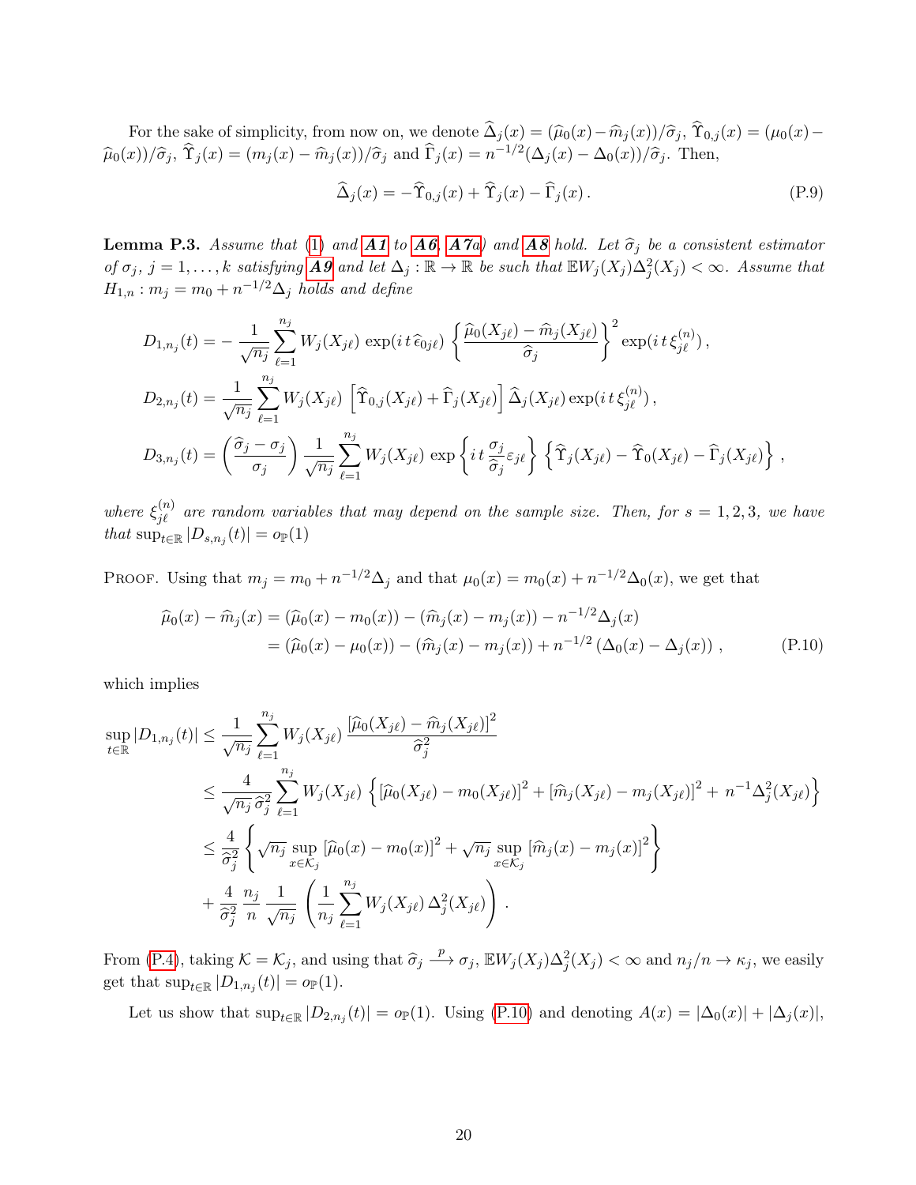For the sake of simplicity, from now on, we denote $\widehat{\Delta}_j(x) = (\widehat{\mu}_0(x) - \widehat{m}_j(x))/\widehat{\sigma}_j$, $\widehat{\Upsilon}_{0,j}(x) = (\mu_0(x) - \widehat{\mu}_0(x))/\widehat{\sigma}_j$, $\widehat{\Upsilon}_j(x) = (m_j(x) - \widehat{m}_j(x))/\widehat{\sigma}_j$ and $\widehat{\Gamma}_j(x) = n^{-1/2}(\Delta_j(x) - \Delta_0(x))/\widehat{\sigma}_j$. Then,

$$\widehat{\Delta}_j(x) = -\widehat{\Upsilon}_{0,j}(x) + \widehat{\Upsilon}_j(x) - \widehat{\Gamma}_j(x) \,. \tag{P.9}$$

**Lemma P.3.** *Assume that (1) and **A1** to **A6**, **A7a**) and **A8** hold. Let $\widehat{\sigma}_j$ be a consistent estimator of $\sigma_j$, $j = 1, \ldots, k$ satisfying **A9** and let $\Delta_j : \mathbb{R} \to \mathbb{R}$ be such that $\mathbb{E} W_j(X_j)\Delta_j^2(X_j) < \infty$. Assume that $H_{1,n} : m_j = m_0 + n^{-1/2}\Delta_j$ holds and define*

$$D_{1,n_j}(t) = -\frac{1}{\sqrt{n_j}} \sum_{\ell=1}^{n_j} W_j(X_{j\ell}) \exp(i\,t\,\widehat{\epsilon}_{0j\ell}) \left\{ \frac{\widehat{\mu}_0(X_{j\ell}) - \widehat{m}_j(X_{j\ell})}{\widehat{\sigma}_j} \right\}^2 \exp(i\,t\,\xi_{j\ell}^{(n)}) \,,$$

$$D_{2,n_j}(t) = \frac{1}{\sqrt{n_j}} \sum_{\ell=1}^{n_j} W_j(X_{j\ell}) \left[ \widehat{\Upsilon}_{0,j}(X_{j\ell}) + \widehat{\Gamma}_j(X_{j\ell}) \right] \widehat{\Delta}_j(X_{j\ell}) \exp(i\,t\,\xi_{j\ell}^{(n)}) \,,$$

$$D_{3,n_j}(t) = \left( \frac{\widehat{\sigma}_j - \sigma_j}{\sigma_j} \right) \frac{1}{\sqrt{n_j}} \sum_{\ell=1}^{n_j} W_j(X_{j\ell}) \exp\left\{ i\,t\,\frac{\sigma_j}{\widehat{\sigma}_j} \varepsilon_{j\ell} \right\} \left\{ \widehat{\Upsilon}_j(X_{j\ell}) - \widehat{\Upsilon}_0(X_{j\ell}) - \widehat{\Gamma}_j(X_{j\ell}) \right\} \,,$$

*where $\xi_{j\ell}^{(n)}$ are random variables that may depend on the sample size. Then, for $s = 1, 2, 3$, we have that $\sup_{t\in\mathbb{R}} |D_{s,n_j}(t)| = o_{\mathbb{P}}(1)$*

Proof. Using that $m_j = m_0 + n^{-1/2}\Delta_j$ and that $\mu_0(x) = m_0(x) + n^{-1/2}\Delta_0(x)$, we get that

$$\begin{aligned}
\widehat{\mu}_0(x) - \widehat{m}_j(x) &= (\widehat{\mu}_0(x) - m_0(x)) - (\widehat{m}_j(x) - m_j(x)) - n^{-1/2}\Delta_j(x) \\
&= (\widehat{\mu}_0(x) - \mu_0(x)) - (\widehat{m}_j(x) - m_j(x)) + n^{-1/2}\left(\Delta_0(x) - \Delta_j(x)\right) \,,
\end{aligned} \tag{P.10}$$

which implies

$$\begin{aligned}
\sup_{t\in\mathbb{R}} |D_{1,n_j}(t)| &\le \frac{1}{\sqrt{n_j}} \sum_{\ell=1}^{n_j} W_j(X_{j\ell}) \frac{\left[\widehat{\mu}_0(X_{j\ell}) - \widehat{m}_j(X_{j\ell})\right]^2}{\widehat{\sigma}_j^2} \\
&\le \frac{4}{\sqrt{n_j}\,\widehat{\sigma}_j^2} \sum_{\ell=1}^{n_j} W_j(X_{j\ell}) \left\{ \left[\widehat{\mu}_0(X_{j\ell}) - m_0(X_{j\ell})\right]^2 + \left[\widehat{m}_j(X_{j\ell}) - m_j(X_{j\ell})\right]^2 + n^{-1}\Delta_j^2(X_{j\ell}) \right\} \\
&\le \frac{4}{\widehat{\sigma}_j^2} \left\{ \sqrt{n_j} \sup_{x\in\mathcal{K}_j} \left[\widehat{\mu}_0(x) - m_0(x)\right]^2 + \sqrt{n_j} \sup_{x\in\mathcal{K}_j} \left[\widehat{m}_j(x) - m_j(x)\right]^2 \right\} \\
&\quad + \frac{4}{\widehat{\sigma}_j^2} \frac{n_j}{n} \frac{1}{\sqrt{n_j}} \left( \frac{1}{n_j} \sum_{\ell=1}^{n_j} W_j(X_{j\ell})\, \Delta_j^2(X_{j\ell}) \right) \,.
\end{aligned}$$

From (P.4), taking $\mathcal{K} = \mathcal{K}_j$, and using that $\widehat{\sigma}_j \xrightarrow{p} \sigma_j$, $\mathbb{E} W_j(X_j)\Delta_j^2(X_j) < \infty$ and $n_j/n \to \kappa_j$, we easily get that $\sup_{t\in\mathbb{R}} |D_{1,n_j}(t)| = o_{\mathbb{P}}(1)$.

Let us show that $\sup_{t\in\mathbb{R}} |D_{2,n_j}(t)| = o_{\mathbb{P}}(1)$. Using (P.10) and denoting $A(x) = |\Delta_0(x)| + |\Delta_j(x)|$,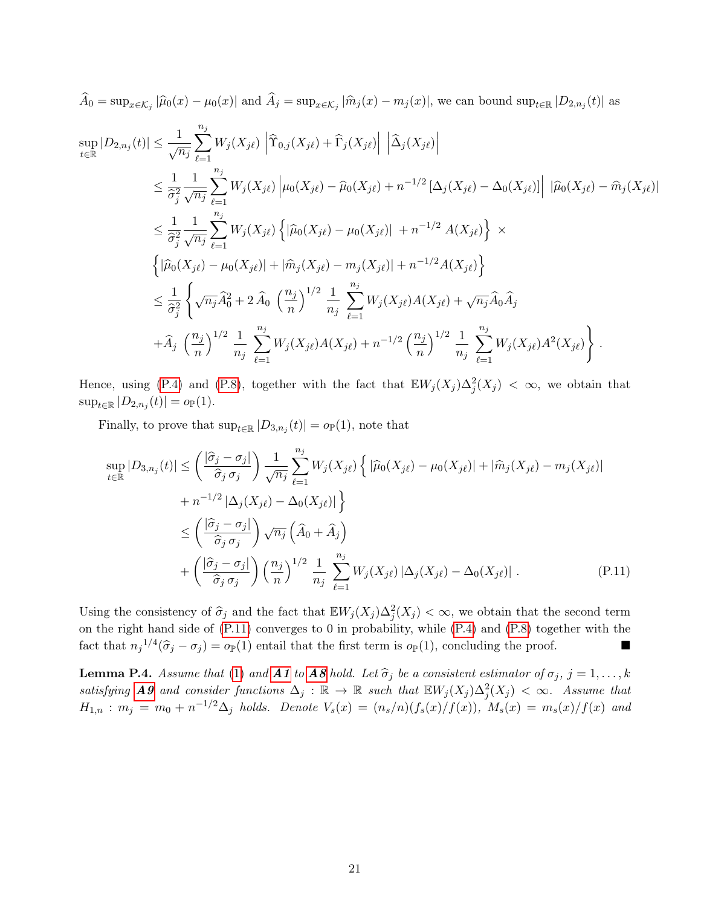$\widehat{A}_0 = \sup_{x\in\mathcal{K}_j} |\widehat{\mu}_0(x) - \mu_0(x)|$ and $\widehat{A}_j = \sup_{x\in\mathcal{K}_j} |\widehat{m}_j(x) - m_j(x)|$, we can bound $\sup_{t\in\mathbb{R}} |D_{2,n_j}(t)|$ as

$$
\begin{aligned}
\sup_{t\in\mathbb{R}} |D_{2,n_j}(t)| &\le \frac{1}{\sqrt{n_j}} \sum_{\ell=1}^{n_j} W_j(X_{j\ell}) \left|\widehat{\Upsilon}_{0,j}(X_{j\ell}) + \widehat{\Gamma}_j(X_{j\ell})\right| \, \left|\widehat{\Delta}_j(X_{j\ell})\right| \\
&\le \frac{1}{\widehat{\sigma}_j^2} \frac{1}{\sqrt{n_j}} \sum_{\ell=1}^{n_j} W_j(X_{j\ell}) \left|\mu_0(X_{j\ell}) - \widehat{\mu}_0(X_{j\ell}) + n^{-1/2}\left[\Delta_j(X_{j\ell}) - \Delta_0(X_{j\ell})\right]\right| \, |\widehat{\mu}_0(X_{j\ell}) - \widehat{m}_j(X_{j\ell})| \\
&\le \frac{1}{\widehat{\sigma}_j^2} \frac{1}{\sqrt{n_j}} \sum_{\ell=1}^{n_j} W_j(X_{j\ell}) \left\{|\widehat{\mu}_0(X_{j\ell}) - \mu_0(X_{j\ell})| \, + n^{-1/2} \, A(X_{j\ell})\right\} \, \times \\
&\left\{|\widehat{\mu}_0(X_{j\ell}) - \mu_0(X_{j\ell})| + |\widehat{m}_j(X_{j\ell}) - m_j(X_{j\ell})| + n^{-1/2} A(X_{j\ell})\right\} \\
&\le \frac{1}{\widehat{\sigma}_j^2} \left\{ \sqrt{n_j}\widehat{A}_0^2 + 2\,\widehat{A}_0 \, \left(\frac{n_j}{n}\right)^{1/2} \frac{1}{n_j} \sum_{\ell=1}^{n_j} W_j(X_{j\ell}) A(X_{j\ell}) + \sqrt{n_j}\widehat{A}_0\widehat{A}_j \right. \\
&\left. + \widehat{A}_j \, \left(\frac{n_j}{n}\right)^{1/2} \frac{1}{n_j} \sum_{\ell=1}^{n_j} W_j(X_{j\ell}) A(X_{j\ell}) + n^{-1/2}\left(\frac{n_j}{n}\right)^{1/2} \frac{1}{n_j} \sum_{\ell=1}^{n_j} W_j(X_{j\ell}) A^2(X_{j\ell}) \right\} .
\end{aligned}
$$

Hence, using (P.4) and (P.8), together with the fact that $\mathbb{E}W_j(X_j)\Delta_j^2(X_j) < \infty$, we obtain that $\sup_{t\in\mathbb{R}} |D_{2,n_j}(t)| = o_{\mathbb{P}}(1)$.

Finally, to prove that $\sup_{t\in\mathbb{R}} |D_{3,n_j}(t)| = o_{\mathbb{P}}(1)$, note that

$$
\begin{aligned}
\sup_{t\in\mathbb{R}} |D_{3,n_j}(t)| &\le \left(\frac{|\widehat{\sigma}_j - \sigma_j|}{\widehat{\sigma}_j \, \sigma_j}\right) \frac{1}{\sqrt{n_j}} \sum_{\ell=1}^{n_j} W_j(X_{j\ell}) \Big\{ \, |\widehat{\mu}_0(X_{j\ell}) - \mu_0(X_{j\ell})| + |\widehat{m}_j(X_{j\ell}) - m_j(X_{j\ell})| \\
&\quad + n^{-1/2} \, |\Delta_j(X_{j\ell}) - \Delta_0(X_{j\ell})| \Big\} \\
&\le \left(\frac{|\widehat{\sigma}_j - \sigma_j|}{\widehat{\sigma}_j \, \sigma_j}\right) \sqrt{n_j} \left(\widehat{A}_0 + \widehat{A}_j\right) \\
&\quad + \left(\frac{|\widehat{\sigma}_j - \sigma_j|}{\widehat{\sigma}_j \, \sigma_j}\right) \left(\frac{n_j}{n}\right)^{1/2} \frac{1}{n_j} \sum_{\ell=1}^{n_j} W_j(X_{j\ell}) \, |\Delta_j(X_{j\ell}) - \Delta_0(X_{j\ell})| \, . \qquad \text{(P.11)}
\end{aligned}
$$

Using the consistency of $\widehat{\sigma}_j$ and the fact that $\mathbb{E}W_j(X_j)\Delta_j^2(X_j) < \infty$, we obtain that the second term on the right hand side of (P.11) converges to 0 in probability, while (P.4) and (P.8) together with the fact that ${n_j}^{1/4}(\widehat{\sigma}_j - \sigma_j) = o_{\mathbb{P}}(1)$ entail that the first term is $o_{\mathbb{P}}(1)$, concluding the proof. ∎

**Lemma P.4.** *Assume that (1) and **A1** to **A8** hold. Let $\widehat{\sigma}_j$ be a consistent estimator of $\sigma_j$, $j = 1, \dots, k$ satisfying **A9** and consider functions $\Delta_j : \mathbb{R} \to \mathbb{R}$ such that $\mathbb{E}W_j(X_j)\Delta_j^2(X_j) < \infty$. Assume that $H_{1,n} : m_j = m_0 + n^{-1/2}\Delta_j$ holds. Denote $V_s(x) = (n_s/n)(f_s(x)/f(x))$, $M_s(x) = m_s(x)/f(x)$ and*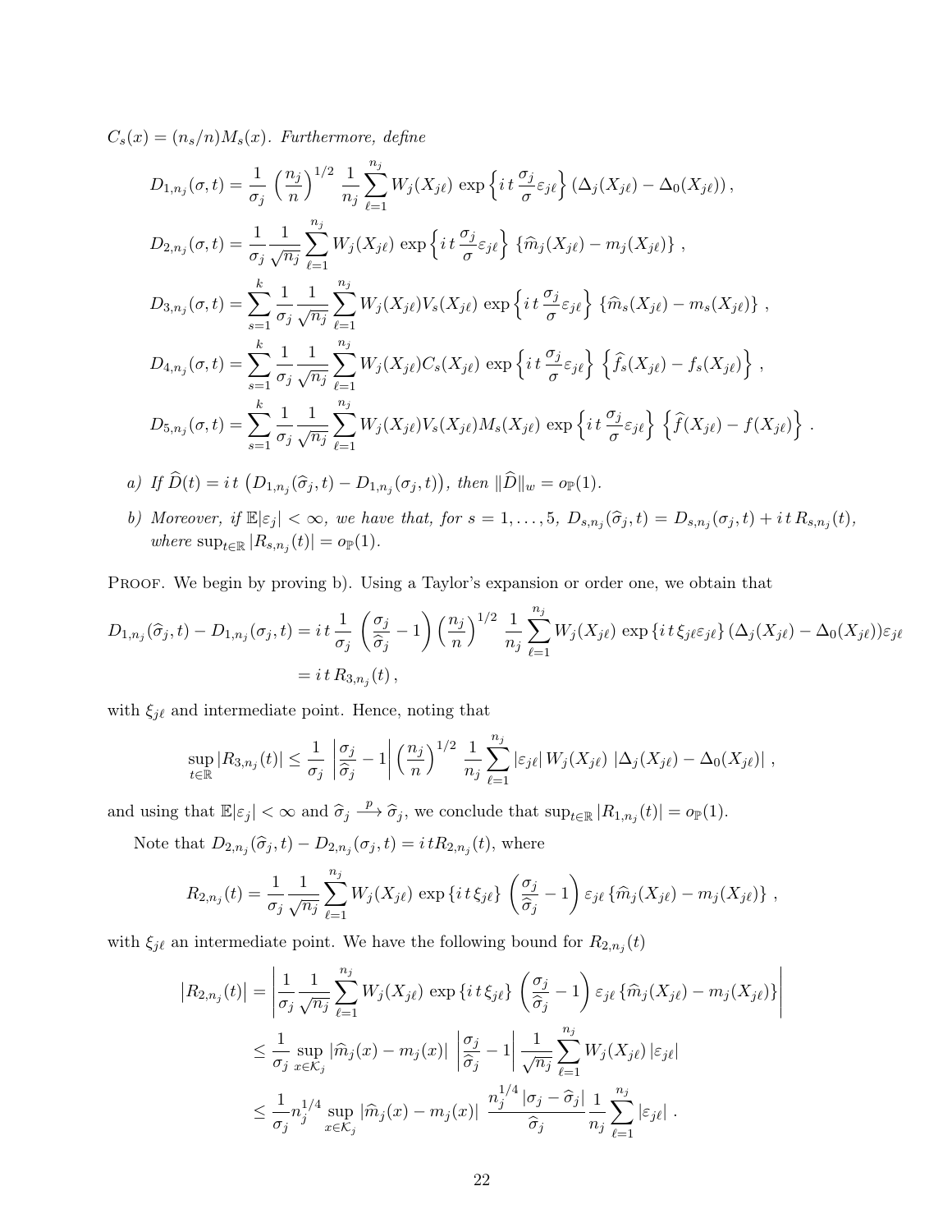$C_s(x) = (n_s/n) M_s(x)$. *Furthermore, define*

$$D_{1,n_j}(\sigma,t) = \frac{1}{\sigma_j}\left(\frac{n_j}{n}\right)^{1/2}\frac{1}{n_j}\sum_{\ell=1}^{n_j} W_j(X_{j\ell})\,\exp\left\{i\,t\,\frac{\sigma_j}{\sigma}\varepsilon_{j\ell}\right\}\left(\Delta_j(X_{j\ell}) - \Delta_0(X_{j\ell})\right),$$

$$D_{2,n_j}(\sigma,t) = \frac{1}{\sigma_j}\frac{1}{\sqrt{n_j}}\sum_{\ell=1}^{n_j} W_j(X_{j\ell})\,\exp\left\{i\,t\,\frac{\sigma_j}{\sigma}\varepsilon_{j\ell}\right\}\{\widehat{m}_j(X_{j\ell}) - m_j(X_{j\ell})\}\,,$$

$$D_{3,n_j}(\sigma,t) = \sum_{s=1}^{k}\frac{1}{\sigma_j}\frac{1}{\sqrt{n_j}}\sum_{\ell=1}^{n_j} W_j(X_{j\ell}) V_s(X_{j\ell})\,\exp\left\{i\,t\,\frac{\sigma_j}{\sigma}\varepsilon_{j\ell}\right\}\{\widehat{m}_s(X_{j\ell}) - m_s(X_{j\ell})\}\,,$$

$$D_{4,n_j}(\sigma,t) = \sum_{s=1}^{k}\frac{1}{\sigma_j}\frac{1}{\sqrt{n_j}}\sum_{\ell=1}^{n_j} W_j(X_{j\ell}) C_s(X_{j\ell})\,\exp\left\{i\,t\,\frac{\sigma_j}{\sigma}\varepsilon_{j\ell}\right\}\left\{\widehat{f}_s(X_{j\ell}) - f_s(X_{j\ell})\right\}\,,$$

$$D_{5,n_j}(\sigma,t) = \sum_{s=1}^{k}\frac{1}{\sigma_j}\frac{1}{\sqrt{n_j}}\sum_{\ell=1}^{n_j} W_j(X_{j\ell}) V_s(X_{j\ell}) M_s(X_{j\ell})\,\exp\left\{i\,t\,\frac{\sigma_j}{\sigma}\varepsilon_{j\ell}\right\}\left\{\widehat{f}(X_{j\ell}) - f(X_{j\ell})\right\}\,.$$

*a) If* $\widehat{D}(t) = i\,t\,\left(D_{1,n_j}(\widehat{\sigma}_j,t) - D_{1,n_j}(\sigma_j,t)\right)$, *then* $\|\widehat{D}\|_w = o_{\mathbb{P}}(1)$.

*b) Moreover, if* $\mathbb{E}|\varepsilon_j| < \infty$, *we have that, for* $s = 1,\dots,5$, $D_{s,n_j}(\widehat{\sigma}_j,t) = D_{s,n_j}(\sigma_j,t) + i\,t\,R_{s,n_j}(t)$, *where* $\sup_{t\in\mathbb{R}}|R_{s,n_j}(t)| = o_{\mathbb{P}}(1)$.

Proof. We begin by proving b). Using a Taylor's expansion or order one, we obtain that

$$\begin{aligned}D_{1,n_j}(\widehat{\sigma}_j,t) - D_{1,n_j}(\sigma_j,t) &= i\,t\,\frac{1}{\sigma_j}\left(\frac{\sigma_j}{\widehat{\sigma}_j} - 1\right)\left(\frac{n_j}{n}\right)^{1/2}\frac{1}{n_j}\sum_{\ell=1}^{n_j} W_j(X_{j\ell})\,\exp\{i\,t\,\xi_{j\ell}\varepsilon_{j\ell}\}\,(\Delta_j(X_{j\ell}) - \Delta_0(X_{j\ell}))\varepsilon_{j\ell}\\ &= i\,t\,R_{3,n_j}(t)\,,\end{aligned}$$

with $\xi_{j\ell}$ and intermediate point. Hence, noting that

$$\sup_{t\in\mathbb{R}}|R_{3,n_j}(t)| \le \frac{1}{\sigma_j}\left|\frac{\sigma_j}{\widehat{\sigma}_j} - 1\right|\left(\frac{n_j}{n}\right)^{1/2}\frac{1}{n_j}\sum_{\ell=1}^{n_j}|\varepsilon_{j\ell}|\,W_j(X_{j\ell})\,|\Delta_j(X_{j\ell}) - \Delta_0(X_{j\ell})|\,,$$

and using that $\mathbb{E}|\varepsilon_j| < \infty$ and $\widehat{\sigma}_j \xrightarrow{p} \widehat{\sigma}_j$, we conclude that $\sup_{t\in\mathbb{R}}|R_{1,n_j}(t)| = o_{\mathbb{P}}(1)$.

Note that $D_{2,n_j}(\widehat{\sigma}_j,t) - D_{2,n_j}(\sigma_j,t) = i\,tR_{2,n_j}(t)$, where

$$R_{2,n_j}(t) = \frac{1}{\sigma_j}\frac{1}{\sqrt{n_j}}\sum_{\ell=1}^{n_j} W_j(X_{j\ell})\,\exp\{i\,t\,\xi_{j\ell}\}\left(\frac{\sigma_j}{\widehat{\sigma}_j} - 1\right)\varepsilon_{j\ell}\{\widehat{m}_j(X_{j\ell}) - m_j(X_{j\ell})\}\,,$$

with $\xi_{j\ell}$ an intermediate point. We have the following bound for $R_{2,n_j}(t)$

$$\begin{aligned}\left|R_{2,n_j}(t)\right| &= \left|\frac{1}{\sigma_j}\frac{1}{\sqrt{n_j}}\sum_{\ell=1}^{n_j} W_j(X_{j\ell})\,\exp\{i\,t\,\xi_{j\ell}\}\left(\frac{\sigma_j}{\widehat{\sigma}_j} - 1\right)\varepsilon_{j\ell}\{\widehat{m}_j(X_{j\ell}) - m_j(X_{j\ell})\}\right|\\ &\le \frac{1}{\sigma_j}\sup_{x\in\mathcal{K}_j}|\widehat{m}_j(x) - m_j(x)|\,\left|\frac{\sigma_j}{\widehat{\sigma}_j} - 1\right|\frac{1}{\sqrt{n_j}}\sum_{\ell=1}^{n_j} W_j(X_{j\ell})\,|\varepsilon_{j\ell}|\\ &\le \frac{1}{\sigma_j}n_j^{1/4}\sup_{x\in\mathcal{K}_j}|\widehat{m}_j(x) - m_j(x)|\,\frac{n_j^{1/4}\,|\sigma_j - \widehat{\sigma}_j|}{\widehat{\sigma}_j}\frac{1}{n_j}\sum_{\ell=1}^{n_j}|\varepsilon_{j\ell}|\,.\end{aligned}$$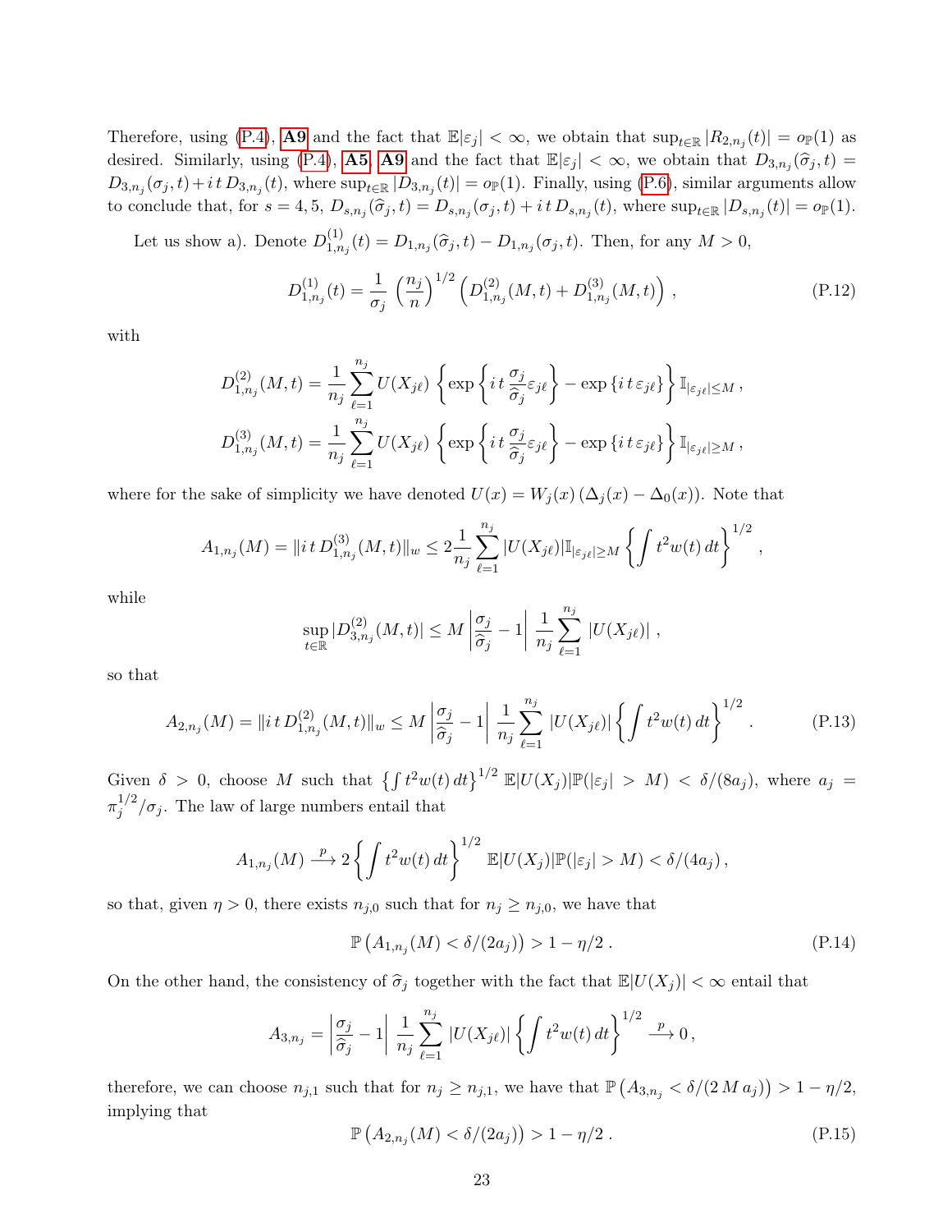Therefore, using (P.4), **A9** and the fact that $\mathbb{E}|\varepsilon_j| < \infty$, we obtain that $\sup_{t\in\mathbb{R}} |R_{2,n_j}(t)| = o_{\mathbb{P}}(1)$ as desired. Similarly, using (P.4), **A5**, **A9** and the fact that $\mathbb{E}|\varepsilon_j| < \infty$, we obtain that $D_{3,n_j}(\widehat{\sigma}_j, t) = D_{3,n_j}(\sigma_j, t) + i\,t\,D_{3,n_j}(t)$, where $\sup_{t\in\mathbb{R}} |D_{3,n_j}(t)| = o_{\mathbb{P}}(1)$. Finally, using (P.6), similar arguments allow to conclude that, for $s = 4, 5$, $D_{s,n_j}(\widehat{\sigma}_j, t) = D_{s,n_j}(\sigma_j, t) + i\,t\,D_{s,n_j}(t)$, where $\sup_{t\in\mathbb{R}} |D_{s,n_j}(t)| = o_{\mathbb{P}}(1)$.

Let us show a). Denote $D^{(1)}_{1,n_j}(t) = D_{1,n_j}(\widehat{\sigma}_j, t) - D_{1,n_j}(\sigma_j, t)$. Then, for any $M > 0$,

$$D^{(1)}_{1,n_j}(t) = \frac{1}{\sigma_j}\left(\frac{n_j}{n}\right)^{1/2}\left(D^{(2)}_{1,n_j}(M,t) + D^{(3)}_{1,n_j}(M,t)\right), \tag{P.12}$$

with

$$D^{(2)}_{1,n_j}(M,t) = \frac{1}{n_j}\sum_{\ell=1}^{n_j} U(X_{j\ell})\left\{\exp\left\{i\,t\,\frac{\sigma_j}{\widehat{\sigma}_j}\varepsilon_{j\ell}\right\} - \exp\left\{i\,t\,\varepsilon_{j\ell}\right\}\right\}\mathbb{I}_{|\varepsilon_{j\ell}|\le M},$$

$$D^{(3)}_{1,n_j}(M,t) = \frac{1}{n_j}\sum_{\ell=1}^{n_j} U(X_{j\ell})\left\{\exp\left\{i\,t\,\frac{\sigma_j}{\widehat{\sigma}_j}\varepsilon_{j\ell}\right\} - \exp\left\{i\,t\,\varepsilon_{j\ell}\right\}\right\}\mathbb{I}_{|\varepsilon_{j\ell}|\ge M},$$

where for the sake of simplicity we have denoted $U(x) = W_j(x)\left(\Delta_j(x) - \Delta_0(x)\right)$. Note that

$$A_{1,n_j}(M) = \|i\,t\,D^{(3)}_{1,n_j}(M,t)\|_w \le 2\frac{1}{n_j}\sum_{\ell=1}^{n_j}|U(X_{j\ell})|\mathbb{I}_{|\varepsilon_{j\ell}|\ge M}\left\{\int t^2 w(t)\,dt\right\}^{1/2},$$

while

$$\sup_{t\in\mathbb{R}}|D^{(2)}_{3,n_j}(M,t)| \le M\left|\frac{\sigma_j}{\widehat{\sigma}_j} - 1\right|\frac{1}{n_j}\sum_{\ell=1}^{n_j}|U(X_{j\ell})|,$$

so that

$$A_{2,n_j}(M) = \|i\,t\,D^{(2)}_{1,n_j}(M,t)\|_w \le M\left|\frac{\sigma_j}{\widehat{\sigma}_j} - 1\right|\frac{1}{n_j}\sum_{\ell=1}^{n_j}|U(X_{j\ell})|\left\{\int t^2 w(t)\,dt\right\}^{1/2}. \tag{P.13}$$

Given $\delta > 0$, choose $M$ such that $\left\{\int t^2 w(t)\,dt\right\}^{1/2}\mathbb{E}|U(X_j)|\mathbb{P}(|\varepsilon_j| > M) < \delta/(8a_j)$, where $a_j = \pi_j^{1/2}/\sigma_j$. The law of large numbers entail that

$$A_{1,n_j}(M) \xrightarrow{p} 2\left\{\int t^2 w(t)\,dt\right\}^{1/2}\mathbb{E}|U(X_j)|\mathbb{P}(|\varepsilon_j| > M) < \delta/(4a_j),$$

so that, given $\eta > 0$, there exists $n_{j,0}$ such that for $n_j \ge n_{j,0}$, we have that

$$\mathbb{P}\left(A_{1,n_j}(M) < \delta/(2a_j)\right) > 1 - \eta/2. \tag{P.14}$$

On the other hand, the consistency of $\widehat{\sigma}_j$ together with the fact that $\mathbb{E}|U(X_j)| < \infty$ entail that

$$A_{3,n_j} = \left|\frac{\sigma_j}{\widehat{\sigma}_j} - 1\right|\frac{1}{n_j}\sum_{\ell=1}^{n_j}|U(X_{j\ell})|\left\{\int t^2 w(t)\,dt\right\}^{1/2} \xrightarrow{p} 0,$$

therefore, we can choose $n_{j,1}$ such that for $n_j \ge n_{j,1}$, we have that $\mathbb{P}\left(A_{3,n_j} < \delta/(2\,M\,a_j)\right) > 1 - \eta/2$, implying that

$$\mathbb{P}\left(A_{2,n_j}(M) < \delta/(2a_j)\right) > 1 - \eta/2. \tag{P.15}$$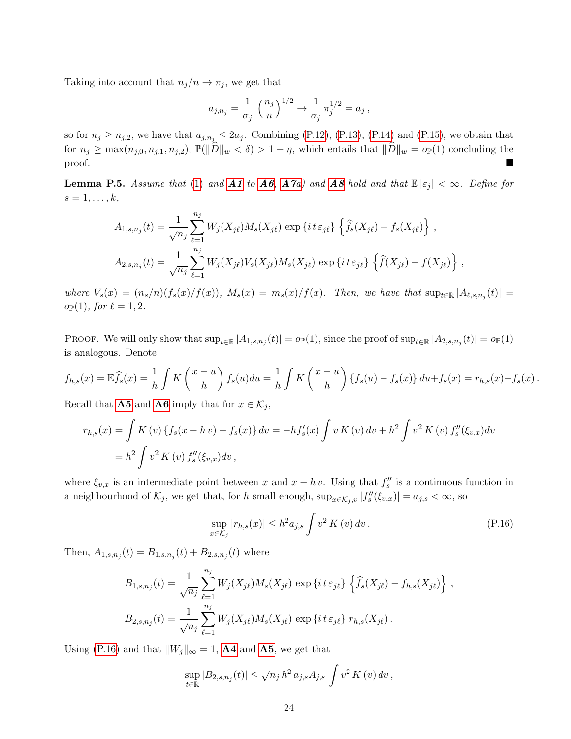Taking into account that $n_j/n \to \pi_j$, we get that

$$a_{j,n_j} = \frac{1}{\sigma_j} \left(\frac{n_j}{n}\right)^{1/2} \to \frac{1}{\sigma_j} \pi_j^{1/2} = a_j \,,$$

so for $n_j \geq n_{j,2}$, we have that $a_{j,n_j} \leq 2a_j$. Combining (P.12), (P.13), (P.14) and (P.15), we obtain that for $n_j \geq \max(n_{j,0}, n_{j,1}, n_{j,2})$, $\mathbb{P}(\|\widehat{D}\|_w < \delta) > 1 - \eta$, which entails that $\|\widehat{D}\|_w = o_{\mathbb{P}}(1)$ concluding the proof. ■

**Lemma P.5.** *Assume that* (1) *and* ***A1*** *to* ***A6***, ***A7****a) and* ***A8*** *hold and that* $\mathbb{E}\,|\varepsilon_j| < \infty$. *Define for* $s = 1, \ldots, k$,

$$A_{1,s,n_j}(t) = \frac{1}{\sqrt{n_j}} \sum_{\ell=1}^{n_j} W_j(X_{j\ell}) M_s(X_{j\ell}) \exp\{i\,t\,\varepsilon_{j\ell}\} \left\{\widehat{f}_s(X_{j\ell}) - f_s(X_{j\ell})\right\} ,$$

$$A_{2,s,n_j}(t) = \frac{1}{\sqrt{n_j}} \sum_{\ell=1}^{n_j} W_j(X_{j\ell}) V_s(X_{j\ell}) M_s(X_{j\ell}) \exp\{i\,t\,\varepsilon_{j\ell}\} \left\{\widehat{f}(X_{j\ell}) - f(X_{j\ell})\right\} ,$$

*where* $V_s(x) = (n_s/n)(f_s(x)/f(x))$, $M_s(x) = m_s(x)/f(x)$. *Then, we have that* $\sup_{t\in\mathbb{R}} |A_{\ell,s,n_j}(t)| = o_{\mathbb{P}}(1)$, *for* $\ell = 1, 2$.

Proof. We will only show that $\sup_{t\in\mathbb{R}} |A_{1,s,n_j}(t)| = o_{\mathbb{P}}(1)$, since the proof of $\sup_{t\in\mathbb{R}} |A_{2,s,n_j}(t)| = o_{\mathbb{P}}(1)$ is analogous. Denote

$$f_{h,s}(x) = \mathbb{E}\widehat{f}_s(x) = \frac{1}{h}\int K\left(\frac{x-u}{h}\right) f_s(u)du = \frac{1}{h}\int K\left(\frac{x-u}{h}\right)\{f_s(u) - f_s(x)\}\,du + f_s(x) = r_{h,s}(x) + f_s(x) \,.$$

Recall that **A5** and **A6** imply that for $x \in \mathcal{K}_j$,

$$\begin{aligned} r_{h,s}(x) &= \int K(v)\{f_s(x - h\,v) - f_s(x)\}\,dv = -hf_s'(x)\int v\,K(v)\,dv + h^2\int v^2\,K(v)\,f_s''(\xi_{v,x})dv \\ &= h^2\int v^2\,K(v)\,f_s''(\xi_{v,x})dv \,, \end{aligned}$$

where $\xi_{v,x}$ is an intermediate point between $x$ and $x - h\,v$. Using that $f_s''$ is a continuous function in a neighbourhood of $\mathcal{K}_j$, we get that, for $h$ small enough, $\sup_{x\in\mathcal{K}_j, v} |f_s''(\xi_{v,x})| = a_{j,s} < \infty$, so

$$\sup_{x\in\mathcal{K}_j} |r_{h,s}(x)| \leq h^2 a_{j,s} \int v^2\,K(v)\,dv \,. \tag{P.16}$$

Then, $A_{1,s,n_j}(t) = B_{1,s,n_j}(t) + B_{2,s,n_j}(t)$ where

$$B_{1,s,n_j}(t) = \frac{1}{\sqrt{n_j}} \sum_{\ell=1}^{n_j} W_j(X_{j\ell}) M_s(X_{j\ell}) \exp\{i\,t\,\varepsilon_{j\ell}\} \left\{\widehat{f}_s(X_{j\ell}) - f_{h,s}(X_{j\ell})\right\} ,$$

$$B_{2,s,n_j}(t) = \frac{1}{\sqrt{n_j}} \sum_{\ell=1}^{n_j} W_j(X_{j\ell}) M_s(X_{j\ell}) \exp\{i\,t\,\varepsilon_{j\ell}\}\; r_{h,s}(X_{j\ell}) \,.$$

Using (P.16) and that $\|W_j\|_\infty = 1$, **A4** and **A5**, we get that

$$\sup_{t\in\mathbb{R}} |B_{2,s,n_j}(t)| \leq \sqrt{n_j}\,h^2\,a_{j,s} A_{j,s} \int v^2\,K(v)\,dv \,,$$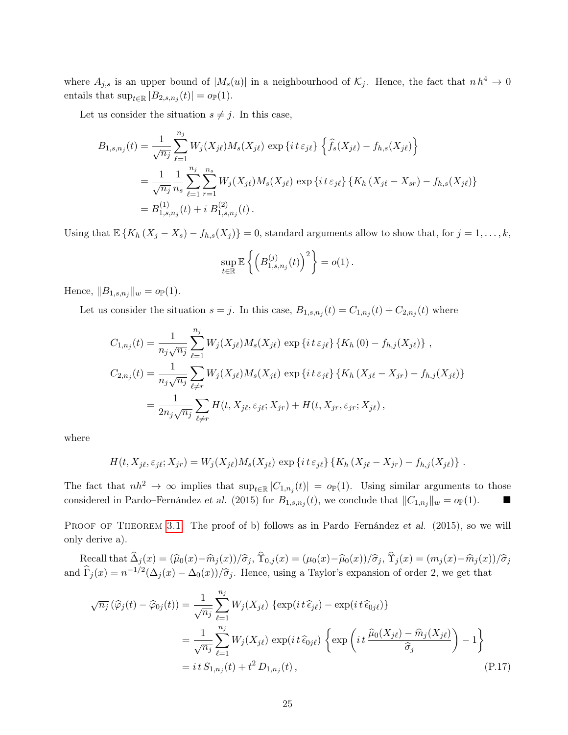where $A_{j,s}$ is an upper bound of $|M_s(u)|$ in a neighbourhood of $\mathcal{K}_j$. Hence, the fact that $n\,h^4 \to 0$ entails that $\sup_{t\in\mathbb{R}} |B_{2,s,n_j}(t)| = o_{\mathbb{P}}(1)$.

Let us consider the situation $s \neq j$. In this case,

$$
\begin{aligned}
B_{1,s,n_j}(t) &= \frac{1}{\sqrt{n_j}} \sum_{\ell=1}^{n_j} W_j(X_{j\ell}) M_s(X_{j\ell}) \, \exp\left\{ i\, t\, \varepsilon_{j\ell} \right\} \left\{ \widehat{f}_s(X_{j\ell}) - f_{h,s}(X_{j\ell}) \right\} \\
&= \frac{1}{\sqrt{n_j}} \frac{1}{n_s} \sum_{\ell=1}^{n_j} \sum_{r=1}^{n_s} W_j(X_{j\ell}) M_s(X_{j\ell}) \, \exp\left\{ i\, t\, \varepsilon_{j\ell} \right\} \left\{ K_h\left(X_{j\ell} - X_{sr}\right) - f_{h,s}(X_{j\ell}) \right\} \\
&= B^{(1)}_{1,s,n_j}(t) + i\, B^{(2)}_{1,s,n_j}(t)\,.
\end{aligned}
$$

Using that $\mathbb{E}\left\{ K_h\left(X_j - X_s\right) - f_{h,s}(X_j) \right\} = 0$, standard arguments allow to show that, for $j = 1, \ldots, k$,

$$
\sup_{t\in\mathbb{R}} \mathbb{E}\left\{ \left( B^{(j)}_{1,s,n_j}(t) \right)^2 \right\} = o(1)\,.
$$

Hence, $\|B_{1,s,n_j}\|_w = o_{\mathbb{P}}(1)$.

Let us consider the situation $s = j$. In this case, $B_{1,s,n_j}(t) = C_{1,n_j}(t) + C_{2,n_j}(t)$ where

$$
\begin{aligned}
C_{1,n_j}(t) &= \frac{1}{n_j\sqrt{n_j}} \sum_{\ell=1}^{n_j} W_j(X_{j\ell}) M_s(X_{j\ell}) \, \exp\left\{ i\, t\, \varepsilon_{j\ell} \right\} \left\{ K_h\left(0\right) - f_{h,j}(X_{j\ell}) \right\}\,, \\
C_{2,n_j}(t) &= \frac{1}{n_j\sqrt{n_j}} \sum_{\ell\neq r} W_j(X_{j\ell}) M_s(X_{j\ell}) \, \exp\left\{ i\, t\, \varepsilon_{j\ell} \right\} \left\{ K_h\left(X_{j\ell} - X_{jr}\right) - f_{h,j}(X_{j\ell}) \right\} \\
&= \frac{1}{2n_j\sqrt{n_j}} \sum_{\ell\neq r} H(t, X_{j\ell}, \varepsilon_{j\ell}; X_{jr}) + H(t, X_{jr}, \varepsilon_{jr}; X_{j\ell})\,,
\end{aligned}
$$

where

$$
H(t, X_{j\ell}, \varepsilon_{j\ell}; X_{jr}) = W_j(X_{j\ell}) M_s(X_{j\ell}) \, \exp\left\{ i\, t\, \varepsilon_{j\ell} \right\} \left\{ K_h\left(X_{j\ell} - X_{jr}\right) - f_{h,j}(X_{j\ell}) \right\}\,.
$$

The fact that $nh^2 \to \infty$ implies that $\sup_{t\in\mathbb{R}} |C_{1,n_j}(t)| = o_{\mathbb{P}}(1)$. Using similar arguments to those considered in Pardo–Fernández *et al.* (2015) for $B_{1,s,n_j}(t)$, we conclude that $\|C_{1,n_j}\|_w = o_{\mathbb{P}}(1)$. ■

Proof of Theorem 3.1. The proof of b) follows as in Pardo–Fernández *et al.* (2015), so we will only derive a).

Recall that $\widehat{\Delta}_j(x) = (\widehat{\mu}_0(x) - \widehat{m}_j(x))/\widehat{\sigma}_j$, $\widehat{\Upsilon}_{0,j}(x) = (\mu_0(x) - \widehat{\mu}_0(x))/\widehat{\sigma}_j$, $\widehat{\Upsilon}_j(x) = (m_j(x) - \widehat{m}_j(x))/\widehat{\sigma}_j$ and $\widehat{\Gamma}_j(x) = n^{-1/2}(\Delta_j(x) - \Delta_0(x))/\widehat{\sigma}_j$. Hence, using a Taylor's expansion of order 2, we get that

$$
\begin{aligned}
\sqrt{n_j}\left(\widehat{\varphi}_j(t) - \widehat{\varphi}_{0j}(t)\right) &= \frac{1}{\sqrt{n_j}} \sum_{\ell=1}^{n_j} W_j(X_{j\ell}) \, \left\{ \exp(i\, t\, \widehat{\epsilon}_{j\ell}) - \exp(i\, t\, \widehat{\epsilon}_{0j\ell}) \right\} \\
&= \frac{1}{\sqrt{n_j}} \sum_{\ell=1}^{n_j} W_j(X_{j\ell}) \, \exp(i\, t\, \widehat{\epsilon}_{0j\ell}) \left\{ \exp\left( i\, t\, \frac{\widehat{\mu}_0(X_{j\ell}) - \widehat{m}_j(X_{j\ell})}{\widehat{\sigma}_j} \right) - 1 \right\} \\
&= i\, t\, S_{1,n_j}(t) + t^2\, D_{1,n_j}(t)\,, \qquad \text{(P.17)}
\end{aligned}
$$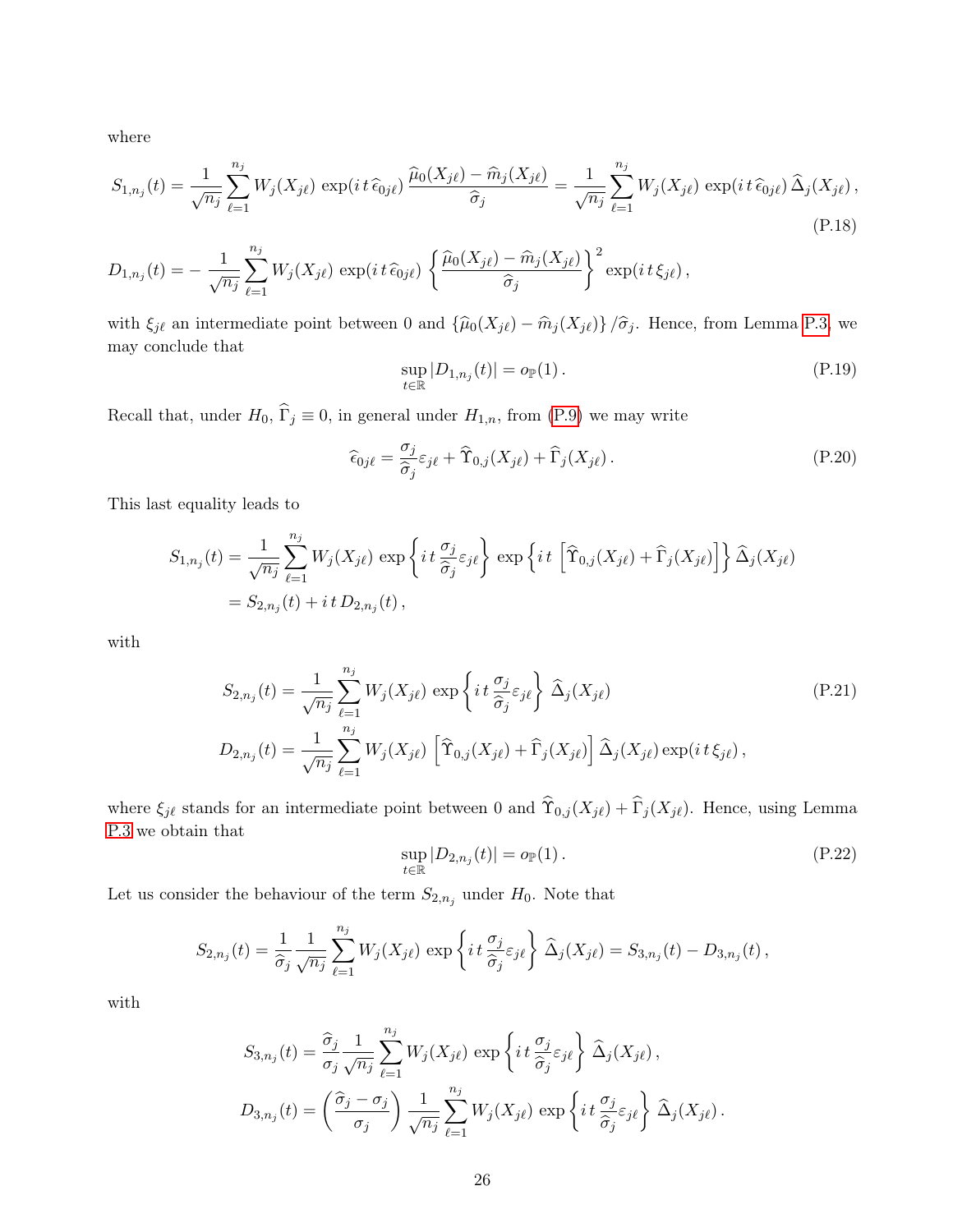where

$$S_{1,n_j}(t) = \frac{1}{\sqrt{n_j}} \sum_{\ell=1}^{n_j} W_j(X_{j\ell}) \, \exp(i\,t\,\widehat{\epsilon}_{0j\ell}) \, \frac{\widehat{\mu}_0(X_{j\ell}) - \widehat{m}_j(X_{j\ell})}{\widehat{\sigma}_j} = \frac{1}{\sqrt{n_j}} \sum_{\ell=1}^{n_j} W_j(X_{j\ell}) \, \exp(i\,t\,\widehat{\epsilon}_{0j\ell}) \, \widehat{\Delta}_j(X_{j\ell}) \,, \tag{P.18}$$

$$D_{1,n_j}(t) = -\,\frac{1}{\sqrt{n_j}} \sum_{\ell=1}^{n_j} W_j(X_{j\ell}) \, \exp(i\,t\,\widehat{\epsilon}_{0j\ell}) \left\{ \frac{\widehat{\mu}_0(X_{j\ell}) - \widehat{m}_j(X_{j\ell})}{\widehat{\sigma}_j} \right\}^2 \exp(i\,t\,\xi_{j\ell}) \,,$$

with $\xi_{j\ell}$ an intermediate point between 0 and $\left\{\widehat{\mu}_0(X_{j\ell}) - \widehat{m}_j(X_{j\ell})\right\}/\widehat{\sigma}_j$. Hence, from Lemma P.3, we may conclude that

$$\sup_{t\in\mathbb{R}} |D_{1,n_j}(t)| = o_{\mathbb{P}}(1) \,. \tag{P.19}$$

Recall that, under $H_0$, $\widehat{\Gamma}_j \equiv 0$, in general under $H_{1,n}$, from (P.9) we may write

$$\widehat{\epsilon}_{0j\ell} = \frac{\sigma_j}{\widehat{\sigma}_j} \varepsilon_{j\ell} + \widehat{\Upsilon}_{0,j}(X_{j\ell}) + \widehat{\Gamma}_j(X_{j\ell}) \,. \tag{P.20}$$

This last equality leads to

$$\begin{aligned}
S_{1,n_j}(t) &= \frac{1}{\sqrt{n_j}} \sum_{\ell=1}^{n_j} W_j(X_{j\ell}) \, \exp\left\{ i\,t\,\frac{\sigma_j}{\widehat{\sigma}_j} \varepsilon_{j\ell} \right\} \, \exp\left\{ i\,t\,\left[ \widehat{\Upsilon}_{0,j}(X_{j\ell}) + \widehat{\Gamma}_j(X_{j\ell}) \right] \right\} \widehat{\Delta}_j(X_{j\ell}) \\
&= S_{2,n_j}(t) + i\,t\,D_{2,n_j}(t) \,,
\end{aligned}$$

with

$$\begin{aligned}
S_{2,n_j}(t) &= \frac{1}{\sqrt{n_j}} \sum_{\ell=1}^{n_j} W_j(X_{j\ell}) \, \exp\left\{ i\,t\,\frac{\sigma_j}{\widehat{\sigma}_j} \varepsilon_{j\ell} \right\} \, \widehat{\Delta}_j(X_{j\ell}) \\
D_{2,n_j}(t) &= \frac{1}{\sqrt{n_j}} \sum_{\ell=1}^{n_j} W_j(X_{j\ell}) \, \left[ \widehat{\Upsilon}_{0,j}(X_{j\ell}) + \widehat{\Gamma}_j(X_{j\ell}) \right] \widehat{\Delta}_j(X_{j\ell}) \exp(i\,t\,\xi_{j\ell}) \,,
\end{aligned} \tag{P.21}$$

where $\xi_{j\ell}$ stands for an intermediate point between 0 and $\widehat{\Upsilon}_{0,j}(X_{j\ell}) + \widehat{\Gamma}_j(X_{j\ell})$. Hence, using Lemma P.3 we obtain that

$$\sup_{t\in\mathbb{R}} |D_{2,n_j}(t)| = o_{\mathbb{P}}(1) \,. \tag{P.22}$$

Let us consider the behaviour of the term $S_{2,n_j}$ under $H_0$. Note that

$$S_{2,n_j}(t) = \frac{1}{\widehat{\sigma}_j} \frac{1}{\sqrt{n_j}} \sum_{\ell=1}^{n_j} W_j(X_{j\ell}) \, \exp\left\{ i\,t\,\frac{\sigma_j}{\widehat{\sigma}_j} \varepsilon_{j\ell} \right\} \, \widehat{\Delta}_j(X_{j\ell}) = S_{3,n_j}(t) - D_{3,n_j}(t) \,,$$

with

$$\begin{aligned}
S_{3,n_j}(t) &= \frac{\widehat{\sigma}_j}{\sigma_j} \frac{1}{\sqrt{n_j}} \sum_{\ell=1}^{n_j} W_j(X_{j\ell}) \, \exp\left\{ i\,t\,\frac{\sigma_j}{\widehat{\sigma}_j} \varepsilon_{j\ell} \right\} \, \widehat{\Delta}_j(X_{j\ell}) \,, \\
D_{3,n_j}(t) &= \left( \frac{\widehat{\sigma}_j - \sigma_j}{\sigma_j} \right) \frac{1}{\sqrt{n_j}} \sum_{\ell=1}^{n_j} W_j(X_{j\ell}) \, \exp\left\{ i\,t\,\frac{\sigma_j}{\widehat{\sigma}_j} \varepsilon_{j\ell} \right\} \, \widehat{\Delta}_j(X_{j\ell}) \,.
\end{aligned}$$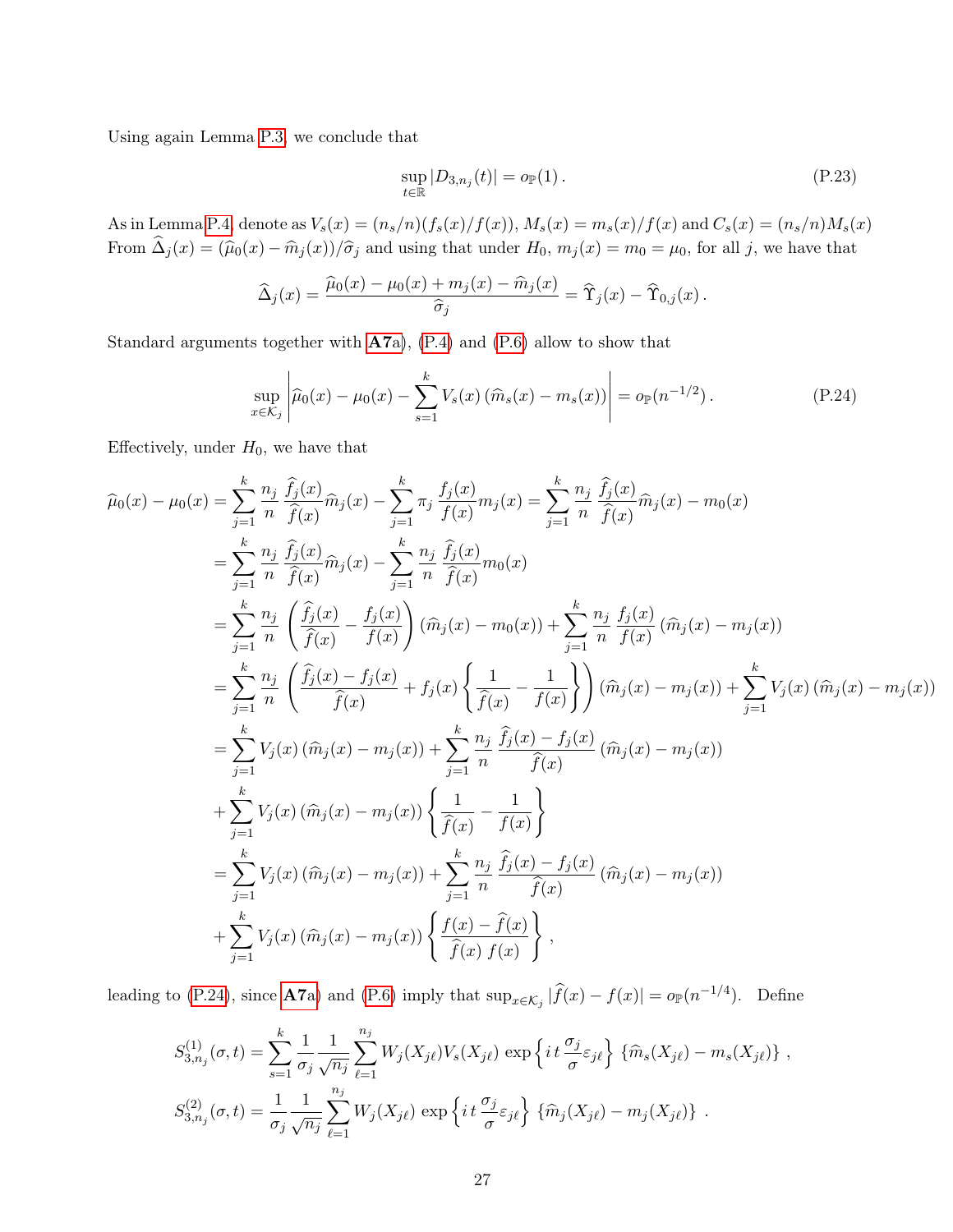Using again Lemma P.3, we conclude that

$$\sup_{t\in\mathbb{R}} |D_{3,n_j}(t)| = o_{\mathbb{P}}(1)\,. \tag{P.23}$$

As in Lemma P.4, denote as $V_s(x) = (n_s/n)(f_s(x)/f(x))$, $M_s(x) = m_s(x)/f(x)$ and $C_s(x) = (n_s/n)M_s(x)$ From $\widehat{\Delta}_j(x) = (\widehat{\mu}_0(x) - \widehat{m}_j(x))/\widehat{\sigma}_j$ and using that under $H_0$, $m_j(x) = m_0 = \mu_0$, for all $j$, we have that

$$\widehat{\Delta}_j(x) = \frac{\widehat{\mu}_0(x) - \mu_0(x) + m_j(x) - \widehat{m}_j(x)}{\widehat{\sigma}_j} = \widehat{\Upsilon}_j(x) - \widehat{\Upsilon}_{0,j}(x)\,.$$

Standard arguments together with **A7**a), (P.4) and (P.6) allow to show that

$$\sup_{x\in\mathcal{K}_j}\left|\widehat{\mu}_0(x) - \mu_0(x) - \sum_{s=1}^k V_s(x)\left(\widehat{m}_s(x) - m_s(x)\right)\right| = o_{\mathbb{P}}(n^{-1/2})\,. \tag{P.24}$$

Effectively, under $H_0$, we have that

$$\begin{aligned}
\widehat{\mu}_0(x) - \mu_0(x) &= \sum_{j=1}^k \frac{n_j}{n}\frac{\widehat{f}_j(x)}{\widehat{f}(x)}\widehat{m}_j(x) - \sum_{j=1}^k \pi_j\,\frac{f_j(x)}{f(x)} m_j(x) = \sum_{j=1}^k \frac{n_j}{n}\frac{\widehat{f}_j(x)}{\widehat{f}(x)}\widehat{m}_j(x) - m_0(x) \\
&= \sum_{j=1}^k \frac{n_j}{n}\frac{\widehat{f}_j(x)}{\widehat{f}(x)}\widehat{m}_j(x) - \sum_{j=1}^k \frac{n_j}{n}\,\frac{\widehat{f}_j(x)}{\widehat{f}(x)} m_0(x) \\
&= \sum_{j=1}^k \frac{n_j}{n}\left(\frac{\widehat{f}_j(x)}{\widehat{f}(x)} - \frac{f_j(x)}{f(x)}\right)(\widehat{m}_j(x) - m_0(x)) + \sum_{j=1}^k \frac{n_j}{n}\,\frac{f_j(x)}{f(x)}\left(\widehat{m}_j(x) - m_j(x)\right) \\
&= \sum_{j=1}^k \frac{n_j}{n}\left(\frac{\widehat{f}_j(x) - f_j(x)}{\widehat{f}(x)} + f_j(x)\left\{\frac{1}{\widehat{f}(x)} - \frac{1}{f(x)}\right\}\right)(\widehat{m}_j(x) - m_j(x)) + \sum_{j=1}^k V_j(x)\left(\widehat{m}_j(x) - m_j(x)\right) \\
&= \sum_{j=1}^k V_j(x)\left(\widehat{m}_j(x) - m_j(x)\right) + \sum_{j=1}^k \frac{n_j}{n}\,\frac{\widehat{f}_j(x) - f_j(x)}{\widehat{f}(x)}\left(\widehat{m}_j(x) - m_j(x)\right) \\
&+ \sum_{j=1}^k V_j(x)\left(\widehat{m}_j(x) - m_j(x)\right)\left\{\frac{1}{\widehat{f}(x)} - \frac{1}{f(x)}\right\} \\
&= \sum_{j=1}^k V_j(x)\left(\widehat{m}_j(x) - m_j(x)\right) + \sum_{j=1}^k \frac{n_j}{n}\,\frac{\widehat{f}_j(x) - f_j(x)}{\widehat{f}(x)}\left(\widehat{m}_j(x) - m_j(x)\right) \\
&+ \sum_{j=1}^k V_j(x)\left(\widehat{m}_j(x) - m_j(x)\right)\left\{\frac{f(x) - \widehat{f}(x)}{\widehat{f}(x)\, f(x)}\right\},
\end{aligned}$$

leading to (P.24), since **A7**a) and (P.6) imply that $\sup_{x\in\mathcal{K}_j}|\widehat{f}(x) - f(x)| = o_{\mathbb{P}}(n^{-1/4})$. Define

$$S^{(1)}_{3,n_j}(\sigma, t) = \sum_{s=1}^k \frac{1}{\sigma_j}\frac{1}{\sqrt{n_j}}\sum_{\ell=1}^{n_j} W_j(X_{j\ell})V_s(X_{j\ell})\exp\left\{i\,t\,\frac{\sigma_j}{\sigma}\varepsilon_{j\ell}\right\}\left\{\widehat{m}_s(X_{j\ell}) - m_s(X_{j\ell})\right\},$$

$$S^{(2)}_{3,n_j}(\sigma, t) = \frac{1}{\sigma_j}\frac{1}{\sqrt{n_j}}\sum_{\ell=1}^{n_j} W_j(X_{j\ell})\exp\left\{i\,t\,\frac{\sigma_j}{\sigma}\varepsilon_{j\ell}\right\}\left\{\widehat{m}_j(X_{j\ell}) - m_j(X_{j\ell})\right\}.$$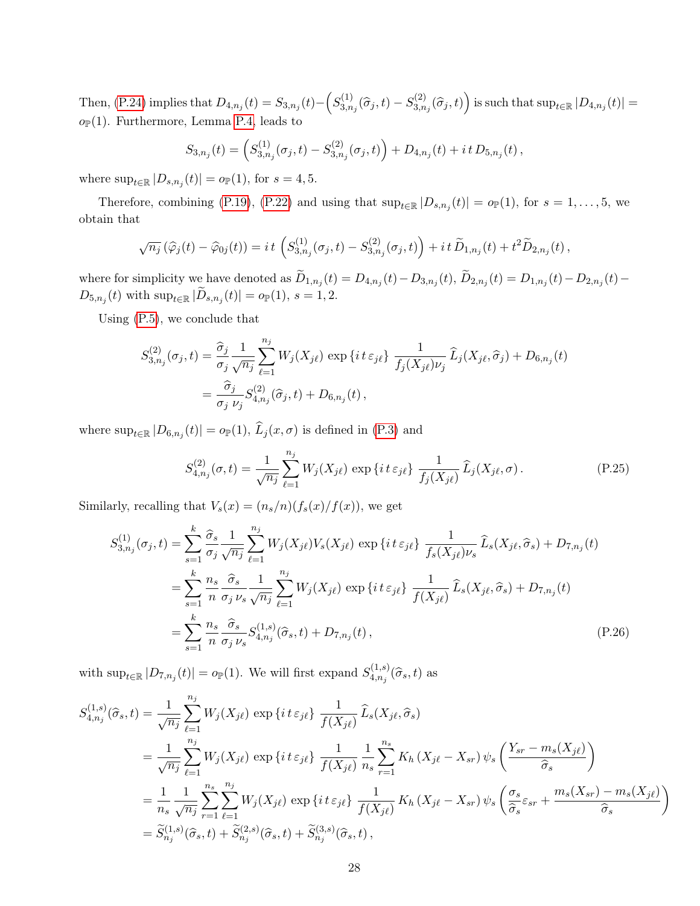Then, (P.24) implies that $D_{4,n_j}(t) = S_{3,n_j}(t) - \left(S^{(1)}_{3,n_j}(\widehat{\sigma}_j, t) - S^{(2)}_{3,n_j}(\widehat{\sigma}_j, t)\right)$ is such that $\sup_{t\in\mathbb{R}} |D_{4,n_j}(t)| = o_{\mathbb{P}}(1)$. Furthermore, Lemma P.4, leads to

$$S_{3,n_j}(t) = \left(S^{(1)}_{3,n_j}(\sigma_j, t) - S^{(2)}_{3,n_j}(\sigma_j, t)\right) + D_{4,n_j}(t) + i\, t\, D_{5,n_j}(t)\,,$$

where $\sup_{t\in\mathbb{R}} |D_{s,n_j}(t)| = o_{\mathbb{P}}(1)$, for $s = 4, 5$.

Therefore, combining (P.19), (P.22) and using that $\sup_{t\in\mathbb{R}} |D_{s,n_j}(t)| = o_{\mathbb{P}}(1)$, for $s = 1, \dots, 5$, we obtain that

$$\sqrt{n_j}\,(\widehat{\varphi}_j(t) - \widehat{\varphi}_{0j}(t)) = i\, t\, \left(S^{(1)}_{3,n_j}(\sigma_j, t) - S^{(2)}_{3,n_j}(\sigma_j, t)\right) + i\, t\, \widetilde{D}_{1,n_j}(t) + t^2 \widetilde{D}_{2,n_j}(t)\,,$$

where for simplicity we have denoted as $\widetilde{D}_{1,n_j}(t) = D_{4,n_j}(t) - D_{3,n_j}(t)$, $\widetilde{D}_{2,n_j}(t) = D_{1,n_j}(t) - D_{2,n_j}(t) - D_{5,n_j}(t)$ with $\sup_{t\in\mathbb{R}} |\widetilde{D}_{s,n_j}(t)| = o_{\mathbb{P}}(1)$, $s = 1, 2$.

Using (P.5), we conclude that

$$\begin{aligned}
S^{(2)}_{3,n_j}(\sigma_j, t) &= \frac{\widehat{\sigma}_j}{\sigma_j} \frac{1}{\sqrt{n_j}} \sum_{\ell=1}^{n_j} W_j(X_{j\ell}) \exp\{i\, t\, \varepsilon_{j\ell}\}\ \frac{1}{f_j(X_{j\ell})\nu_j}\, \widehat{L}_j(X_{j\ell}, \widehat{\sigma}_j) + D_{6,n_j}(t) \\
&= \frac{\widehat{\sigma}_j}{\sigma_j\ \nu_j} S^{(2)}_{4,n_j}(\widehat{\sigma}_j, t) + D_{6,n_j}(t)\,,
\end{aligned}$$

where $\sup_{t\in\mathbb{R}} |D_{6,n_j}(t)| = o_{\mathbb{P}}(1)$, $\widehat{L}_j(x, \sigma)$ is defined in (P.3) and

$$S^{(2)}_{4,n_j}(\sigma, t) = \frac{1}{\sqrt{n_j}} \sum_{\ell=1}^{n_j} W_j(X_{j\ell}) \exp\{i\, t\, \varepsilon_{j\ell}\}\ \frac{1}{f_j(X_{j\ell})}\, \widehat{L}_j(X_{j\ell}, \sigma)\,. \tag{P.25}$$

Similarly, recalling that $V_s(x) = (n_s/n)(f_s(x)/f(x))$, we get

$$\begin{aligned}
S^{(1)}_{3,n_j}(\sigma_j, t) &= \sum_{s=1}^{k} \frac{\widehat{\sigma}_s}{\sigma_j} \frac{1}{\sqrt{n_j}} \sum_{\ell=1}^{n_j} W_j(X_{j\ell}) V_s(X_{j\ell}) \exp\{i\, t\, \varepsilon_{j\ell}\}\ \frac{1}{f_s(X_{j\ell})\nu_s}\, \widehat{L}_s(X_{j\ell}, \widehat{\sigma}_s) + D_{7,n_j}(t) \\
&= \sum_{s=1}^{k} \frac{n_s}{n} \frac{\widehat{\sigma}_s}{\sigma_j\, \nu_s} \frac{1}{\sqrt{n_j}} \sum_{\ell=1}^{n_j} W_j(X_{j\ell}) \exp\{i\, t\, \varepsilon_{j\ell}\}\ \frac{1}{f(X_{j\ell})}\, \widehat{L}_s(X_{j\ell}, \widehat{\sigma}_s) + D_{7,n_j}(t) \\
&= \sum_{s=1}^{k} \frac{n_s}{n} \frac{\widehat{\sigma}_s}{\sigma_j\, \nu_s} S^{(1,s)}_{4,n_j}(\widehat{\sigma}_s, t) + D_{7,n_j}(t)\,,
\end{aligned} \tag{P.26}$$

with $\sup_{t\in\mathbb{R}} |D_{7,n_j}(t)| = o_{\mathbb{P}}(1)$. We will first expand $S^{(1,s)}_{4,n_j}(\widehat{\sigma}_s, t)$ as

$$\begin{aligned}
S^{(1,s)}_{4,n_j}(\widehat{\sigma}_s, t) &= \frac{1}{\sqrt{n_j}} \sum_{\ell=1}^{n_j} W_j(X_{j\ell}) \exp\{i\, t\, \varepsilon_{j\ell}\}\ \frac{1}{f(X_{j\ell})}\, \widehat{L}_s(X_{j\ell}, \widehat{\sigma}_s) \\
&= \frac{1}{\sqrt{n_j}} \sum_{\ell=1}^{n_j} W_j(X_{j\ell}) \exp\{i\, t\, \varepsilon_{j\ell}\}\ \frac{1}{f(X_{j\ell})} \frac{1}{n_s} \sum_{r=1}^{n_s} K_h\left(X_{j\ell} - X_{sr}\right) \psi_s\left(\frac{Y_{sr} - m_s(X_{j\ell})}{\widehat{\sigma}_s}\right) \\
&= \frac{1}{n_s} \frac{1}{\sqrt{n_j}} \sum_{r=1}^{n_s} \sum_{\ell=1}^{n_j} W_j(X_{j\ell}) \exp\{i\, t\, \varepsilon_{j\ell}\}\ \frac{1}{f(X_{j\ell})} K_h\left(X_{j\ell} - X_{sr}\right) \psi_s\left(\frac{\sigma_s}{\widehat{\sigma}_s}\varepsilon_{sr} + \frac{m_s(X_{sr}) - m_s(X_{j\ell})}{\widehat{\sigma}_s}\right) \\
&= \widetilde{S}^{(1,s)}_{n_j}(\widehat{\sigma}_s, t) + \widetilde{S}^{(2,s)}_{n_j}(\widehat{\sigma}_s, t) + \widetilde{S}^{(3,s)}_{n_j}(\widehat{\sigma}_s, t)\,,
\end{aligned}$$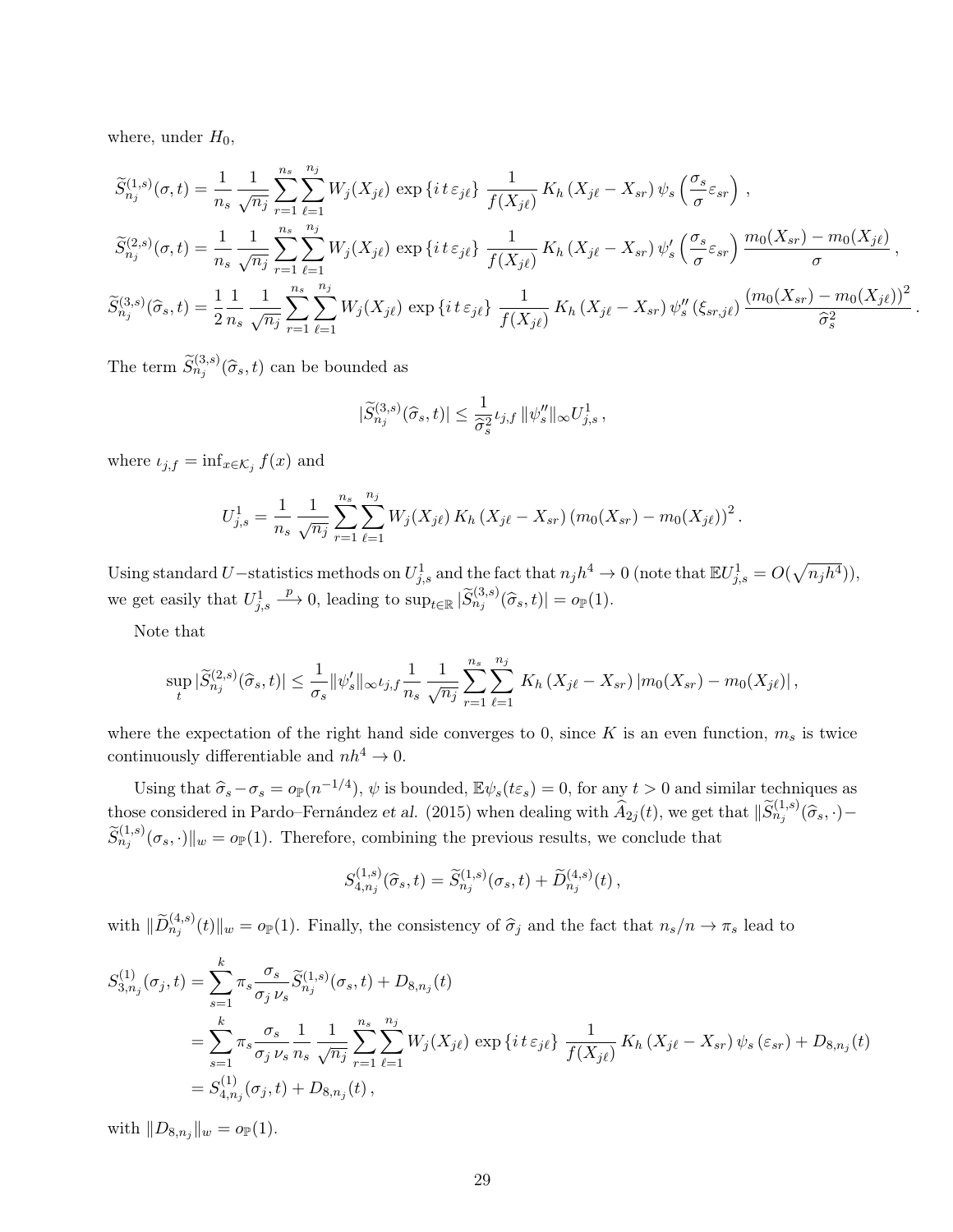where, under $H_0$,

$$
\widetilde{S}^{(1,s)}_{n_j}(\sigma,t) = \frac{1}{n_s}\,\frac{1}{\sqrt{n_j}}\sum_{r=1}^{n_s}\sum_{\ell=1}^{n_j} W_j(X_{j\ell})\,\exp\{i\,t\,\varepsilon_{j\ell}\}\,\frac{1}{f(X_{j\ell})}\,K_h\left(X_{j\ell}-X_{sr}\right)\psi_s\left(\frac{\sigma_s}{\sigma}\varepsilon_{sr}\right),
$$

$$
\widetilde{S}^{(2,s)}_{n_j}(\sigma,t) = \frac{1}{n_s}\,\frac{1}{\sqrt{n_j}}\sum_{r=1}^{n_s}\sum_{\ell=1}^{n_j} W_j(X_{j\ell})\,\exp\{i\,t\,\varepsilon_{j\ell}\}\,\frac{1}{f(X_{j\ell})}\,K_h\left(X_{j\ell}-X_{sr}\right)\psi_s'\left(\frac{\sigma_s}{\sigma}\varepsilon_{sr}\right)\frac{m_0(X_{sr})-m_0(X_{j\ell})}{\sigma},
$$

$$
\widetilde{S}^{(3,s)}_{n_j}(\widehat{\sigma}_s,t) = \frac{1}{2}\frac{1}{n_s}\,\frac{1}{\sqrt{n_j}}\sum_{r=1}^{n_s}\sum_{\ell=1}^{n_j} W_j(X_{j\ell})\,\exp\{i\,t\,\varepsilon_{j\ell}\}\,\frac{1}{f(X_{j\ell})}\,K_h\left(X_{j\ell}-X_{sr}\right)\psi_s''\left(\xi_{sr,j\ell}\right)\frac{\left(m_0(X_{sr})-m_0(X_{j\ell})\right)^2}{\widehat{\sigma}_s^2}.
$$

The term $\widetilde{S}^{(3,s)}_{n_j}(\widehat{\sigma}_s,t)$ can be bounded as

$$
|\widetilde{S}^{(3,s)}_{n_j}(\widehat{\sigma}_s,t)| \le \frac{1}{\widehat{\sigma}_s^2}\iota_{j,f}\,\|\psi_s''\|_\infty U^1_{j,s},
$$

where $\iota_{j,f}=\inf_{x\in\mathcal{K}_j} f(x)$ and

$$
U^1_{j,s} = \frac{1}{n_s}\,\frac{1}{\sqrt{n_j}}\sum_{r=1}^{n_s}\sum_{\ell=1}^{n_j} W_j(X_{j\ell})\,K_h\left(X_{j\ell}-X_{sr}\right)\left(m_0(X_{sr})-m_0(X_{j\ell})\right)^2.
$$

Using standard $U-$statistics methods on $U^1_{j,s}$ and the fact that $n_jh^4\to 0$ (note that $\mathbb{E}U^1_{j,s}=O(\sqrt{n_jh^4})$), we get easily that $U^1_{j,s}\xrightarrow{p} 0$, leading to $\sup_{t\in\mathbb{R}}|\widetilde{S}^{(3,s)}_{n_j}(\widehat{\sigma}_s,t)| = o_{\mathbb{P}}(1)$.

Note that

$$
\sup_t |\widetilde{S}^{(2,s)}_{n_j}(\widehat{\sigma}_s,t)| \le \frac{1}{\sigma_s}\|\psi_s'\|_\infty\iota_{j,f}\frac{1}{n_s}\,\frac{1}{\sqrt{n_j}}\sum_{r=1}^{n_s}\sum_{\ell=1}^{n_j} K_h\left(X_{j\ell}-X_{sr}\right)|m_0(X_{sr})-m_0(X_{j\ell})|,
$$

where the expectation of the right hand side converges to 0, since $K$ is an even function, $m_s$ is twice continuously differentiable and $nh^4\to 0$.

Using that $\widehat{\sigma}_s-\sigma_s = o_{\mathbb{P}}(n^{-1/4})$, $\psi$ is bounded, $\mathbb{E}\psi_s(t\varepsilon_s)=0$, for any $t>0$ and similar techniques as those considered in Pardo–Fernández *et al.* (2015) when dealing with $\widehat{A}_{2j}(t)$, we get that $\|\widetilde{S}^{(1,s)}_{n_j}(\widehat{\sigma}_s,\cdot)-\widetilde{S}^{(1,s)}_{n_j}(\sigma_s,\cdot)\|_w = o_{\mathbb{P}}(1)$. Therefore, combining the previous results, we conclude that

$$
S^{(1,s)}_{4,n_j}(\widehat{\sigma}_s,t) = \widetilde{S}^{(1,s)}_{n_j}(\sigma_s,t) + \widetilde{D}^{(4,s)}_{n_j}(t),
$$

with $\|\widetilde{D}^{(4,s)}_{n_j}(t)\|_w = o_{\mathbb{P}}(1)$. Finally, the consistency of $\widehat{\sigma}_j$ and the fact that $n_s/n\to\pi_s$ lead to

$$
\begin{aligned}
S^{(1)}_{3,n_j}(\sigma_j,t) &= \sum_{s=1}^{k}\pi_s\frac{\sigma_s}{\sigma_j\,\nu_s}\widetilde{S}^{(1,s)}_{n_j}(\sigma_s,t) + D_{8,n_j}(t)\\
&= \sum_{s=1}^{k}\pi_s\frac{\sigma_s}{\sigma_j\,\nu_s}\frac{1}{n_s}\,\frac{1}{\sqrt{n_j}}\sum_{r=1}^{n_s}\sum_{\ell=1}^{n_j} W_j(X_{j\ell})\,\exp\{i\,t\,\varepsilon_{j\ell}\}\,\frac{1}{f(X_{j\ell})}\,K_h\left(X_{j\ell}-X_{sr}\right)\psi_s\left(\varepsilon_{sr}\right) + D_{8,n_j}(t)\\
&= S^{(1)}_{4,n_j}(\sigma_j,t) + D_{8,n_j}(t),
\end{aligned}
$$

with $\|D_{8,n_j}\|_w = o_{\mathbb{P}}(1)$.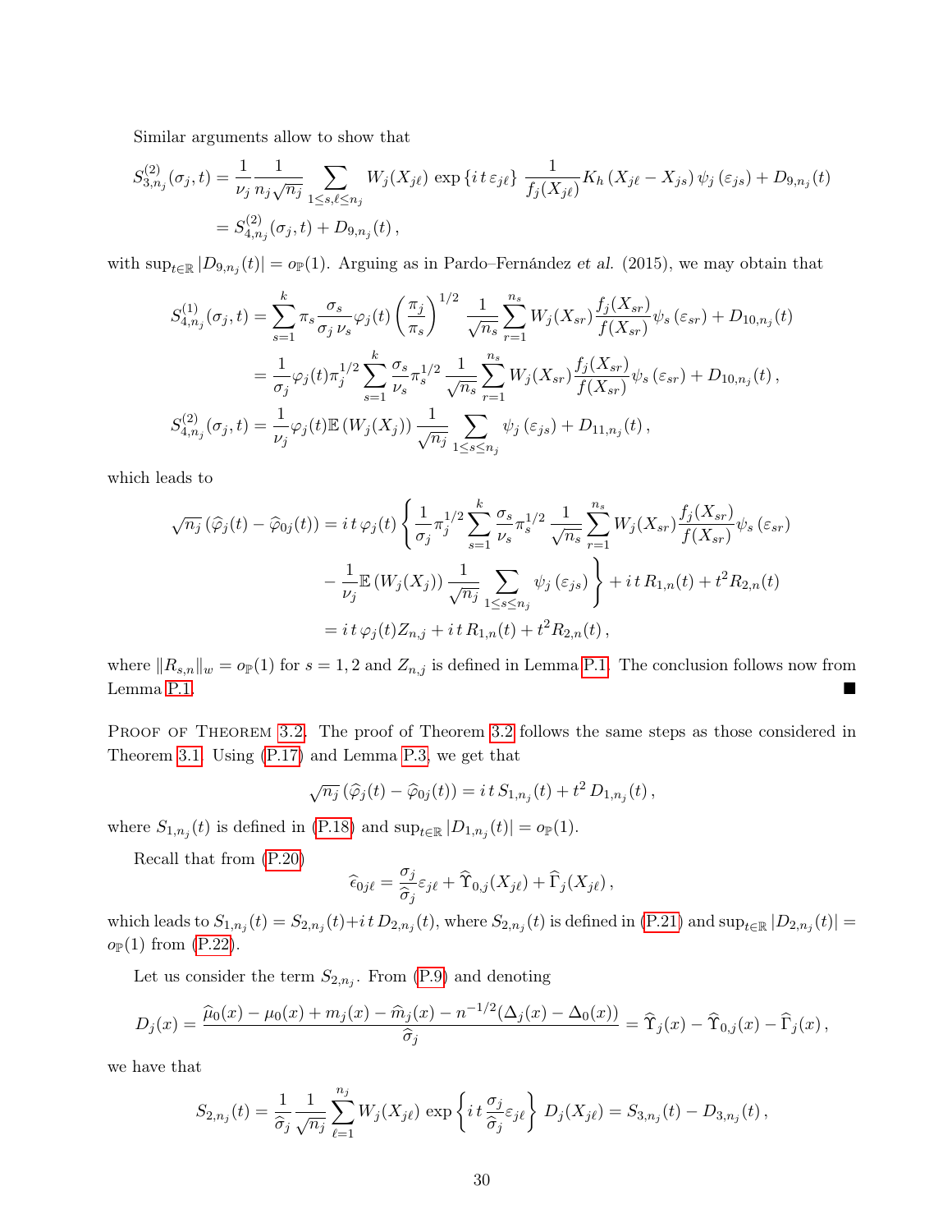Similar arguments allow to show that

$$
\begin{aligned}
S^{(2)}_{3,n_j}(\sigma_j,t) &= \frac{1}{\nu_j}\frac{1}{n_j\sqrt{n_j}}\sum_{1\le s,\ell\le n_j} W_j(X_{j\ell})\,\exp\left\{i\,t\,\varepsilon_{j\ell}\right\}\,\frac{1}{f_j(X_{j\ell})}K_h\left(X_{j\ell}-X_{js}\right)\psi_j\left(\varepsilon_{js}\right)+D_{9,n_j}(t)\\
&= S^{(2)}_{4,n_j}(\sigma_j,t)+D_{9,n_j}(t)\,,
\end{aligned}
$$

with $\sup_{t\in\mathbb{R}}|D_{9,n_j}(t)| = o_{\mathbb{P}}(1)$. Arguing as in Pardo–Fernández *et al.* (2015), we may obtain that

$$
\begin{aligned}
S^{(1)}_{4,n_j}(\sigma_j,t) &= \sum_{s=1}^{k}\pi_s\frac{\sigma_s}{\sigma_j\,\nu_s}\varphi_j(t)\left(\frac{\pi_j}{\pi_s}\right)^{1/2}\frac{1}{\sqrt{n_s}}\sum_{r=1}^{n_s}W_j(X_{sr})\frac{f_j(X_{sr})}{f(X_{sr})}\psi_s\left(\varepsilon_{sr}\right)+D_{10,n_j}(t)\\
&= \frac{1}{\sigma_j}\varphi_j(t)\pi_j^{1/2}\sum_{s=1}^{k}\frac{\sigma_s}{\nu_s}\pi_s^{1/2}\frac{1}{\sqrt{n_s}}\sum_{r=1}^{n_s}W_j(X_{sr})\frac{f_j(X_{sr})}{f(X_{sr})}\psi_s\left(\varepsilon_{sr}\right)+D_{10,n_j}(t)\,,\\
S^{(2)}_{4,n_j}(\sigma_j,t) &= \frac{1}{\nu_j}\varphi_j(t)\mathbb{E}\left(W_j(X_j)\right)\frac{1}{\sqrt{n_j}}\sum_{1\le s\le n_j}\psi_j\left(\varepsilon_{js}\right)+D_{11,n_j}(t)\,,
\end{aligned}
$$

which leads to

$$
\begin{aligned}
\sqrt{n_j}\left(\widehat{\varphi}_j(t)-\widehat{\varphi}_{0j}(t)\right) &= i\,t\,\varphi_j(t)\left\{\frac{1}{\sigma_j}\pi_j^{1/2}\sum_{s=1}^{k}\frac{\sigma_s}{\nu_s}\pi_s^{1/2}\frac{1}{\sqrt{n_s}}\sum_{r=1}^{n_s}W_j(X_{sr})\frac{f_j(X_{sr})}{f(X_{sr})}\psi_s\left(\varepsilon_{sr}\right)\right.\\
&\qquad\left.-\frac{1}{\nu_j}\mathbb{E}\left(W_j(X_j)\right)\frac{1}{\sqrt{n_j}}\sum_{1\le s\le n_j}\psi_j\left(\varepsilon_{js}\right)\right\}+i\,t\,R_{1,n}(t)+t^2R_{2,n}(t)\\
&= i\,t\,\varphi_j(t)Z_{n,j}+i\,t\,R_{1,n}(t)+t^2R_{2,n}(t)\,,
\end{aligned}
$$

where $\|R_{s,n}\|_w = o_{\mathbb{P}}(1)$ for $s=1,2$ and $Z_{n,j}$ is defined in Lemma P.1. The conclusion follows now from Lemma P.1. ∎

Proof of Theorem 3.2. The proof of Theorem 3.2 follows the same steps as those considered in Theorem 3.1. Using (P.17) and Lemma P.3, we get that

$$
\sqrt{n_j}\left(\widehat{\varphi}_j(t)-\widehat{\varphi}_{0j}(t)\right) = i\,t\,S_{1,n_j}(t)+t^2\,D_{1,n_j}(t)\,,
$$

where $S_{1,n_j}(t)$ is defined in (P.18) and $\sup_{t\in\mathbb{R}}|D_{1,n_j}(t)| = o_{\mathbb{P}}(1)$.

Recall that from (P.20)

$$
\widehat{\epsilon}_{0j\ell} = \frac{\sigma_j}{\widehat{\sigma}_j}\varepsilon_{j\ell}+\widehat{\Upsilon}_{0,j}(X_{j\ell})+\widehat{\Gamma}_j(X_{j\ell})\,,
$$

which leads to $S_{1,n_j}(t) = S_{2,n_j}(t)+i\,t\,D_{2,n_j}(t)$, where $S_{2,n_j}(t)$ is defined in (P.21) and $\sup_{t\in\mathbb{R}}|D_{2,n_j}(t)| = o_{\mathbb{P}}(1)$ from (P.22).

Let us consider the term $S_{2,n_j}$. From (P.9) and denoting

$$
D_j(x) = \frac{\widehat{\mu}_0(x)-\mu_0(x)+m_j(x)-\widehat{m}_j(x)-n^{-1/2}(\Delta_j(x)-\Delta_0(x))}{\widehat{\sigma}_j} = \widehat{\Upsilon}_j(x)-\widehat{\Upsilon}_{0,j}(x)-\widehat{\Gamma}_j(x)\,,
$$

we have that

$$
S_{2,n_j}(t) = \frac{1}{\widehat{\sigma}_j}\frac{1}{\sqrt{n_j}}\sum_{\ell=1}^{n_j}W_j(X_{j\ell})\,\exp\left\{i\,t\,\frac{\sigma_j}{\widehat{\sigma}_j}\varepsilon_{j\ell}\right\}\,D_j(X_{j\ell}) = S_{3,n_j}(t)-D_{3,n_j}(t)\,,
$$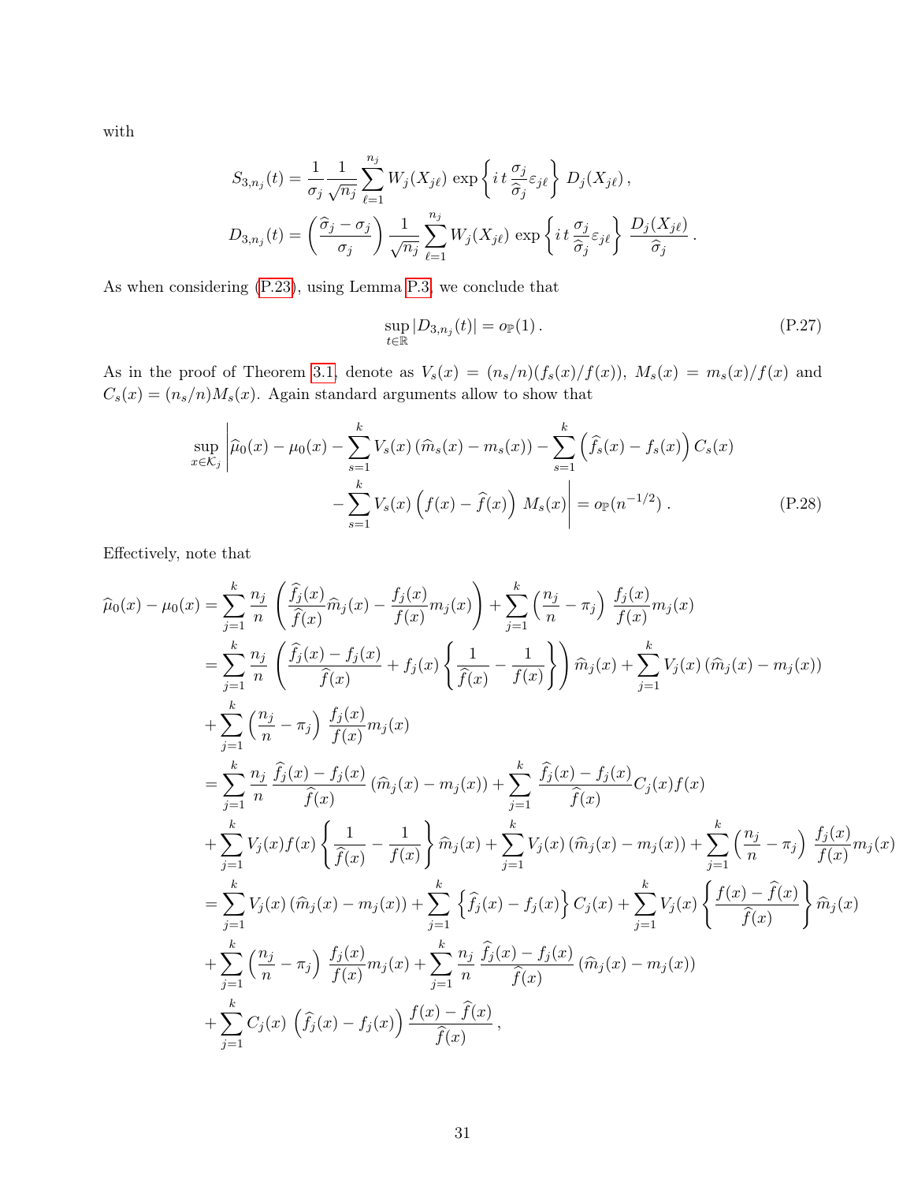with

$$S_{3,n_j}(t) = \frac{1}{\sigma_j}\frac{1}{\sqrt{n_j}}\sum_{\ell=1}^{n_j} W_j(X_{j\ell})\,\exp\left\{i\,t\,\frac{\sigma_j}{\widehat{\sigma}_j}\varepsilon_{j\ell}\right\}\,D_j(X_{j\ell})\,,$$

$$D_{3,n_j}(t) = \left(\frac{\widehat{\sigma}_j-\sigma_j}{\sigma_j}\right)\frac{1}{\sqrt{n_j}}\sum_{\ell=1}^{n_j} W_j(X_{j\ell})\,\exp\left\{i\,t\,\frac{\sigma_j}{\widehat{\sigma}_j}\varepsilon_{j\ell}\right\}\,\frac{D_j(X_{j\ell})}{\widehat{\sigma}_j}\,.$$

As when considering (P.23), using Lemma P.3, we conclude that

$$\sup_{t\in\mathbb{R}}|D_{3,n_j}(t)| = o_{\mathbb{P}}(1)\,. \tag{P.27}$$

As in the proof of Theorem 3.1, denote as $V_s(x) = (n_s/n)(f_s(x)/f(x))$, $M_s(x) = m_s(x)/f(x)$ and $C_s(x) = (n_s/n)M_s(x)$. Again standard arguments allow to show that

$$\begin{aligned}\sup_{x\in\mathcal{K}_j}\Bigg|\widehat{\mu}_0(x)-\mu_0(x) &- \sum_{s=1}^k V_s(x)\left(\widehat{m}_s(x)-m_s(x)\right) - \sum_{s=1}^k\left(\widehat{f}_s(x)-f_s(x)\right)C_s(x)\\ &- \sum_{s=1}^k V_s(x)\left(f(x)-\widehat{f}(x)\right)\,M_s(x)\Bigg| = o_{\mathbb{P}}(n^{-1/2})\,.\end{aligned} \tag{P.28}$$

Effectively, note that

$$\begin{aligned}\widehat{\mu}_0(x)-\mu_0(x) &= \sum_{j=1}^k\frac{n_j}{n}\left(\frac{\widehat{f}_j(x)}{\widehat{f}(x)}\widehat{m}_j(x) - \frac{f_j(x)}{f(x)}m_j(x)\right) + \sum_{j=1}^k\left(\frac{n_j}{n}-\pi_j\right)\,\frac{f_j(x)}{f(x)}m_j(x)\\
&= \sum_{j=1}^k\frac{n_j}{n}\left(\frac{\widehat{f}_j(x)-f_j(x)}{\widehat{f}(x)} + f_j(x)\left\{\frac{1}{\widehat{f}(x)}-\frac{1}{f(x)}\right\}\right)\widehat{m}_j(x) + \sum_{j=1}^k V_j(x)\left(\widehat{m}_j(x)-m_j(x)\right)\\
&+ \sum_{j=1}^k\left(\frac{n_j}{n}-\pi_j\right)\,\frac{f_j(x)}{f(x)}m_j(x)\\
&= \sum_{j=1}^k\frac{n_j}{n}\,\frac{\widehat{f}_j(x)-f_j(x)}{\widehat{f}(x)}\left(\widehat{m}_j(x)-m_j(x)\right) + \sum_{j=1}^k\frac{\widehat{f}_j(x)-f_j(x)}{\widehat{f}(x)}C_j(x)f(x)\\
&+ \sum_{j=1}^k V_j(x)f(x)\left\{\frac{1}{\widehat{f}(x)}-\frac{1}{f(x)}\right\}\widehat{m}_j(x) + \sum_{j=1}^k V_j(x)\left(\widehat{m}_j(x)-m_j(x)\right) + \sum_{j=1}^k\left(\frac{n_j}{n}-\pi_j\right)\,\frac{f_j(x)}{f(x)}m_j(x)\\
&= \sum_{j=1}^k V_j(x)\left(\widehat{m}_j(x)-m_j(x)\right) + \sum_{j=1}^k\left\{\widehat{f}_j(x)-f_j(x)\right\}C_j(x) + \sum_{j=1}^k V_j(x)\left\{\frac{f(x)-\widehat{f}(x)}{\widehat{f}(x)}\right\}\widehat{m}_j(x)\\
&+ \sum_{j=1}^k\left(\frac{n_j}{n}-\pi_j\right)\,\frac{f_j(x)}{f(x)}m_j(x) + \sum_{j=1}^k\frac{n_j}{n}\,\frac{\widehat{f}_j(x)-f_j(x)}{\widehat{f}(x)}\left(\widehat{m}_j(x)-m_j(x)\right)\\
&+ \sum_{j=1}^k C_j(x)\,\left(\widehat{f}_j(x)-f_j(x)\right)\frac{f(x)-\widehat{f}(x)}{\widehat{f}(x)}\,,\end{aligned}$$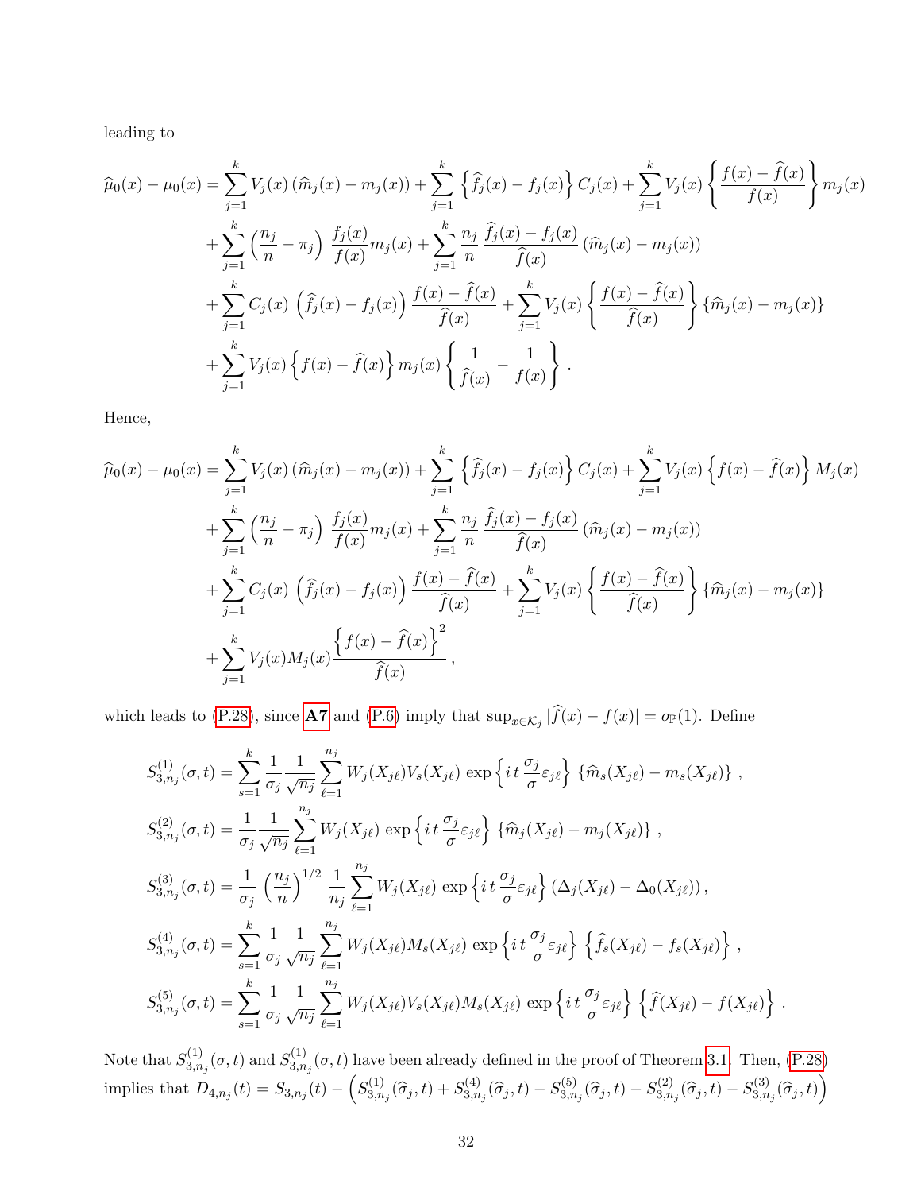leading to

$$
\begin{aligned}
\widehat{\mu}_0(x) - \mu_0(x) &= \sum_{j=1}^k V_j(x)\left(\widehat{m}_j(x) - m_j(x)\right) + \sum_{j=1}^k \left\{\widehat{f}_j(x) - f_j(x)\right\} C_j(x) + \sum_{j=1}^k V_j(x)\left\{\frac{f(x) - \widehat{f}(x)}{f(x)}\right\} m_j(x) \\
&+ \sum_{j=1}^k \left(\frac{n_j}{n} - \pi_j\right) \frac{f_j(x)}{f(x)} m_j(x) + \sum_{j=1}^k \frac{n_j}{n} \frac{\widehat{f}_j(x) - f_j(x)}{\widehat{f}(x)} \left(\widehat{m}_j(x) - m_j(x)\right) \\
&+ \sum_{j=1}^k C_j(x) \left(\widehat{f}_j(x) - f_j(x)\right) \frac{f(x) - \widehat{f}(x)}{\widehat{f}(x)} + \sum_{j=1}^k V_j(x)\left\{\frac{f(x) - \widehat{f}(x)}{\widehat{f}(x)}\right\}\left\{\widehat{m}_j(x) - m_j(x)\right\} \\
&+ \sum_{j=1}^k V_j(x)\left\{f(x) - \widehat{f}(x)\right\} m_j(x) \left\{\frac{1}{\widehat{f}(x)} - \frac{1}{f(x)}\right\}.
\end{aligned}
$$

Hence,

$$
\begin{aligned}
\widehat{\mu}_0(x) - \mu_0(x) &= \sum_{j=1}^k V_j(x)\left(\widehat{m}_j(x) - m_j(x)\right) + \sum_{j=1}^k \left\{\widehat{f}_j(x) - f_j(x)\right\} C_j(x) + \sum_{j=1}^k V_j(x)\left\{f(x) - \widehat{f}(x)\right\} M_j(x) \\
&+ \sum_{j=1}^k \left(\frac{n_j}{n} - \pi_j\right) \frac{f_j(x)}{f(x)} m_j(x) + \sum_{j=1}^k \frac{n_j}{n} \frac{\widehat{f}_j(x) - f_j(x)}{\widehat{f}(x)} \left(\widehat{m}_j(x) - m_j(x)\right) \\
&+ \sum_{j=1}^k C_j(x) \left(\widehat{f}_j(x) - f_j(x)\right) \frac{f(x) - \widehat{f}(x)}{\widehat{f}(x)} + \sum_{j=1}^k V_j(x)\left\{\frac{f(x) - \widehat{f}(x)}{\widehat{f}(x)}\right\}\left\{\widehat{m}_j(x) - m_j(x)\right\} \\
&+ \sum_{j=1}^k V_j(x) M_j(x) \frac{\left\{f(x) - \widehat{f}(x)\right\}^2}{\widehat{f}(x)},
\end{aligned}
$$

which leads to (P.28), since **A7** and (P.6) imply that $\sup_{x \in \mathcal{K}_j} |\widehat{f}(x) - f(x)| = o_{\mathbb{P}}(1)$. Define

$$
\begin{aligned}
S_{3,n_j}^{(1)}(\sigma,t) &= \sum_{s=1}^k \frac{1}{\sigma_j} \frac{1}{\sqrt{n_j}} \sum_{\ell=1}^{n_j} W_j(X_{j\ell}) V_s(X_{j\ell}) \exp\left\{i\, t\, \frac{\sigma_j}{\sigma} \varepsilon_{j\ell}\right\} \left\{\widehat{m}_s(X_{j\ell}) - m_s(X_{j\ell})\right\}, \\
S_{3,n_j}^{(2)}(\sigma,t) &= \frac{1}{\sigma_j} \frac{1}{\sqrt{n_j}} \sum_{\ell=1}^{n_j} W_j(X_{j\ell}) \exp\left\{i\, t\, \frac{\sigma_j}{\sigma} \varepsilon_{j\ell}\right\} \left\{\widehat{m}_j(X_{j\ell}) - m_j(X_{j\ell})\right\}, \\
S_{3,n_j}^{(3)}(\sigma,t) &= \frac{1}{\sigma_j} \left(\frac{n_j}{n}\right)^{1/2} \frac{1}{n_j} \sum_{\ell=1}^{n_j} W_j(X_{j\ell}) \exp\left\{i\, t\, \frac{\sigma_j}{\sigma} \varepsilon_{j\ell}\right\} \left(\Delta_j(X_{j\ell}) - \Delta_0(X_{j\ell})\right), \\
S_{3,n_j}^{(4)}(\sigma,t) &= \sum_{s=1}^k \frac{1}{\sigma_j} \frac{1}{\sqrt{n_j}} \sum_{\ell=1}^{n_j} W_j(X_{j\ell}) M_s(X_{j\ell}) \exp\left\{i\, t\, \frac{\sigma_j}{\sigma} \varepsilon_{j\ell}\right\} \left\{\widehat{f}_s(X_{j\ell}) - f_s(X_{j\ell})\right\}, \\
S_{3,n_j}^{(5)}(\sigma,t) &= \sum_{s=1}^k \frac{1}{\sigma_j} \frac{1}{\sqrt{n_j}} \sum_{\ell=1}^{n_j} W_j(X_{j\ell}) V_s(X_{j\ell}) M_s(X_{j\ell}) \exp\left\{i\, t\, \frac{\sigma_j}{\sigma} \varepsilon_{j\ell}\right\} \left\{\widehat{f}(X_{j\ell}) - f(X_{j\ell})\right\}.
\end{aligned}
$$

Note that $S_{3,n_j}^{(1)}(\sigma,t)$ and $S_{3,n_j}^{(1)}(\sigma,t)$ have been already defined in the proof of Theorem 3.1. Then, (P.28) implies that $D_{4,n_j}(t) = S_{3,n_j}(t) - \left(S_{3,n_j}^{(1)}(\widehat{\sigma}_j,t) + S_{3,n_j}^{(4)}(\widehat{\sigma}_j,t) - S_{3,n_j}^{(5)}(\widehat{\sigma}_j,t) - S_{3,n_j}^{(2)}(\widehat{\sigma}_j,t) - S_{3,n_j}^{(3)}(\widehat{\sigma}_j,t)\right)$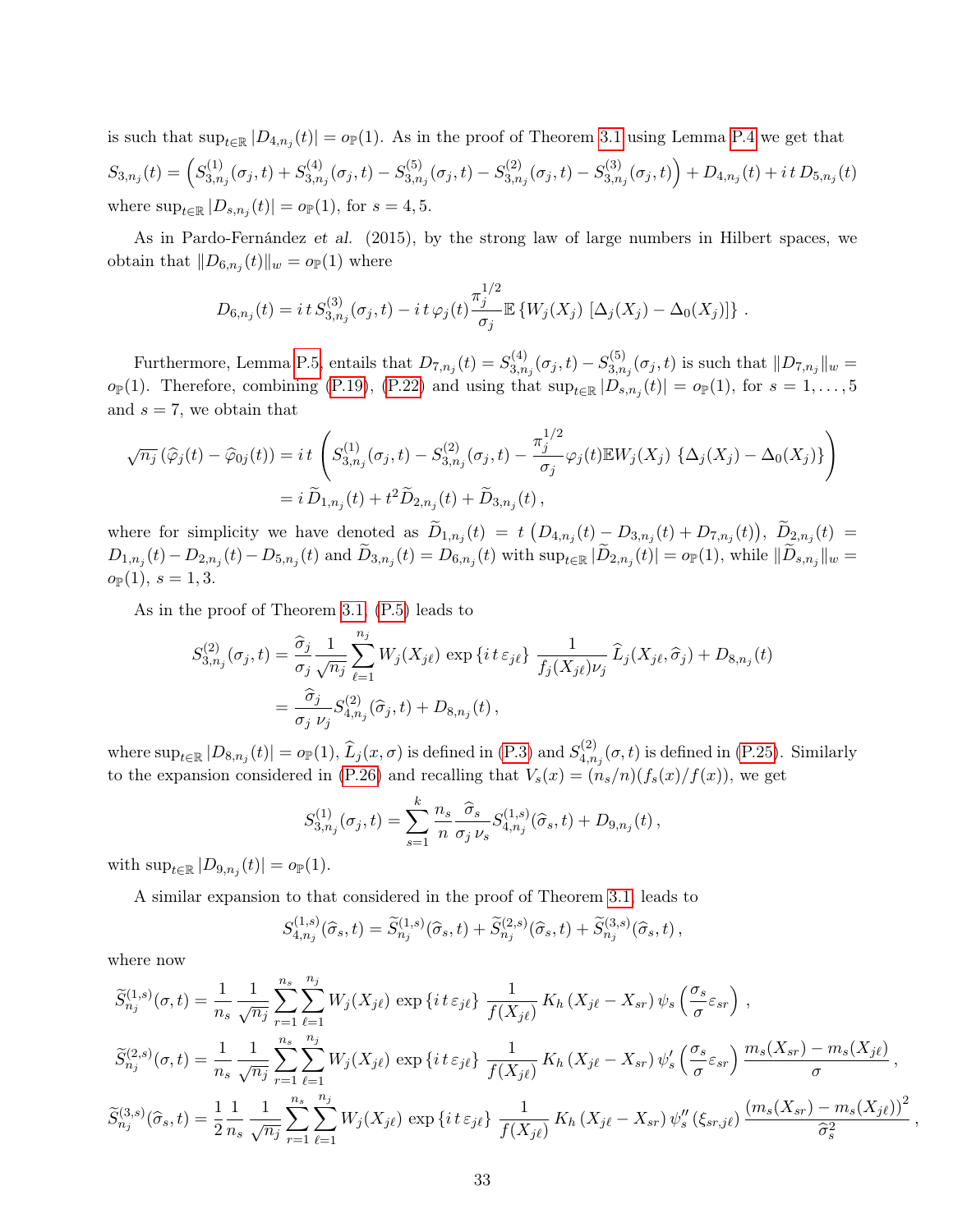is such that $\sup_{t\in\mathbb{R}} |D_{4,n_j}(t)| = o_{\mathbb{P}}(1)$. As in the proof of Theorem 3.1 using Lemma P.4 we get that

$$S_{3,n_j}(t) = \left(S^{(1)}_{3,n_j}(\sigma_j,t) + S^{(4)}_{3,n_j}(\sigma_j,t) - S^{(5)}_{3,n_j}(\sigma_j,t) - S^{(2)}_{3,n_j}(\sigma_j,t) - S^{(3)}_{3,n_j}(\sigma_j,t)\right) + D_{4,n_j}(t) + i\,t\,D_{5,n_j}(t)$$

where $\sup_{t\in\mathbb{R}} |D_{s,n_j}(t)| = o_{\mathbb{P}}(1)$, for $s = 4, 5$.

As in Pardo-Fernández *et al.* (2015), by the strong law of large numbers in Hilbert spaces, we obtain that $\|D_{6,n_j}(t)\|_w = o_{\mathbb{P}}(1)$ where

$$D_{6,n_j}(t) = i\,t\,S^{(3)}_{3,n_j}(\sigma_j,t) - i\,t\,\varphi_j(t)\frac{\pi_j^{1/2}}{\sigma_j}\mathbb{E}\left\{W_j(X_j)\,[\Delta_j(X_j) - \Delta_0(X_j)]\right\}.$$

Furthermore, Lemma P.5, entails that $D_{7,n_j}(t) = S^{(4)}_{3,n_j}(\sigma_j,t) - S^{(5)}_{3,n_j}(\sigma_j,t)$ is such that $\|D_{7,n_j}\|_w = o_{\mathbb{P}}(1)$. Therefore, combining (P.19), (P.22) and using that $\sup_{t\in\mathbb{R}} |D_{s,n_j}(t)| = o_{\mathbb{P}}(1)$, for $s = 1,\dots,5$ and $s = 7$, we obtain that

$$\begin{aligned}
\sqrt{n_j}\,(\widehat{\varphi}_j(t) - \widehat{\varphi}_{0j}(t)) &= i\,t\,\left(S^{(1)}_{3,n_j}(\sigma_j,t) - S^{(2)}_{3,n_j}(\sigma_j,t) - \frac{\pi_j^{1/2}}{\sigma_j}\varphi_j(t)\mathbb{E}W_j(X_j)\,\{\Delta_j(X_j) - \Delta_0(X_j)\}\right)\\
&= i\,\widetilde{D}_{1,n_j}(t) + t^2\widetilde{D}_{2,n_j}(t) + \widetilde{D}_{3,n_j}(t),
\end{aligned}$$

where for simplicity we have denoted as $\widetilde{D}_{1,n_j}(t) = t\left(D_{4,n_j}(t) - D_{3,n_j}(t) + D_{7,n_j}(t)\right)$, $\widetilde{D}_{2,n_j}(t) = D_{1,n_j}(t) - D_{2,n_j}(t) - D_{5,n_j}(t)$ and $\widetilde{D}_{3,n_j}(t) = D_{6,n_j}(t)$ with $\sup_{t\in\mathbb{R}} |\widetilde{D}_{2,n_j}(t)| = o_{\mathbb{P}}(1)$, while $\|\widetilde{D}_{s,n_j}\|_w = o_{\mathbb{P}}(1)$, $s = 1, 3$.

As in the proof of Theorem 3.1, (P.5) leads to

$$\begin{aligned}
S^{(2)}_{3,n_j}(\sigma_j,t) &= \frac{\widehat{\sigma}_j}{\sigma_j}\frac{1}{\sqrt{n_j}}\sum_{\ell=1}^{n_j} W_j(X_{j\ell})\,\exp\{i\,t\,\varepsilon_{j\ell}\}\,\frac{1}{f_j(X_{j\ell})\nu_j}\,\widehat{L}_j(X_{j\ell},\widehat{\sigma}_j) + D_{8,n_j}(t)\\
&= \frac{\widehat{\sigma}_j}{\sigma_j\,\nu_j}S^{(2)}_{4,n_j}(\widehat{\sigma}_j,t) + D_{8,n_j}(t),
\end{aligned}$$

where $\sup_{t\in\mathbb{R}} |D_{8,n_j}(t)| = o_{\mathbb{P}}(1)$, $\widehat{L}_j(x,\sigma)$ is defined in (P.3) and $S^{(2)}_{4,n_j}(\sigma,t)$ is defined in (P.25). Similarly to the expansion considered in (P.26) and recalling that $V_s(x) = (n_s/n)(f_s(x)/f(x))$, we get

$$S^{(1)}_{3,n_j}(\sigma_j,t) = \sum_{s=1}^{k}\frac{n_s}{n}\frac{\widehat{\sigma}_s}{\sigma_j\,\nu_s}S^{(1,s)}_{4,n_j}(\widehat{\sigma}_s,t) + D_{9,n_j}(t),$$

with $\sup_{t\in\mathbb{R}} |D_{9,n_j}(t)| = o_{\mathbb{P}}(1)$.

A similar expansion to that considered in the proof of Theorem 3.1 leads to

$$S^{(1,s)}_{4,n_j}(\widehat{\sigma}_s,t) = \widetilde{S}^{(1,s)}_{n_j}(\widehat{\sigma}_s,t) + \widetilde{S}^{(2,s)}_{n_j}(\widehat{\sigma}_s,t) + \widetilde{S}^{(3,s)}_{n_j}(\widehat{\sigma}_s,t),$$

where now

$$\widetilde{S}^{(1,s)}_{n_j}(\sigma,t) = \frac{1}{n_s}\frac{1}{\sqrt{n_j}}\sum_{r=1}^{n_s}\sum_{\ell=1}^{n_j} W_j(X_{j\ell})\,\exp\{i\,t\,\varepsilon_{j\ell}\}\,\frac{1}{f(X_{j\ell})}\,K_h\left(X_{j\ell} - X_{sr}\right)\psi_s\left(\frac{\sigma_s}{\sigma}\varepsilon_{sr}\right),$$

$$\widetilde{S}^{(2,s)}_{n_j}(\sigma,t) = \frac{1}{n_s}\frac{1}{\sqrt{n_j}}\sum_{r=1}^{n_s}\sum_{\ell=1}^{n_j} W_j(X_{j\ell})\,\exp\{i\,t\,\varepsilon_{j\ell}\}\,\frac{1}{f(X_{j\ell})}\,K_h\left(X_{j\ell} - X_{sr}\right)\psi'_s\left(\frac{\sigma_s}{\sigma}\varepsilon_{sr}\right)\frac{m_s(X_{sr}) - m_s(X_{j\ell})}{\sigma},$$

$$\widetilde{S}^{(3,s)}_{n_j}(\widehat{\sigma}_s,t) = \frac{1}{2}\frac{1}{n_s}\frac{1}{\sqrt{n_j}}\sum_{r=1}^{n_s}\sum_{\ell=1}^{n_j} W_j(X_{j\ell})\,\exp\{i\,t\,\varepsilon_{j\ell}\}\,\frac{1}{f(X_{j\ell})}\,K_h\left(X_{j\ell} - X_{sr}\right)\psi''_s\left(\xi_{sr,j\ell}\right)\frac{(m_s(X_{sr}) - m_s(X_{j\ell}))^2}{\widehat{\sigma}_s^2},$$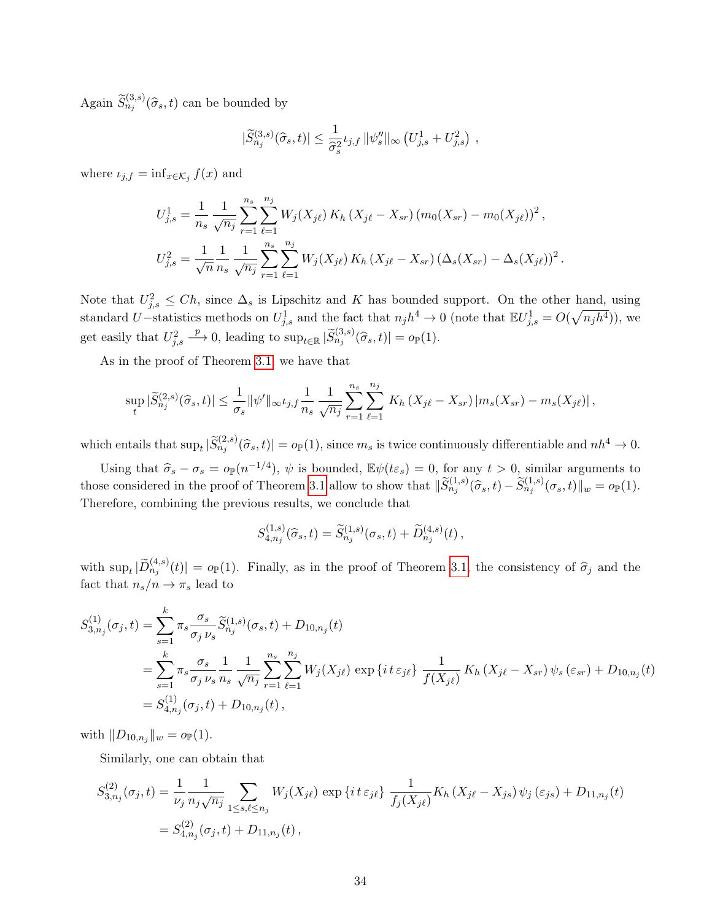Again $\widetilde{S}^{(3,s)}_{n_j}(\widehat{\sigma}_s, t)$ can be bounded by

$$
|\widetilde{S}^{(3,s)}_{n_j}(\widehat{\sigma}_s, t)| \leq \frac{1}{\widehat{\sigma}_s^2} \iota_{j,f} \, \|\psi_s''\|_\infty \left( U^1_{j,s} + U^2_{j,s} \right) ,
$$

where $\iota_{j,f} = \inf_{x \in \mathcal{K}_j} f(x)$ and

$$
\begin{aligned}
U^1_{j,s} &= \frac{1}{n_s} \frac{1}{\sqrt{n_j}} \sum_{r=1}^{n_s} \sum_{\ell=1}^{n_j} W_j(X_{j\ell}) \, K_h\left(X_{j\ell} - X_{sr}\right) \left( m_0(X_{sr}) - m_0(X_{j\ell}) \right)^2 , \\
U^2_{j,s} &= \frac{1}{\sqrt{n}} \frac{1}{n_s} \frac{1}{\sqrt{n_j}} \sum_{r=1}^{n_s} \sum_{\ell=1}^{n_j} W_j(X_{j\ell}) \, K_h\left(X_{j\ell} - X_{sr}\right) \left( \Delta_s(X_{sr}) - \Delta_s(X_{j\ell}) \right)^2 .
\end{aligned}
$$

Note that $U^2_{j,s} \leq Ch$, since $\Delta_s$ is Lipschitz and $K$ has bounded support. On the other hand, using standard $U-$statistics methods on $U^1_{j,s}$ and the fact that $n_j h^4 \to 0$ (note that $\mathbb{E} U^1_{j,s} = O(\sqrt{n_j h^4})$), we get easily that $U^2_{j,s} \xrightarrow{p} 0$, leading to $\sup_{t \in \mathbb{R}} |\widetilde{S}^{(3,s)}_{n_j}(\widehat{\sigma}_s, t)| = o_{\mathbb{P}}(1)$.

As in the proof of Theorem 3.1, we have that

$$
\sup_t |\widetilde{S}^{(2,s)}_{n_j}(\widehat{\sigma}_s, t)| \leq \frac{1}{\sigma_s} \|\psi'\|_\infty \iota_{j,f} \frac{1}{n_s} \frac{1}{\sqrt{n_j}} \sum_{r=1}^{n_s} \sum_{\ell=1}^{n_j} K_h\left(X_{j\ell} - X_{sr}\right) |m_s(X_{sr}) - m_s(X_{j\ell})| ,
$$

which entails that $\sup_t |\widetilde{S}^{(2,s)}_{n_j}(\widehat{\sigma}_s, t)| = o_{\mathbb{P}}(1)$, since $m_s$ is twice continuously differentiable and $nh^4 \to 0$.

Using that $\widehat{\sigma}_s - \sigma_s = o_{\mathbb{P}}(n^{-1/4})$, $\psi$ is bounded, $\mathbb{E}\psi(t\varepsilon_s) = 0$, for any $t > 0$, similar arguments to those considered in the proof of Theorem 3.1 allow to show that $\|\widetilde{S}^{(1,s)}_{n_j}(\widehat{\sigma}_s, t) - \widetilde{S}^{(1,s)}_{n_j}(\sigma_s, t)\|_w = o_{\mathbb{P}}(1)$. Therefore, combining the previous results, we conclude that

$$
S^{(1,s)}_{4,n_j}(\widehat{\sigma}_s, t) = \widetilde{S}^{(1,s)}_{n_j}(\sigma_s, t) + \widetilde{D}^{(4,s)}_{n_j}(t) ,
$$

with $\sup_t |\widetilde{D}^{(4,s)}_{n_j}(t)| = o_{\mathbb{P}}(1)$. Finally, as in the proof of Theorem 3.1, the consistency of $\widehat{\sigma}_j$ and the fact that $n_s/n \to \pi_s$ lead to

$$
\begin{aligned}
S^{(1)}_{3,n_j}(\sigma_j, t) &= \sum_{s=1}^{k} \pi_s \frac{\sigma_s}{\sigma_j \, \nu_s} \widetilde{S}^{(1,s)}_{n_j}(\sigma_s, t) + D_{10,n_j}(t) \\
&= \sum_{s=1}^{k} \pi_s \frac{\sigma_s}{\sigma_j \, \nu_s} \frac{1}{n_s} \frac{1}{\sqrt{n_j}} \sum_{r=1}^{n_s} \sum_{\ell=1}^{n_j} W_j(X_{j\ell}) \exp\{i \, t \, \varepsilon_{j\ell}\} \, \frac{1}{f(X_{j\ell})} K_h\left(X_{j\ell} - X_{sr}\right) \psi_s\left(\varepsilon_{sr}\right) + D_{10,n_j}(t) \\
&= S^{(1)}_{4,n_j}(\sigma_j, t) + D_{10,n_j}(t) ,
\end{aligned}
$$

with $\|D_{10,n_j}\|_w = o_{\mathbb{P}}(1)$.

Similarly, one can obtain that

$$
\begin{aligned}
S^{(2)}_{3,n_j}(\sigma_j, t) &= \frac{1}{\nu_j} \frac{1}{n_j \sqrt{n_j}} \sum_{1 \leq s, \ell \leq n_j} W_j(X_{j\ell}) \exp\{i \, t \, \varepsilon_{j\ell}\} \, \frac{1}{f_j(X_{j\ell})} K_h\left(X_{j\ell} - X_{js}\right) \psi_j\left(\varepsilon_{js}\right) + D_{11,n_j}(t) \\
&= S^{(2)}_{4,n_j}(\sigma_j, t) + D_{11,n_j}(t) ,
\end{aligned}
$$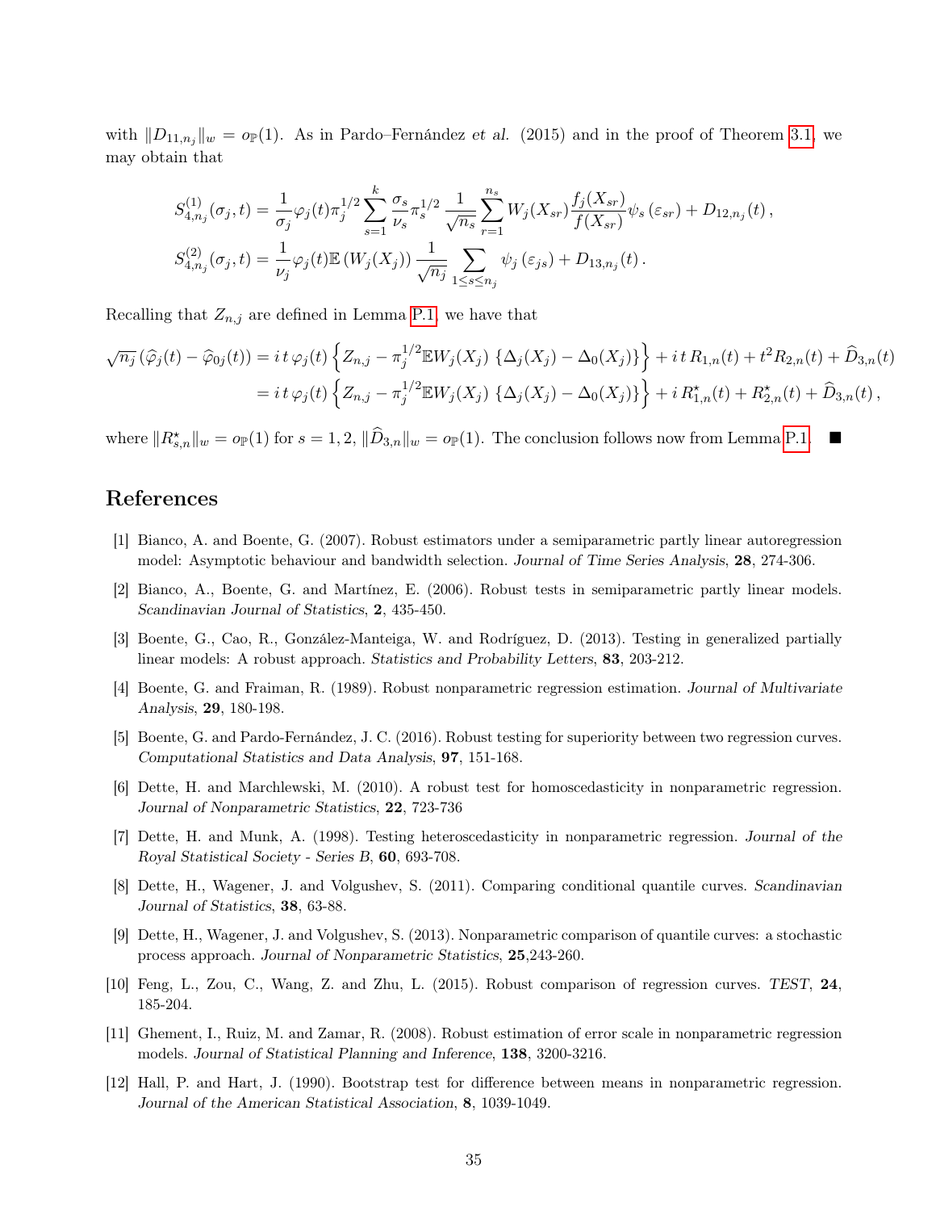with $\|D_{11,n_j}\|_w = o_{\mathbb{P}}(1)$. As in Pardo–Fernández *et al.* (2015) and in the proof of Theorem 3.1, we may obtain that

$$
\begin{aligned}
S^{(1)}_{4,n_j}(\sigma_j, t) &= \frac{1}{\sigma_j}\varphi_j(t)\pi_j^{1/2}\sum_{s=1}^{k}\frac{\sigma_s}{\nu_s}\pi_s^{1/2}\,\frac{1}{\sqrt{n_s}}\sum_{r=1}^{n_s} W_j(X_{sr})\frac{f_j(X_{sr})}{f(X_{sr})}\psi_s\left(\varepsilon_{sr}\right) + D_{12,n_j}(t)\,,\\
S^{(2)}_{4,n_j}(\sigma_j, t) &= \frac{1}{\nu_j}\varphi_j(t)\mathbb{E}\left(W_j(X_j)\right)\frac{1}{\sqrt{n_j}}\sum_{1\le s\le n_j}\psi_j\left(\varepsilon_{js}\right) + D_{13,n_j}(t)\,.
\end{aligned}
$$

Recalling that $Z_{n,j}$ are defined in Lemma P.1, we have that

$$
\begin{aligned}
\sqrt{n_j}\left(\widehat{\varphi}_j(t) - \widehat{\varphi}_{0j}(t)\right) &= i\,t\,\varphi_j(t)\left\{Z_{n,j} - \pi_j^{1/2}\mathbb{E}W_j(X_j)\left\{\Delta_j(X_j) - \Delta_0(X_j)\right\}\right\} + i\,t\,R_{1,n}(t) + t^2 R_{2,n}(t) + \widehat{D}_{3,n}(t)\\
&= i\,t\,\varphi_j(t)\left\{Z_{n,j} - \pi_j^{1/2}\mathbb{E}W_j(X_j)\left\{\Delta_j(X_j) - \Delta_0(X_j)\right\}\right\} + i\,R^{\star}_{1,n}(t) + R^{\star}_{2,n}(t) + \widehat{D}_{3,n}(t)\,,
\end{aligned}
$$

where $\|R^{\star}_{s,n}\|_w = o_{\mathbb{P}}(1)$ for $s = 1, 2$, $\|\widehat{D}_{3,n}\|_w = o_{\mathbb{P}}(1)$. The conclusion follows now from Lemma P.1. ∎

## References

[1] Bianco, A. and Boente, G. (2007). Robust estimators under a semiparametric partly linear autoregression model: Asymptotic behaviour and bandwidth selection. *Journal of Time Series Analysis*, **28**, 274-306.

[2] Bianco, A., Boente, G. and Martínez, E. (2006). Robust tests in semiparametric partly linear models. *Scandinavian Journal of Statistics*, **2**, 435-450.

[3] Boente, G., Cao, R., González-Manteiga, W. and Rodríguez, D. (2013). Testing in generalized partially linear models: A robust approach. *Statistics and Probability Letters*, **83**, 203-212.

[4] Boente, G. and Fraiman, R. (1989). Robust nonparametric regression estimation. *Journal of Multivariate Analysis*, **29**, 180-198.

[5] Boente, G. and Pardo-Fernández, J. C. (2016). Robust testing for superiority between two regression curves. *Computational Statistics and Data Analysis*, **97**, 151-168.

[6] Dette, H. and Marchlewski, M. (2010). A robust test for homoscedasticity in nonparametric regression. *Journal of Nonparametric Statistics*, **22**, 723-736

[7] Dette, H. and Munk, A. (1998). Testing heteroscedasticity in nonparametric regression. *Journal of the Royal Statistical Society - Series B*, **60**, 693-708.

[8] Dette, H., Wagener, J. and Volgushev, S. (2011). Comparing conditional quantile curves. *Scandinavian Journal of Statistics*, **38**, 63-88.

[9] Dette, H., Wagener, J. and Volgushev, S. (2013). Nonparametric comparison of quantile curves: a stochastic process approach. *Journal of Nonparametric Statistics*, **25**,243-260.

[10] Feng, L., Zou, C., Wang, Z. and Zhu, L. (2015). Robust comparison of regression curves. *TEST*, **24**, 185-204.

[11] Ghement, I., Ruiz, M. and Zamar, R. (2008). Robust estimation of error scale in nonparametric regression models. *Journal of Statistical Planning and Inference*, **138**, 3200-3216.

[12] Hall, P. and Hart, J. (1990). Bootstrap test for difference between means in nonparametric regression. *Journal of the American Statistical Association*, **8**, 1039-1049.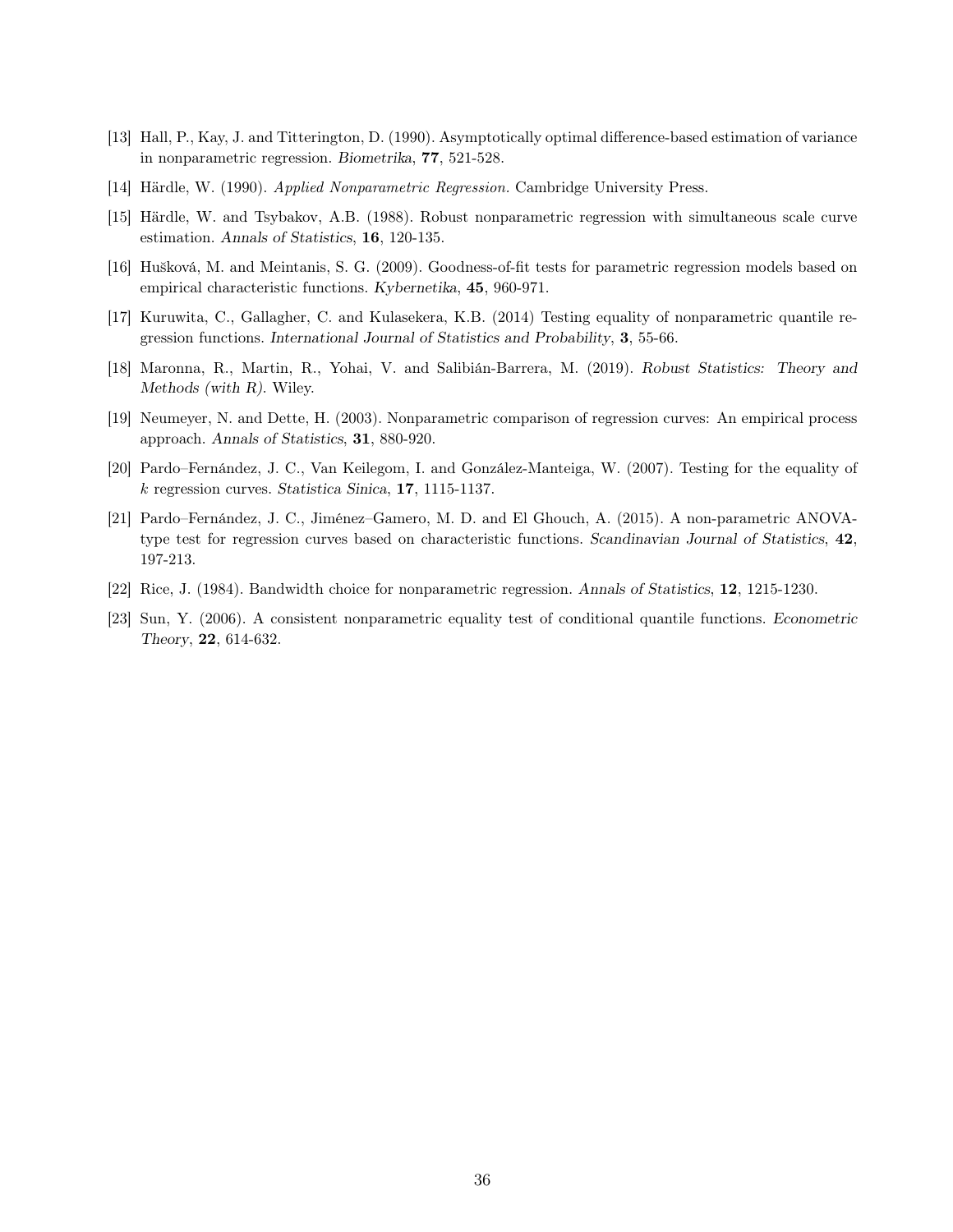[13] Hall, P., Kay, J. and Titterington, D. (1990). Asymptotically optimal difference-based estimation of variance in nonparametric regression. *Biometrika*, **77**, 521-528.

[14] Härdle, W. (1990). *Applied Nonparametric Regression.* Cambridge University Press.

[15] Härdle, W. and Tsybakov, A.B. (1988). Robust nonparametric regression with simultaneous scale curve estimation. *Annals of Statistics*, **16**, 120-135.

[16] Hušková, M. and Meintanis, S. G. (2009). Goodness-of-fit tests for parametric regression models based on empirical characteristic functions. *Kybernetika*, **45**, 960-971.

[17] Kuruwita, C., Gallagher, C. and Kulasekera, K.B. (2014) Testing equality of nonparametric quantile regression functions. *International Journal of Statistics and Probability*, **3**, 55-66.

[18] Maronna, R., Martin, R., Yohai, V. and Salibián-Barrera, M. (2019). *Robust Statistics: Theory and Methods (with R)*. Wiley.

[19] Neumeyer, N. and Dette, H. (2003). Nonparametric comparison of regression curves: An empirical process approach. *Annals of Statistics*, **31**, 880-920.

[20] Pardo–Fernández, J. C., Van Keilegom, I. and González-Manteiga, W. (2007). Testing for the equality of $k$ regression curves. *Statistica Sinica*, **17**, 1115-1137.

[21] Pardo–Fernández, J. C., Jiménez–Gamero, M. D. and El Ghouch, A. (2015). A non-parametric ANOVA-type test for regression curves based on characteristic functions. *Scandinavian Journal of Statistics*, **42**, 197-213.

[22] Rice, J. (1984). Bandwidth choice for nonparametric regression. *Annals of Statistics*, **12**, 1215-1230.

[23] Sun, Y. (2006). A consistent nonparametric equality test of conditional quantile functions. *Econometric Theory*, **22**, 614-632.